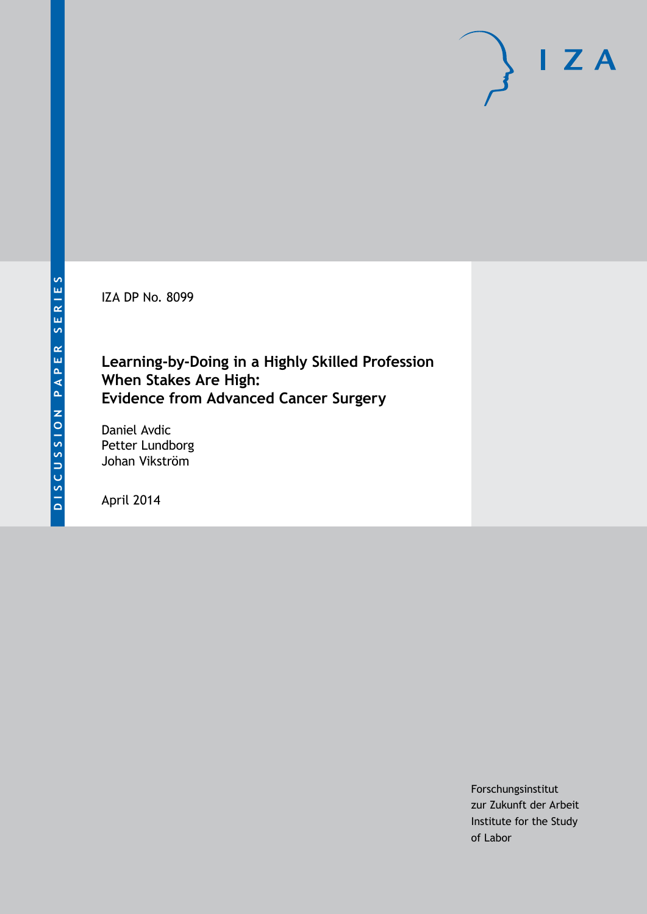DISCUSSION PAPER SERIES

IZA

IZA DP No. 8099

# Learning-by-Doing in a Highly Skilled Profession When Stakes Are High: Evidence from Advanced Cancer Surgery

Daniel Avdic
Petter Lundborg
Johan Vikström

April 2014

Forschungsinstitut
zur Zukunft der Arbeit
Institute for the Study
of Labor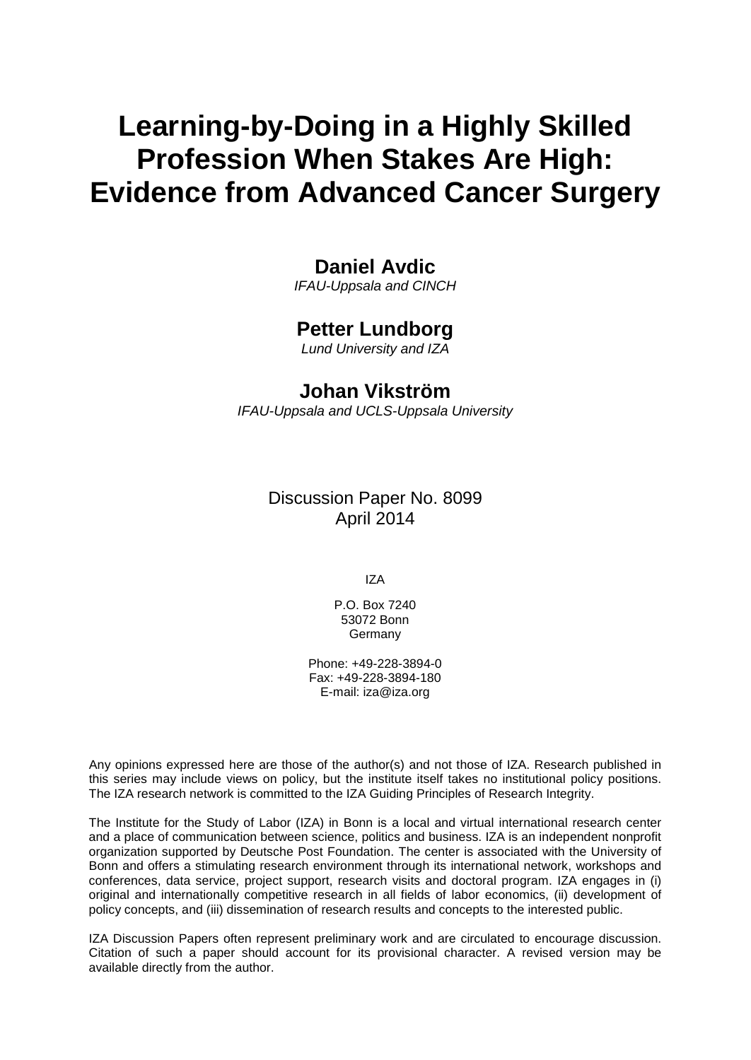# Learning-by-Doing in a Highly Skilled Profession When Stakes Are High: Evidence from Advanced Cancer Surgery

**Daniel Avdic**
*IFAU-Uppsala and CINCH*

**Petter Lundborg**
*Lund University and IZA*

**Johan Vikström**
*IFAU-Uppsala and UCLS-Uppsala University*

Discussion Paper No. 8099
April 2014

IZA

P.O. Box 7240
53072 Bonn
Germany

Phone: +49-228-3894-0
Fax: +49-228-3894-180
E-mail: iza@iza.org

Any opinions expressed here are those of the author(s) and not those of IZA. Research published in this series may include views on policy, but the institute itself takes no institutional policy positions. The IZA research network is committed to the IZA Guiding Principles of Research Integrity.

The Institute for the Study of Labor (IZA) in Bonn is a local and virtual international research center and a place of communication between science, politics and business. IZA is an independent nonprofit organization supported by Deutsche Post Foundation. The center is associated with the University of Bonn and offers a stimulating research environment through its international network, workshops and conferences, data service, project support, research visits and doctoral program. IZA engages in (i) original and internationally competitive research in all fields of labor economics, (ii) development of policy concepts, and (iii) dissemination of research results and concepts to the interested public.

IZA Discussion Papers often represent preliminary work and are circulated to encourage discussion. Citation of such a paper should account for its provisional character. A revised version may be available directly from the author.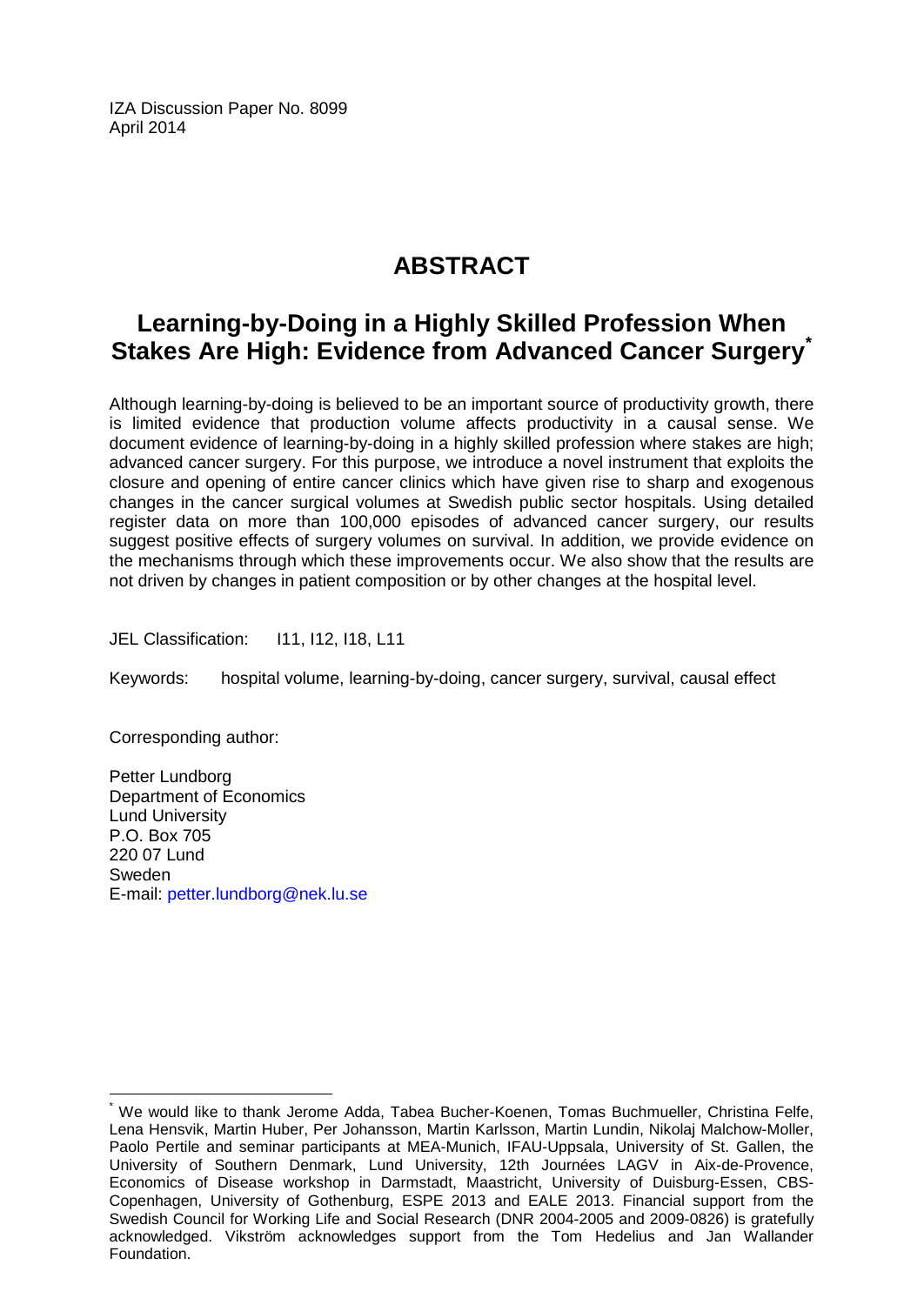IZA Discussion Paper No. 8099
April 2014

# ABSTRACT

## Learning-by-Doing in a Highly Skilled Profession When Stakes Are High: Evidence from Advanced Cancer Surgery*

Although learning-by-doing is believed to be an important source of productivity growth, there is limited evidence that production volume affects productivity in a causal sense. We document evidence of learning-by-doing in a highly skilled profession where stakes are high; advanced cancer surgery. For this purpose, we introduce a novel instrument that exploits the closure and opening of entire cancer clinics which have given rise to sharp and exogenous changes in the cancer surgical volumes at Swedish public sector hospitals. Using detailed register data on more than 100,000 episodes of advanced cancer surgery, our results suggest positive effects of surgery volumes on survival. In addition, we provide evidence on the mechanisms through which these improvements occur. We also show that the results are not driven by changes in patient composition or by other changes at the hospital level.

JEL Classification: I11, I12, I18, L11

Keywords: hospital volume, learning-by-doing, cancer surgery, survival, causal effect

Corresponding author:

Petter Lundborg
Department of Economics
Lund University
P.O. Box 705
220 07 Lund
Sweden
E-mail: petter.lundborg@nek.lu.se

---

* We would like to thank Jerome Adda, Tabea Bucher-Koenen, Tomas Buchmueller, Christina Felfe, Lena Hensvik, Martin Huber, Per Johansson, Martin Karlsson, Martin Lundin, Nikolaj Malchow-Moller, Paolo Pertile and seminar participants at MEA-Munich, IFAU-Uppsala, University of St. Gallen, the University of Southern Denmark, Lund University, 12th Journées LAGV in Aix-de-Provence, Economics of Disease workshop in Darmstadt, Maastricht, University of Duisburg-Essen, CBS-Copenhagen, University of Gothenburg, ESPE 2013 and EALE 2013. Financial support from the Swedish Council for Working Life and Social Research (DNR 2004-2005 and 2009-0826) is gratefully acknowledged. Vikström acknowledges support from the Tom Hedelius and Jan Wallander Foundation.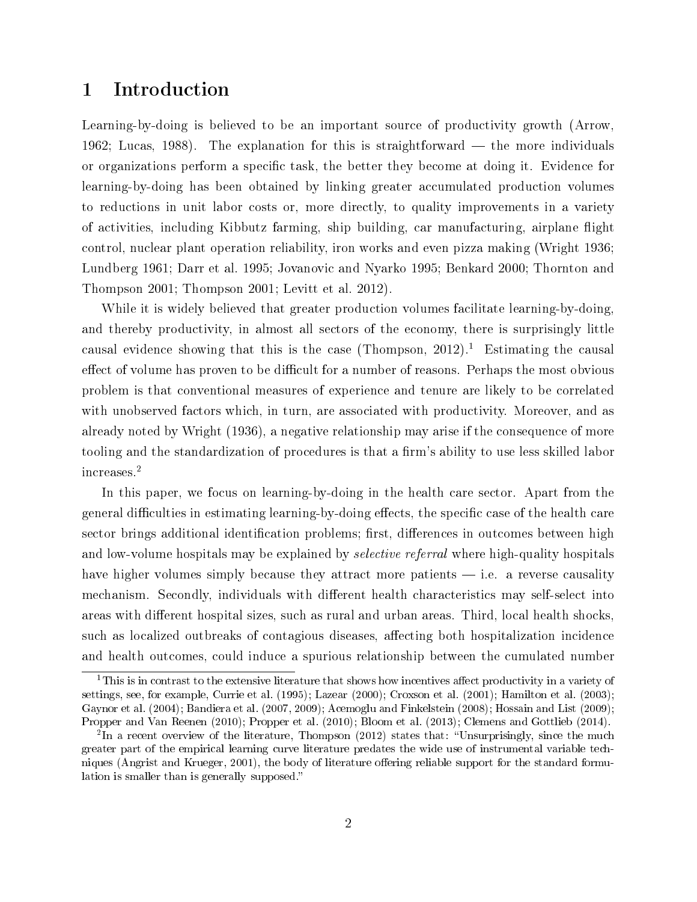# 1 Introduction

Learning-by-doing is believed to be an important source of productivity growth (Arrow, 1962; Lucas, 1988). The explanation for this is straightforward — the more individuals or organizations perform a specific task, the better they become at doing it. Evidence for learning-by-doing has been obtained by linking greater accumulated production volumes to reductions in unit labor costs or, more directly, to quality improvements in a variety of activities, including Kibbutz farming, ship building, car manufacturing, airplane flight control, nuclear plant operation reliability, iron works and even pizza making (Wright 1936; Lundberg 1961; Darr et al. 1995; Jovanovic and Nyarko 1995; Benkard 2000; Thornton and Thompson 2001; Thompson 2001; Levitt et al. 2012).

While it is widely believed that greater production volumes facilitate learning-by-doing, and thereby productivity, in almost all sectors of the economy, there is surprisingly little causal evidence showing that this is the case (Thompson, 2012).[1] Estimating the causal effect of volume has proven to be difficult for a number of reasons. Perhaps the most obvious problem is that conventional measures of experience and tenure are likely to be correlated with unobserved factors which, in turn, are associated with productivity. Moreover, and as already noted by Wright (1936), a negative relationship may arise if the consequence of more tooling and the standardization of procedures is that a firm's ability to use less skilled labor increases.[2]

In this paper, we focus on learning-by-doing in the health care sector. Apart from the general difficulties in estimating learning-by-doing effects, the specific case of the health care sector brings additional identification problems; first, differences in outcomes between high and low-volume hospitals may be explained by *selective referral* where high-quality hospitals have higher volumes simply because they attract more patients — i.e. a reverse causality mechanism. Secondly, individuals with different health characteristics may self-select into areas with different hospital sizes, such as rural and urban areas. Third, local health shocks, such as localized outbreaks of contagious diseases, affecting both hospitalization incidence and health outcomes, could induce a spurious relationship between the cumulated number

[1] This is in contrast to the extensive literature that shows how incentives affect productivity in a variety of settings, see, for example, Currie et al. (1995); Lazear (2000); Croxson et al. (2001); Hamilton et al. (2003); Gaynor et al. (2004); Bandiera et al. (2007, 2009); Acemoglu and Finkelstein (2008); Hossain and List (2009); Propper and Van Reenen (2010); Propper et al. (2010); Bloom et al. (2013); Clemens and Gottlieb (2014).

[2] In a recent overview of the literature, Thompson (2012) states that: "Unsurprisingly, since the much greater part of the empirical learning curve literature predates the wide use of instrumental variable techniques (Angrist and Krueger, 2001), the body of literature offering reliable support for the standard formulation is smaller than is generally supposed."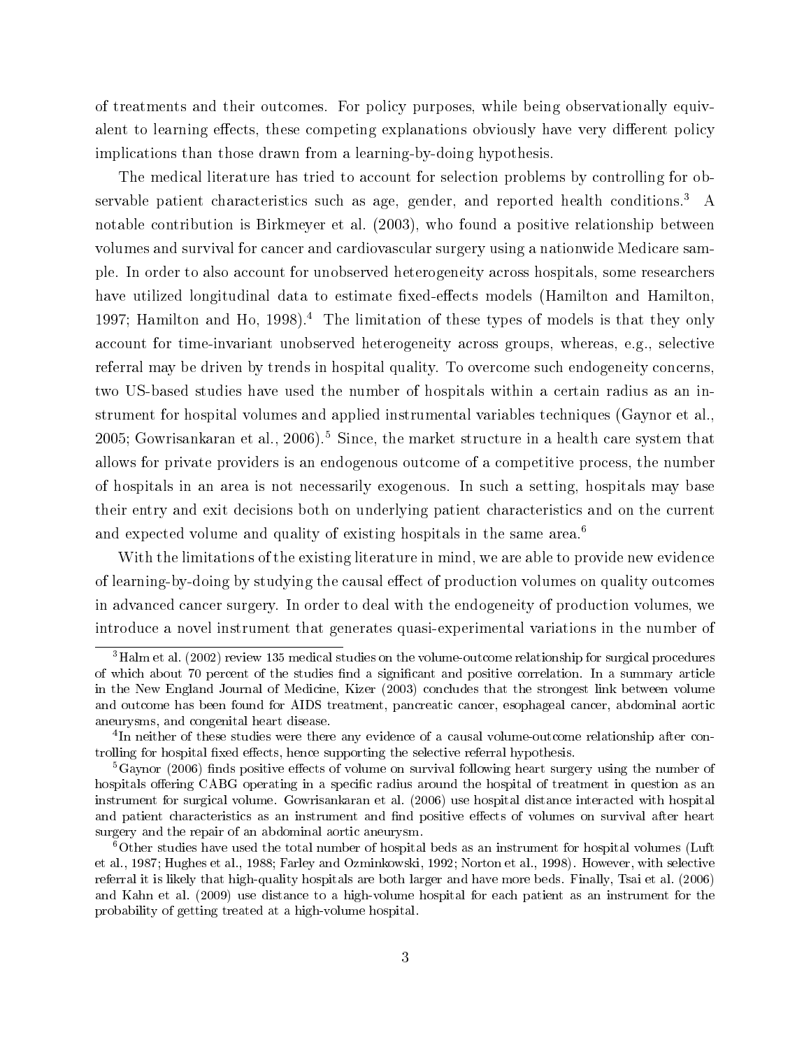of treatments and their outcomes. For policy purposes, while being observationally equivalent to learning effects, these competing explanations obviously have very different policy implications than those drawn from a learning-by-doing hypothesis.

The medical literature has tried to account for selection problems by controlling for observable patient characteristics such as age, gender, and reported health conditions.[3] A notable contribution is Birkmeyer et al. (2003), who found a positive relationship between volumes and survival for cancer and cardiovascular surgery using a nationwide Medicare sample. In order to also account for unobserved heterogeneity across hospitals, some researchers have utilized longitudinal data to estimate fixed-effects models (Hamilton and Hamilton, 1997; Hamilton and Ho, 1998).[4] The limitation of these types of models is that they only account for time-invariant unobserved heterogeneity across groups, whereas, e.g., selective referral may be driven by trends in hospital quality. To overcome such endogeneity concerns, two US-based studies have used the number of hospitals within a certain radius as an instrument for hospital volumes and applied instrumental variables techniques (Gaynor et al., 2005; Gowrisankaran et al., 2006).[5] Since, the market structure in a health care system that allows for private providers is an endogenous outcome of a competitive process, the number of hospitals in an area is not necessarily exogenous. In such a setting, hospitals may base their entry and exit decisions both on underlying patient characteristics and on the current and expected volume and quality of existing hospitals in the same area.[6]

With the limitations of the existing literature in mind, we are able to provide new evidence of learning-by-doing by studying the causal effect of production volumes on quality outcomes in advanced cancer surgery. In order to deal with the endogeneity of production volumes, we introduce a novel instrument that generates quasi-experimental variations in the number of

---

[3] Halm et al. (2002) review 135 medical studies on the volume-outcome relationship for surgical procedures of which about 70 percent of the studies find a significant and positive correlation. In a summary article in the New England Journal of Medicine, Kizer (2003) concludes that the strongest link between volume and outcome has been found for AIDS treatment, pancreatic cancer, esophageal cancer, abdominal aortic aneurysms, and congenital heart disease.

[4] In neither of these studies were there any evidence of a causal volume-outcome relationship after controlling for hospital fixed effects, hence supporting the selective referral hypothesis.

[5] Gaynor (2006) finds positive effects of volume on survival following heart surgery using the number of hospitals offering CABG operating in a specific radius around the hospital of treatment in question as an instrument for surgical volume. Gowrisankaran et al. (2006) use hospital distance interacted with hospital and patient characteristics as an instrument and find positive effects of volumes on survival after heart surgery and the repair of an abdominal aortic aneurysm.

[6] Other studies have used the total number of hospital beds as an instrument for hospital volumes (Luft et al., 1987; Hughes et al., 1988; Farley and Ozminkowski, 1992; Norton et al., 1998). However, with selective referral it is likely that high-quality hospitals are both larger and have more beds. Finally, Tsai et al. (2006) and Kahn et al. (2009) use distance to a high-volume hospital for each patient as an instrument for the probability of getting treated at a high-volume hospital.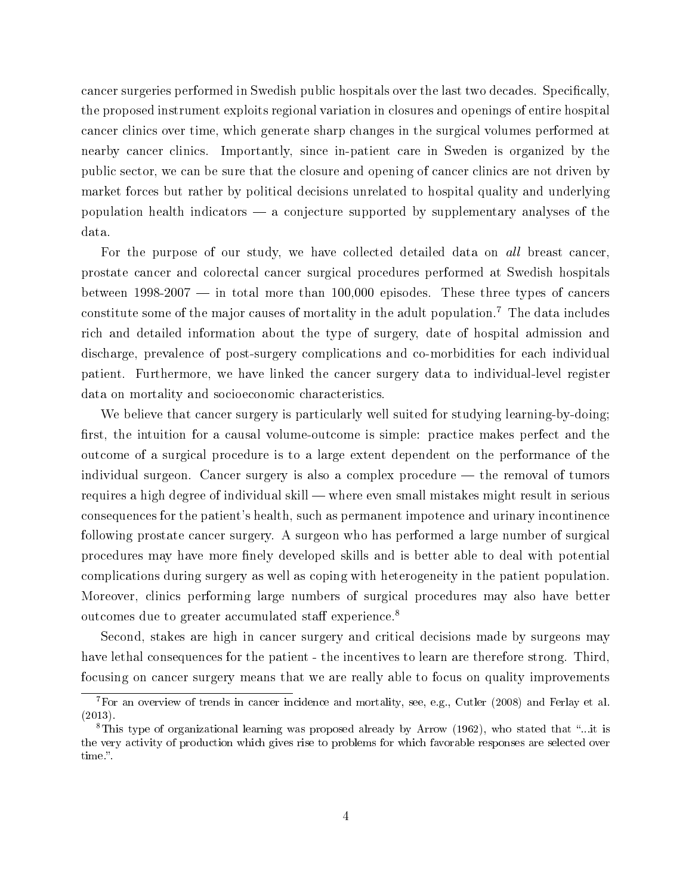cancer surgeries performed in Swedish public hospitals over the last two decades. Specifically, the proposed instrument exploits regional variation in closures and openings of entire hospital cancer clinics over time, which generate sharp changes in the surgical volumes performed at nearby cancer clinics. Importantly, since in-patient care in Sweden is organized by the public sector, we can be sure that the closure and opening of cancer clinics are not driven by market forces but rather by political decisions unrelated to hospital quality and underlying population health indicators — a conjecture supported by supplementary analyses of the data.

For the purpose of our study, we have collected detailed data on *all* breast cancer, prostate cancer and colorectal cancer surgical procedures performed at Swedish hospitals between 1998-2007 — in total more than 100,000 episodes. These three types of cancers constitute some of the major causes of mortality in the adult population.[7] The data includes rich and detailed information about the type of surgery, date of hospital admission and discharge, prevalence of post-surgery complications and co-morbidities for each individual patient. Furthermore, we have linked the cancer surgery data to individual-level register data on mortality and socioeconomic characteristics.

We believe that cancer surgery is particularly well suited for studying learning-by-doing; first, the intuition for a causal volume-outcome is simple: practice makes perfect and the outcome of a surgical procedure is to a large extent dependent on the performance of the individual surgeon. Cancer surgery is also a complex procedure — the removal of tumors requires a high degree of individual skill — where even small mistakes might result in serious consequences for the patient's health, such as permanent impotence and urinary incontinence following prostate cancer surgery. A surgeon who has performed a large number of surgical procedures may have more finely developed skills and is better able to deal with potential complications during surgery as well as coping with heterogeneity in the patient population. Moreover, clinics performing large numbers of surgical procedures may also have better outcomes due to greater accumulated staff experience.[8]

Second, stakes are high in cancer surgery and critical decisions made by surgeons may have lethal consequences for the patient - the incentives to learn are therefore strong. Third, focusing on cancer surgery means that we are really able to focus on quality improvements

[7] For an overview of trends in cancer incidence and mortality, see, e.g., Cutler (2008) and Ferlay et al. (2013).

[8] This type of organizational learning was proposed already by Arrow (1962), who stated that "...it is the very activity of production which gives rise to problems for which favorable responses are selected over time.".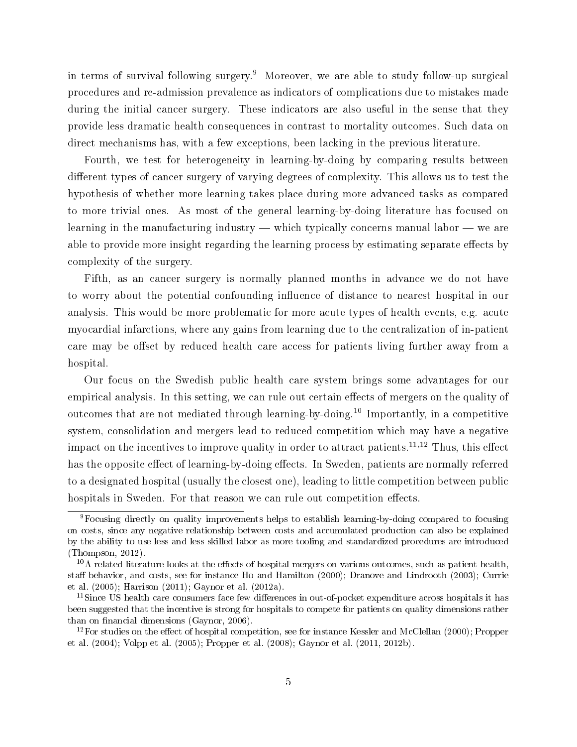in terms of survival following surgery.[9] Moreover, we are able to study follow-up surgical procedures and re-admission prevalence as indicators of complications due to mistakes made during the initial cancer surgery. These indicators are also useful in the sense that they provide less dramatic health consequences in contrast to mortality outcomes. Such data on direct mechanisms has, with a few exceptions, been lacking in the previous literature.

Fourth, we test for heterogeneity in learning-by-doing by comparing results between different types of cancer surgery of varying degrees of complexity. This allows us to test the hypothesis of whether more learning takes place during more advanced tasks as compared to more trivial ones. As most of the general learning-by-doing literature has focused on learning in the manufacturing industry — which typically concerns manual labor — we are able to provide more insight regarding the learning process by estimating separate effects by complexity of the surgery.

Fifth, as an cancer surgery is normally planned months in advance we do not have to worry about the potential confounding influence of distance to nearest hospital in our analysis. This would be more problematic for more acute types of health events, e.g. acute myocardial infarctions, where any gains from learning due to the centralization of in-patient care may be offset by reduced health care access for patients living further away from a hospital.

Our focus on the Swedish public health care system brings some advantages for our empirical analysis. In this setting, we can rule out certain effects of mergers on the quality of outcomes that are not mediated through learning-by-doing.[10] Importantly, in a competitive system, consolidation and mergers lead to reduced competition which may have a negative impact on the incentives to improve quality in order to attract patients.[11,12] Thus, this effect has the opposite effect of learning-by-doing effects. In Sweden, patients are normally referred to a designated hospital (usually the closest one), leading to little competition between public hospitals in Sweden. For that reason we can rule out competition effects.

---

[9] Focusing directly on quality improvements helps to establish learning-by-doing compared to focusing on costs, since any negative relationship between costs and accumulated production can also be explained by the ability to use less and less skilled labor as more tooling and standardized procedures are introduced (Thompson, 2012).

[10] A related literature looks at the effects of hospital mergers on various outcomes, such as patient health, staff behavior, and costs, see for instance Ho and Hamilton (2000); Dranove and Lindrooth (2003); Currie et al. (2005); Harrison (2011); Gaynor et al. (2012a).

[11] Since US health care consumers face few differences in out-of-pocket expenditure across hospitals it has been suggested that the incentive is strong for hospitals to compete for patients on quality dimensions rather than on financial dimensions (Gaynor, 2006).

[12] For studies on the effect of hospital competition, see for instance Kessler and McClellan (2000); Propper et al. (2004); Volpp et al. (2005); Propper et al. (2008); Gaynor et al. (2011, 2012b).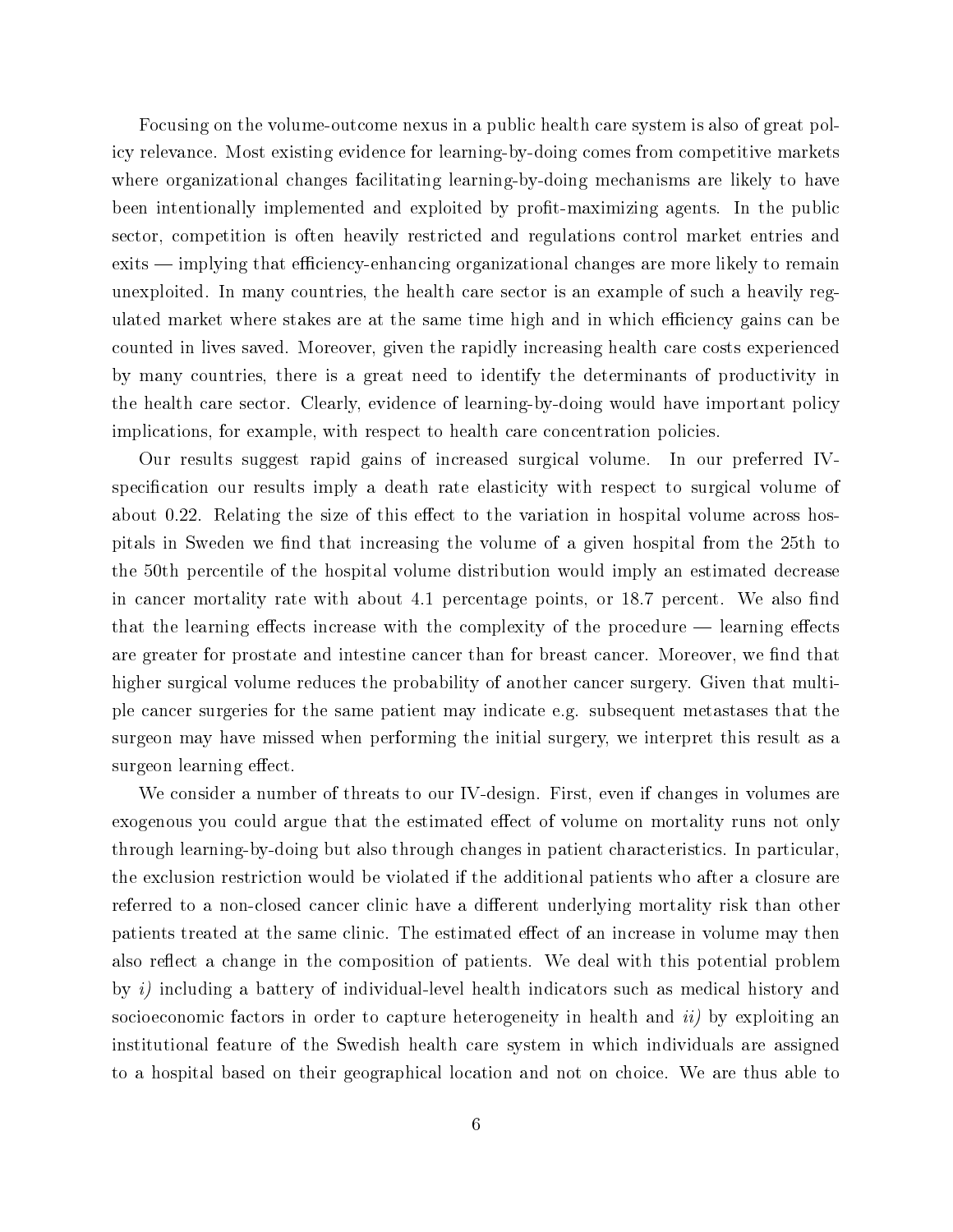Focusing on the volume-outcome nexus in a public health care system is also of great policy relevance. Most existing evidence for learning-by-doing comes from competitive markets where organizational changes facilitating learning-by-doing mechanisms are likely to have been intentionally implemented and exploited by profit-maximizing agents. In the public sector, competition is often heavily restricted and regulations control market entries and exits — implying that efficiency-enhancing organizational changes are more likely to remain unexploited. In many countries, the health care sector is an example of such a heavily regulated market where stakes are at the same time high and in which efficiency gains can be counted in lives saved. Moreover, given the rapidly increasing health care costs experienced by many countries, there is a great need to identify the determinants of productivity in the health care sector. Clearly, evidence of learning-by-doing would have important policy implications, for example, with respect to health care concentration policies.

Our results suggest rapid gains of increased surgical volume. In our preferred IV-specification our results imply a death rate elasticity with respect to surgical volume of about 0.22. Relating the size of this effect to the variation in hospital volume across hospitals in Sweden we find that increasing the volume of a given hospital from the 25th to the 50th percentile of the hospital volume distribution would imply an estimated decrease in cancer mortality rate with about 4.1 percentage points, or 18.7 percent. We also find that the learning effects increase with the complexity of the procedure — learning effects are greater for prostate and intestine cancer than for breast cancer. Moreover, we find that higher surgical volume reduces the probability of another cancer surgery. Given that multiple cancer surgeries for the same patient may indicate e.g. subsequent metastases that the surgeon may have missed when performing the initial surgery, we interpret this result as a surgeon learning effect.

We consider a number of threats to our IV-design. First, even if changes in volumes are exogenous you could argue that the estimated effect of volume on mortality runs not only through learning-by-doing but also through changes in patient characteristics. In particular, the exclusion restriction would be violated if the additional patients who after a closure are referred to a non-closed cancer clinic have a different underlying mortality risk than other patients treated at the same clinic. The estimated effect of an increase in volume may then also reflect a change in the composition of patients. We deal with this potential problem by *i)* including a battery of individual-level health indicators such as medical history and socioeconomic factors in order to capture heterogeneity in health and *ii)* by exploiting an institutional feature of the Swedish health care system in which individuals are assigned to a hospital based on their geographical location and not on choice. We are thus able to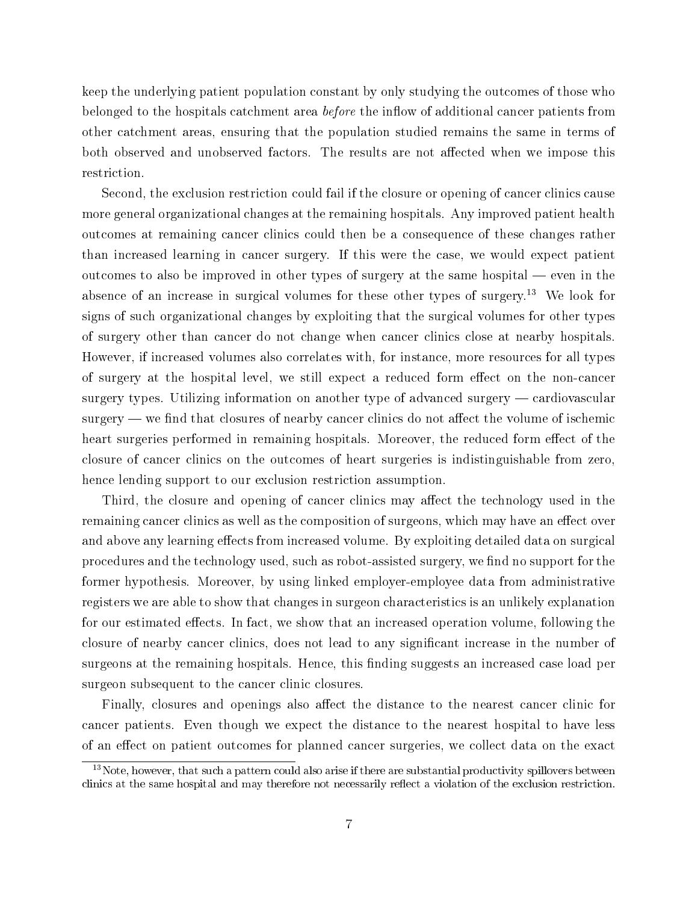keep the underlying patient population constant by only studying the outcomes of those who belonged to the hospitals catchment area *before* the inflow of additional cancer patients from other catchment areas, ensuring that the population studied remains the same in terms of both observed and unobserved factors. The results are not affected when we impose this restriction.

Second, the exclusion restriction could fail if the closure or opening of cancer clinics cause more general organizational changes at the remaining hospitals. Any improved patient health outcomes at remaining cancer clinics could then be a consequence of these changes rather than increased learning in cancer surgery. If this were the case, we would expect patient outcomes to also be improved in other types of surgery at the same hospital — even in the absence of an increase in surgical volumes for these other types of surgery.[13] We look for signs of such organizational changes by exploiting that the surgical volumes for other types of surgery other than cancer do not change when cancer clinics close at nearby hospitals. However, if increased volumes also correlates with, for instance, more resources for all types of surgery at the hospital level, we still expect a reduced form effect on the non-cancer surgery types. Utilizing information on another type of advanced surgery — cardiovascular surgery — we find that closures of nearby cancer clinics do not affect the volume of ischemic heart surgeries performed in remaining hospitals. Moreover, the reduced form effect of the closure of cancer clinics on the outcomes of heart surgeries is indistinguishable from zero, hence lending support to our exclusion restriction assumption.

Third, the closure and opening of cancer clinics may affect the technology used in the remaining cancer clinics as well as the composition of surgeons, which may have an effect over and above any learning effects from increased volume. By exploiting detailed data on surgical procedures and the technology used, such as robot-assisted surgery, we find no support for the former hypothesis. Moreover, by using linked employer-employee data from administrative registers we are able to show that changes in surgeon characteristics is an unlikely explanation for our estimated effects. In fact, we show that an increased operation volume, following the closure of nearby cancer clinics, does not lead to any significant increase in the number of surgeons at the remaining hospitals. Hence, this finding suggests an increased case load per surgeon subsequent to the cancer clinic closures.

Finally, closures and openings also affect the distance to the nearest cancer clinic for cancer patients. Even though we expect the distance to the nearest hospital to have less of an effect on patient outcomes for planned cancer surgeries, we collect data on the exact

[13] Note, however, that such a pattern could also arise if there are substantial productivity spillovers between clinics at the same hospital and may therefore not necessarily reflect a violation of the exclusion restriction.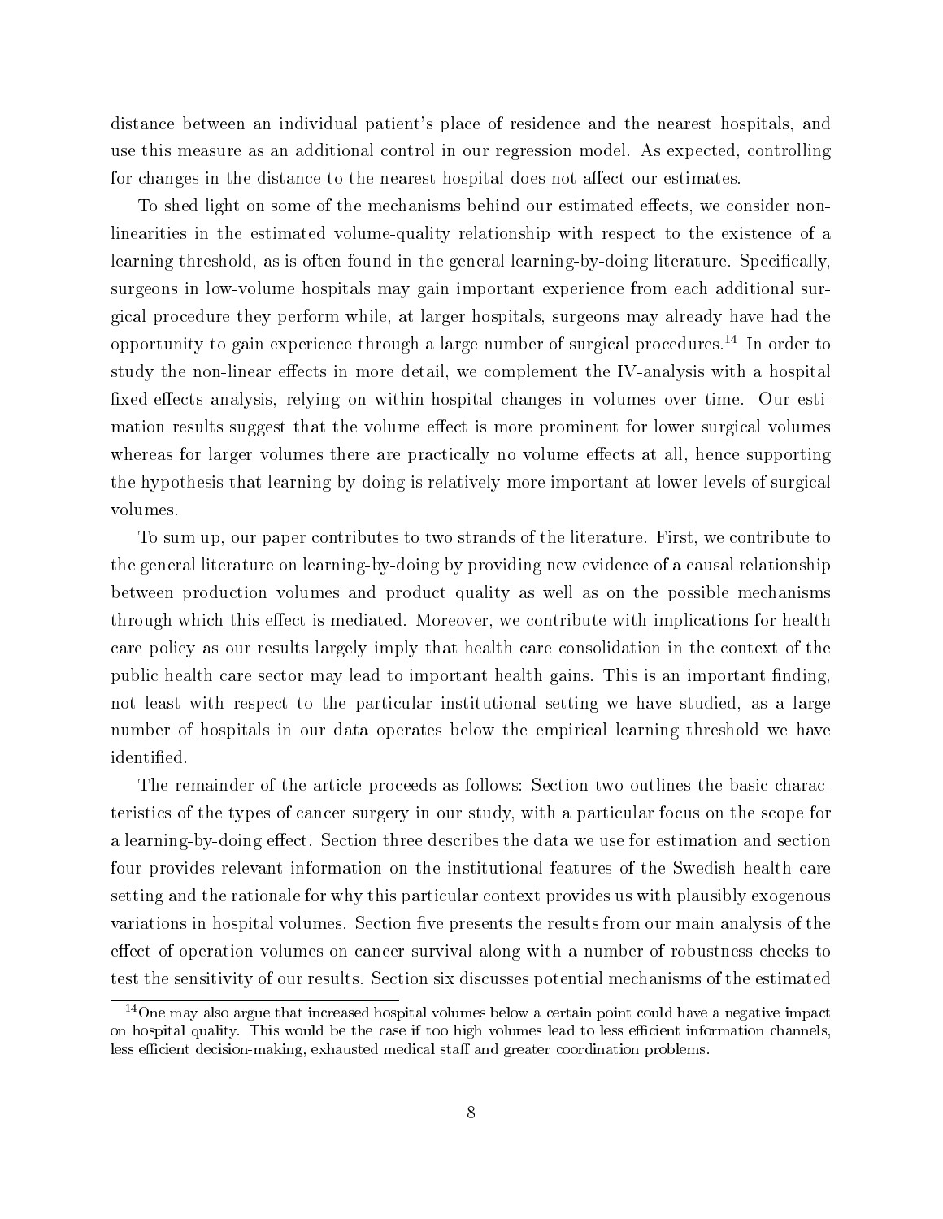distance between an individual patient's place of residence and the nearest hospitals, and use this measure as an additional control in our regression model. As expected, controlling for changes in the distance to the nearest hospital does not affect our estimates.

To shed light on some of the mechanisms behind our estimated effects, we consider non-linearities in the estimated volume-quality relationship with respect to the existence of a learning threshold, as is often found in the general learning-by-doing literature. Specifically, surgeons in low-volume hospitals may gain important experience from each additional surgical procedure they perform while, at larger hospitals, surgeons may already have had the opportunity to gain experience through a large number of surgical procedures.[14] In order to study the non-linear effects in more detail, we complement the IV-analysis with a hospital fixed-effects analysis, relying on within-hospital changes in volumes over time. Our estimation results suggest that the volume effect is more prominent for lower surgical volumes whereas for larger volumes there are practically no volume effects at all, hence supporting the hypothesis that learning-by-doing is relatively more important at lower levels of surgical volumes.

To sum up, our paper contributes to two strands of the literature. First, we contribute to the general literature on learning-by-doing by providing new evidence of a causal relationship between production volumes and product quality as well as on the possible mechanisms through which this effect is mediated. Moreover, we contribute with implications for health care policy as our results largely imply that health care consolidation in the context of the public health care sector may lead to important health gains. This is an important finding, not least with respect to the particular institutional setting we have studied, as a large number of hospitals in our data operates below the empirical learning threshold we have identified.

The remainder of the article proceeds as follows: Section two outlines the basic characteristics of the types of cancer surgery in our study, with a particular focus on the scope for a learning-by-doing effect. Section three describes the data we use for estimation and section four provides relevant information on the institutional features of the Swedish health care setting and the rationale for why this particular context provides us with plausibly exogenous variations in hospital volumes. Section five presents the results from our main analysis of the effect of operation volumes on cancer survival along with a number of robustness checks to test the sensitivity of our results. Section six discusses potential mechanisms of the estimated

[14] One may also argue that increased hospital volumes below a certain point could have a negative impact on hospital quality. This would be the case if too high volumes lead to less efficient information channels, less efficient decision-making, exhausted medical staff and greater coordination problems.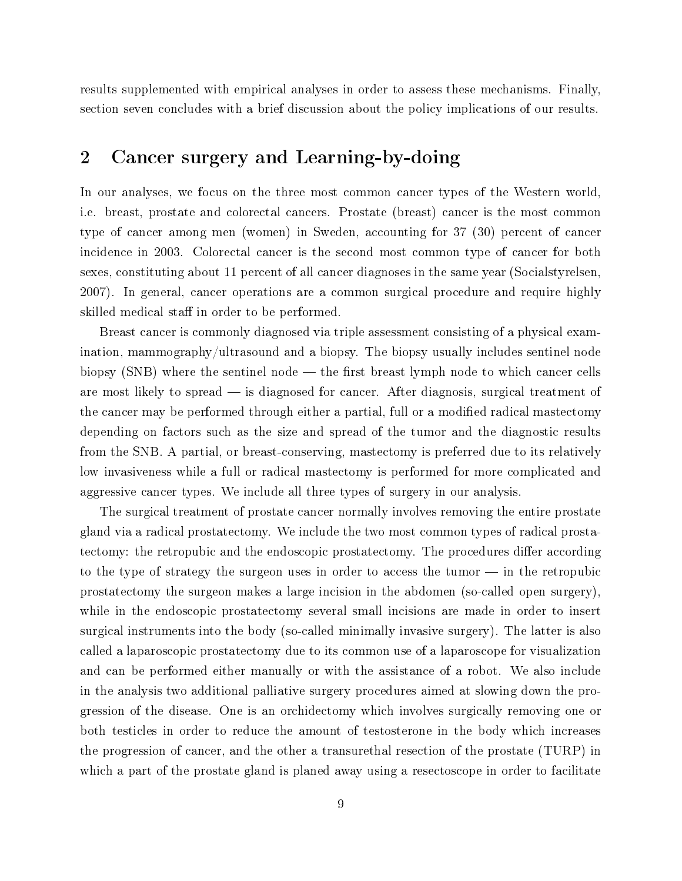results supplemented with empirical analyses in order to assess these mechanisms. Finally, section seven concludes with a brief discussion about the policy implications of our results.

## 2 Cancer surgery and Learning-by-doing

In our analyses, we focus on the three most common cancer types of the Western world, i.e. breast, prostate and colorectal cancers. Prostate (breast) cancer is the most common type of cancer among men (women) in Sweden, accounting for 37 (30) percent of cancer incidence in 2003. Colorectal cancer is the second most common type of cancer for both sexes, constituting about 11 percent of all cancer diagnoses in the same year (Socialstyrelsen, 2007). In general, cancer operations are a common surgical procedure and require highly skilled medical staff in order to be performed.

Breast cancer is commonly diagnosed via triple assessment consisting of a physical examination, mammography/ultrasound and a biopsy. The biopsy usually includes sentinel node biopsy (SNB) where the sentinel node — the first breast lymph node to which cancer cells are most likely to spread — is diagnosed for cancer. After diagnosis, surgical treatment of the cancer may be performed through either a partial, full or a modified radical mastectomy depending on factors such as the size and spread of the tumor and the diagnostic results from the SNB. A partial, or breast-conserving, mastectomy is preferred due to its relatively low invasiveness while a full or radical mastectomy is performed for more complicated and aggressive cancer types. We include all three types of surgery in our analysis.

The surgical treatment of prostate cancer normally involves removing the entire prostate gland via a radical prostatectomy. We include the two most common types of radical prostatectomy: the retropubic and the endoscopic prostatectomy. The procedures differ according to the type of strategy the surgeon uses in order to access the tumor — in the retropubic prostatectomy the surgeon makes a large incision in the abdomen (so-called open surgery), while in the endoscopic prostatectomy several small incisions are made in order to insert surgical instruments into the body (so-called minimally invasive surgery). The latter is also called a laparoscopic prostatectomy due to its common use of a laparoscope for visualization and can be performed either manually or with the assistance of a robot. We also include in the analysis two additional palliative surgery procedures aimed at slowing down the progression of the disease. One is an orchidectomy which involves surgically removing one or both testicles in order to reduce the amount of testosterone in the body which increases the progression of cancer, and the other a transurethal resection of the prostate (TURP) in which a part of the prostate gland is planed away using a resectoscope in order to facilitate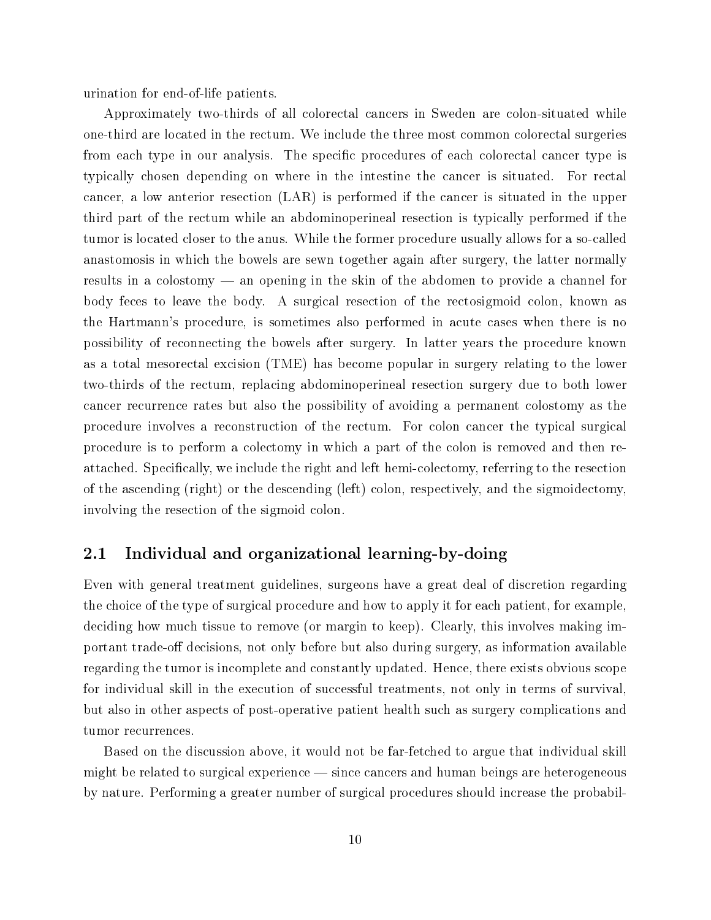urination for end-of-life patients.

Approximately two-thirds of all colorectal cancers in Sweden are colon-situated while one-third are located in the rectum. We include the three most common colorectal surgeries from each type in our analysis. The specific procedures of each colorectal cancer type is typically chosen depending on where in the intestine the cancer is situated. For rectal cancer, a low anterior resection (LAR) is performed if the cancer is situated in the upper third part of the rectum while an abdominoperineal resection is typically performed if the tumor is located closer to the anus. While the former procedure usually allows for a so-called anastomosis in which the bowels are sewn together again after surgery, the latter normally results in a colostomy — an opening in the skin of the abdomen to provide a channel for body feces to leave the body. A surgical resection of the rectosigmoid colon, known as the Hartmann's procedure, is sometimes also performed in acute cases when there is no possibility of reconnecting the bowels after surgery. In latter years the procedure known as a total mesorectal excision (TME) has become popular in surgery relating to the lower two-thirds of the rectum, replacing abdominoperineal resection surgery due to both lower cancer recurrence rates but also the possibility of avoiding a permanent colostomy as the procedure involves a reconstruction of the rectum. For colon cancer the typical surgical procedure is to perform a colectomy in which a part of the colon is removed and then reattached. Specifically, we include the right and left hemi-colectomy, referring to the resection of the ascending (right) or the descending (left) colon, respectively, and the sigmoidectomy, involving the resection of the sigmoid colon.

## 2.1 Individual and organizational learning-by-doing

Even with general treatment guidelines, surgeons have a great deal of discretion regarding the choice of the type of surgical procedure and how to apply it for each patient, for example, deciding how much tissue to remove (or margin to keep). Clearly, this involves making important trade-off decisions, not only before but also during surgery, as information available regarding the tumor is incomplete and constantly updated. Hence, there exists obvious scope for individual skill in the execution of successful treatments, not only in terms of survival, but also in other aspects of post-operative patient health such as surgery complications and tumor recurrences.

Based on the discussion above, it would not be far-fetched to argue that individual skill might be related to surgical experience — since cancers and human beings are heterogeneous by nature. Performing a greater number of surgical procedures should increase the probabil-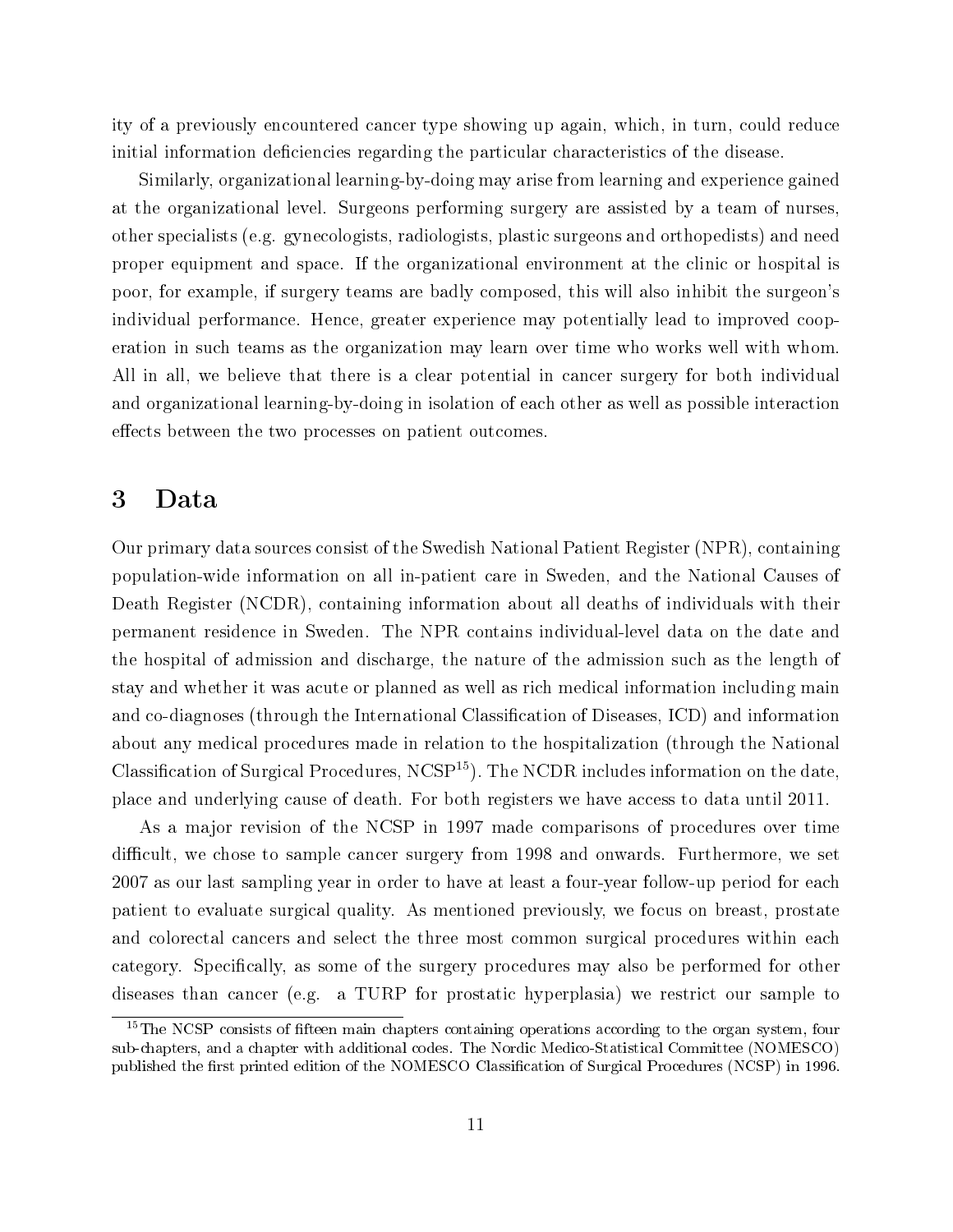ity of a previously encountered cancer type showing up again, which, in turn, could reduce initial information deficiencies regarding the particular characteristics of the disease.

Similarly, organizational learning-by-doing may arise from learning and experience gained at the organizational level. Surgeons performing surgery are assisted by a team of nurses, other specialists (e.g. gynecologists, radiologists, plastic surgeons and orthopedists) and need proper equipment and space. If the organizational environment at the clinic or hospital is poor, for example, if surgery teams are badly composed, this will also inhibit the surgeon's individual performance. Hence, greater experience may potentially lead to improved cooperation in such teams as the organization may learn over time who works well with whom. All in all, we believe that there is a clear potential in cancer surgery for both individual and organizational learning-by-doing in isolation of each other as well as possible interaction effects between the two processes on patient outcomes.

## 3 Data

Our primary data sources consist of the Swedish National Patient Register (NPR), containing population-wide information on all in-patient care in Sweden, and the National Causes of Death Register (NCDR), containing information about all deaths of individuals with their permanent residence in Sweden. The NPR contains individual-level data on the date and the hospital of admission and discharge, the nature of the admission such as the length of stay and whether it was acute or planned as well as rich medical information including main and co-diagnoses (through the International Classification of Diseases, ICD) and information about any medical procedures made in relation to the hospitalization (through the National Classification of Surgical Procedures, NCSP[15]). The NCDR includes information on the date, place and underlying cause of death. For both registers we have access to data until 2011.

As a major revision of the NCSP in 1997 made comparisons of procedures over time difficult, we chose to sample cancer surgery from 1998 and onwards. Furthermore, we set 2007 as our last sampling year in order to have at least a four-year follow-up period for each patient to evaluate surgical quality. As mentioned previously, we focus on breast, prostate and colorectal cancers and select the three most common surgical procedures within each category. Specifically, as some of the surgery procedures may also be performed for other diseases than cancer (e.g. a TURP for prostatic hyperplasia) we restrict our sample to

[15] The NCSP consists of fifteen main chapters containing operations according to the organ system, four sub-chapters, and a chapter with additional codes. The Nordic Medico-Statistical Committee (NOMESCO) published the first printed edition of the NOMESCO Classification of Surgical Procedures (NCSP) in 1996.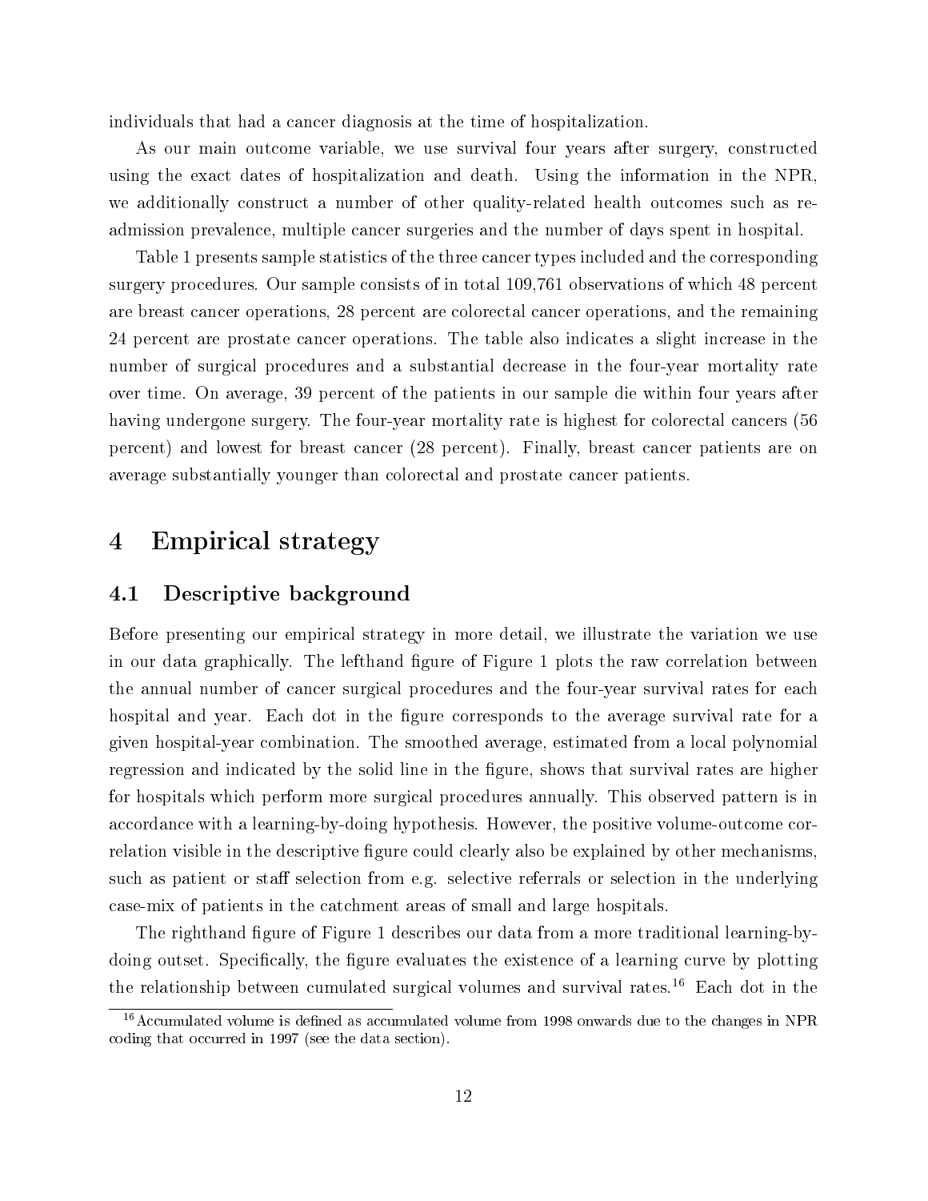individuals that had a cancer diagnosis at the time of hospitalization.

As our main outcome variable, we use survival four years after surgery, constructed using the exact dates of hospitalization and death. Using the information in the NPR, we additionally construct a number of other quality-related health outcomes such as readmission prevalence, multiple cancer surgeries and the number of days spent in hospital.

Table 1 presents sample statistics of the three cancer types included and the corresponding surgery procedures. Our sample consists of in total 109,761 observations of which 48 percent are breast cancer operations, 28 percent are colorectal cancer operations, and the remaining 24 percent are prostate cancer operations. The table also indicates a slight increase in the number of surgical procedures and a substantial decrease in the four-year mortality rate over time. On average, 39 percent of the patients in our sample die within four years after having undergone surgery. The four-year mortality rate is highest for colorectal cancers (56 percent) and lowest for breast cancer (28 percent). Finally, breast cancer patients are on average substantially younger than colorectal and prostate cancer patients.

# 4 Empirical strategy

## 4.1 Descriptive background

Before presenting our empirical strategy in more detail, we illustrate the variation we use in our data graphically. The lefthand figure of Figure 1 plots the raw correlation between the annual number of cancer surgical procedures and the four-year survival rates for each hospital and year. Each dot in the figure corresponds to the average survival rate for a given hospital-year combination. The smoothed average, estimated from a local polynomial regression and indicated by the solid line in the figure, shows that survival rates are higher for hospitals which perform more surgical procedures annually. This observed pattern is in accordance with a learning-by-doing hypothesis. However, the positive volume-outcome correlation visible in the descriptive figure could clearly also be explained by other mechanisms, such as patient or staff selection from e.g. selective referrals or selection in the underlying case-mix of patients in the catchment areas of small and large hospitals.

The righthand figure of Figure 1 describes our data from a more traditional learning-by-doing outset. Specifically, the figure evaluates the existence of a learning curve by plotting the relationship between cumulated surgical volumes and survival rates.[16] Each dot in the

[16] Accumulated volume is defined as accumulated volume from 1998 onwards due to the changes in NPR coding that occurred in 1997 (see the data section).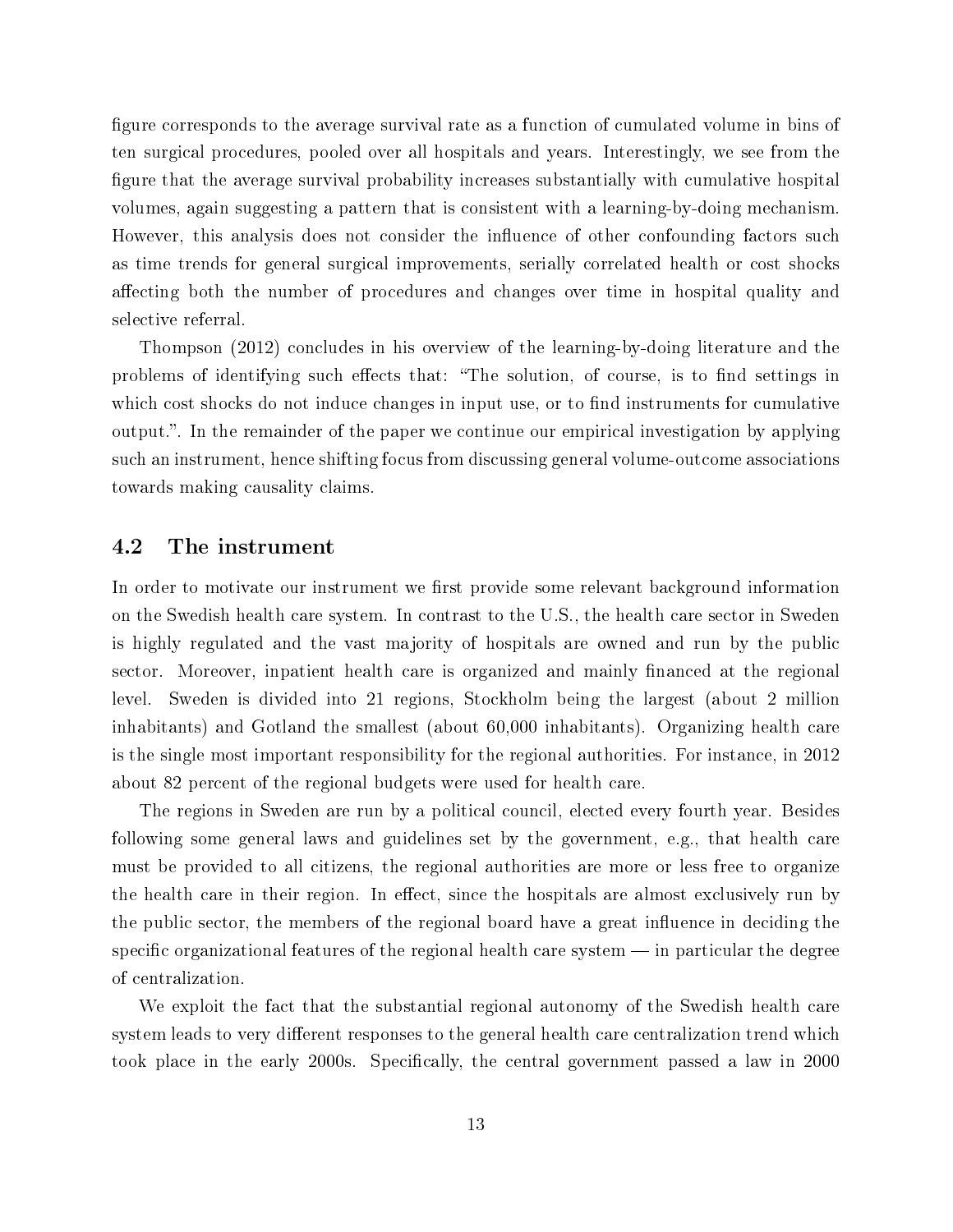figure corresponds to the average survival rate as a function of cumulated volume in bins of ten surgical procedures, pooled over all hospitals and years. Interestingly, we see from the figure that the average survival probability increases substantially with cumulative hospital volumes, again suggesting a pattern that is consistent with a learning-by-doing mechanism. However, this analysis does not consider the influence of other confounding factors such as time trends for general surgical improvements, serially correlated health or cost shocks affecting both the number of procedures and changes over time in hospital quality and selective referral.

Thompson (2012) concludes in his overview of the learning-by-doing literature and the problems of identifying such effects that: "The solution, of course, is to find settings in which cost shocks do not induce changes in input use, or to find instruments for cumulative output.". In the remainder of the paper we continue our empirical investigation by applying such an instrument, hence shifting focus from discussing general volume-outcome associations towards making causality claims.

## 4.2 The instrument

In order to motivate our instrument we first provide some relevant background information on the Swedish health care system. In contrast to the U.S., the health care sector in Sweden is highly regulated and the vast majority of hospitals are owned and run by the public sector. Moreover, inpatient health care is organized and mainly financed at the regional level. Sweden is divided into 21 regions, Stockholm being the largest (about 2 million inhabitants) and Gotland the smallest (about 60,000 inhabitants). Organizing health care is the single most important responsibility for the regional authorities. For instance, in 2012 about 82 percent of the regional budgets were used for health care.

The regions in Sweden are run by a political council, elected every fourth year. Besides following some general laws and guidelines set by the government, e.g., that health care must be provided to all citizens, the regional authorities are more or less free to organize the health care in their region. In effect, since the hospitals are almost exclusively run by the public sector, the members of the regional board have a great influence in deciding the specific organizational features of the regional health care system — in particular the degree of centralization.

We exploit the fact that the substantial regional autonomy of the Swedish health care system leads to very different responses to the general health care centralization trend which took place in the early 2000s. Specifically, the central government passed a law in 2000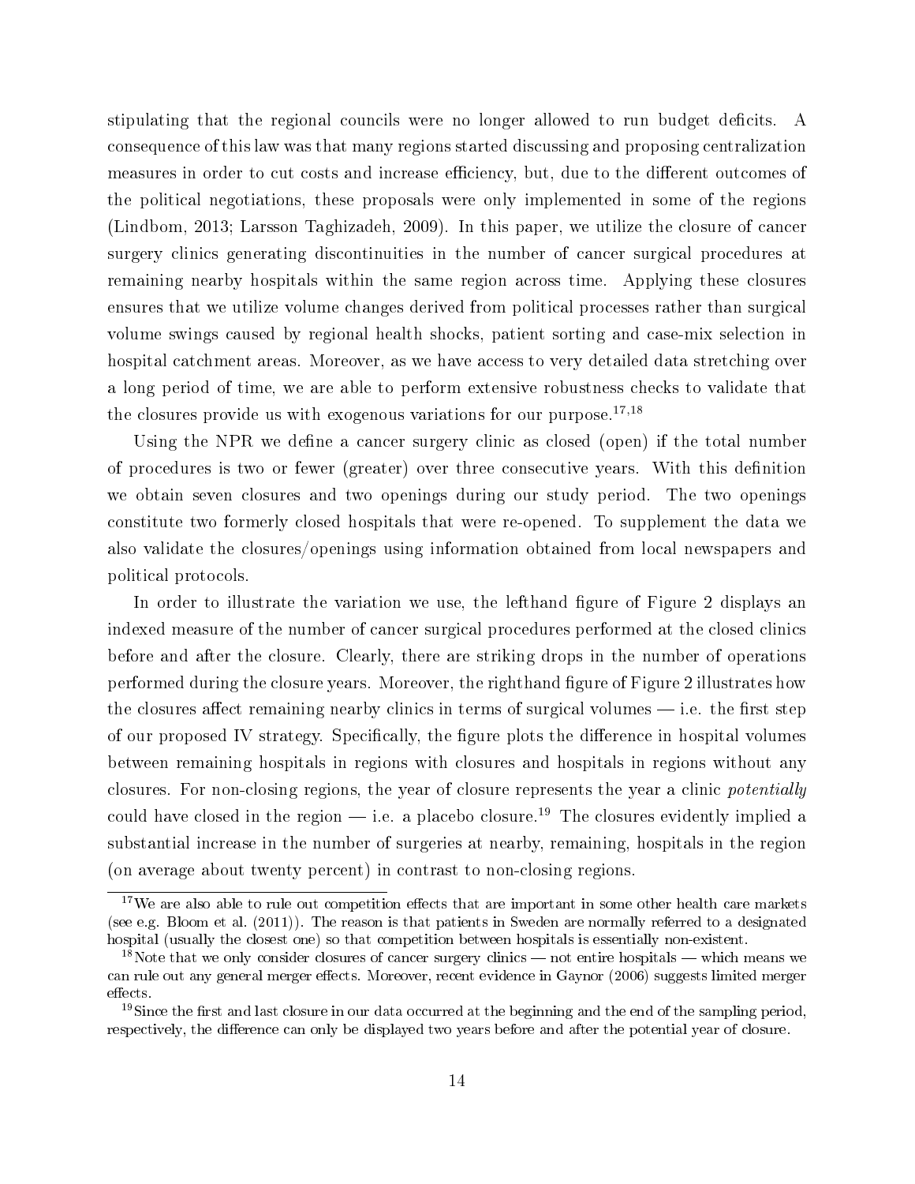stipulating that the regional councils were no longer allowed to run budget deficits. A consequence of this law was that many regions started discussing and proposing centralization measures in order to cut costs and increase efficiency, but, due to the different outcomes of the political negotiations, these proposals were only implemented in some of the regions (Lindbom, 2013; Larsson Taghizadeh, 2009). In this paper, we utilize the closure of cancer surgery clinics generating discontinuities in the number of cancer surgical procedures at remaining nearby hospitals within the same region across time. Applying these closures ensures that we utilize volume changes derived from political processes rather than surgical volume swings caused by regional health shocks, patient sorting and case-mix selection in hospital catchment areas. Moreover, as we have access to very detailed data stretching over a long period of time, we are able to perform extensive robustness checks to validate that the closures provide us with exogenous variations for our purpose.[17,18]

Using the NPR we define a cancer surgery clinic as closed (open) if the total number of procedures is two or fewer (greater) over three consecutive years. With this definition we obtain seven closures and two openings during our study period. The two openings constitute two formerly closed hospitals that were re-opened. To supplement the data we also validate the closures/openings using information obtained from local newspapers and political protocols.

In order to illustrate the variation we use, the lefthand figure of Figure 2 displays an indexed measure of the number of cancer surgical procedures performed at the closed clinics before and after the closure. Clearly, there are striking drops in the number of operations performed during the closure years. Moreover, the righthand figure of Figure 2 illustrates how the closures affect remaining nearby clinics in terms of surgical volumes — i.e. the first step of our proposed IV strategy. Specifically, the figure plots the difference in hospital volumes between remaining hospitals in regions with closures and hospitals in regions without any closures. For non-closing regions, the year of closure represents the year a clinic *potentially* could have closed in the region — i.e. a placebo closure.[19] The closures evidently implied a substantial increase in the number of surgeries at nearby, remaining, hospitals in the region (on average about twenty percent) in contrast to non-closing regions.

[17] We are also able to rule out competition effects that are important in some other health care markets (see e.g. Bloom et al. (2011)). The reason is that patients in Sweden are normally referred to a designated hospital (usually the closest one) so that competition between hospitals is essentially non-existent.

[18] Note that we only consider closures of cancer surgery clinics — not entire hospitals — which means we can rule out any general merger effects. Moreover, recent evidence in Gaynor (2006) suggests limited merger effects.

[19] Since the first and last closure in our data occurred at the beginning and the end of the sampling period, respectively, the difference can only be displayed two years before and after the potential year of closure.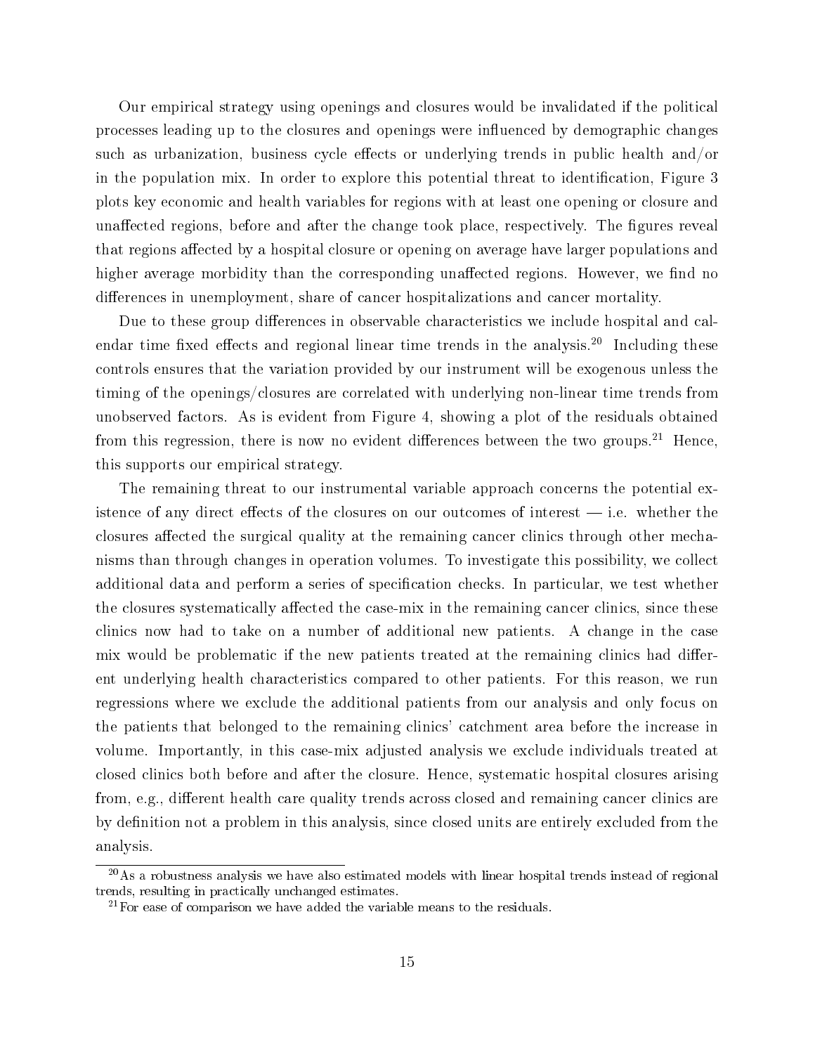Our empirical strategy using openings and closures would be invalidated if the political processes leading up to the closures and openings were influenced by demographic changes such as urbanization, business cycle effects or underlying trends in public health and/or in the population mix. In order to explore this potential threat to identification, Figure 3 plots key economic and health variables for regions with at least one opening or closure and unaffected regions, before and after the change took place, respectively. The figures reveal that regions affected by a hospital closure or opening on average have larger populations and higher average morbidity than the corresponding unaffected regions. However, we find no differences in unemployment, share of cancer hospitalizations and cancer mortality.

Due to these group differences in observable characteristics we include hospital and calendar time fixed effects and regional linear time trends in the analysis.[20] Including these controls ensures that the variation provided by our instrument will be exogenous unless the timing of the openings/closures are correlated with underlying non-linear time trends from unobserved factors. As is evident from Figure 4, showing a plot of the residuals obtained from this regression, there is now no evident differences between the two groups.[21] Hence, this supports our empirical strategy.

The remaining threat to our instrumental variable approach concerns the potential existence of any direct effects of the closures on our outcomes of interest — i.e. whether the closures affected the surgical quality at the remaining cancer clinics through other mechanisms than through changes in operation volumes. To investigate this possibility, we collect additional data and perform a series of specification checks. In particular, we test whether the closures systematically affected the case-mix in the remaining cancer clinics, since these clinics now had to take on a number of additional new patients. A change in the case mix would be problematic if the new patients treated at the remaining clinics had different underlying health characteristics compared to other patients. For this reason, we run regressions where we exclude the additional patients from our analysis and only focus on the patients that belonged to the remaining clinics' catchment area before the increase in volume. Importantly, in this case-mix adjusted analysis we exclude individuals treated at closed clinics both before and after the closure. Hence, systematic hospital closures arising from, e.g., different health care quality trends across closed and remaining cancer clinics are by definition not a problem in this analysis, since closed units are entirely excluded from the analysis.

[20] As a robustness analysis we have also estimated models with linear hospital trends instead of regional trends, resulting in practically unchanged estimates.

[21] For ease of comparison we have added the variable means to the residuals.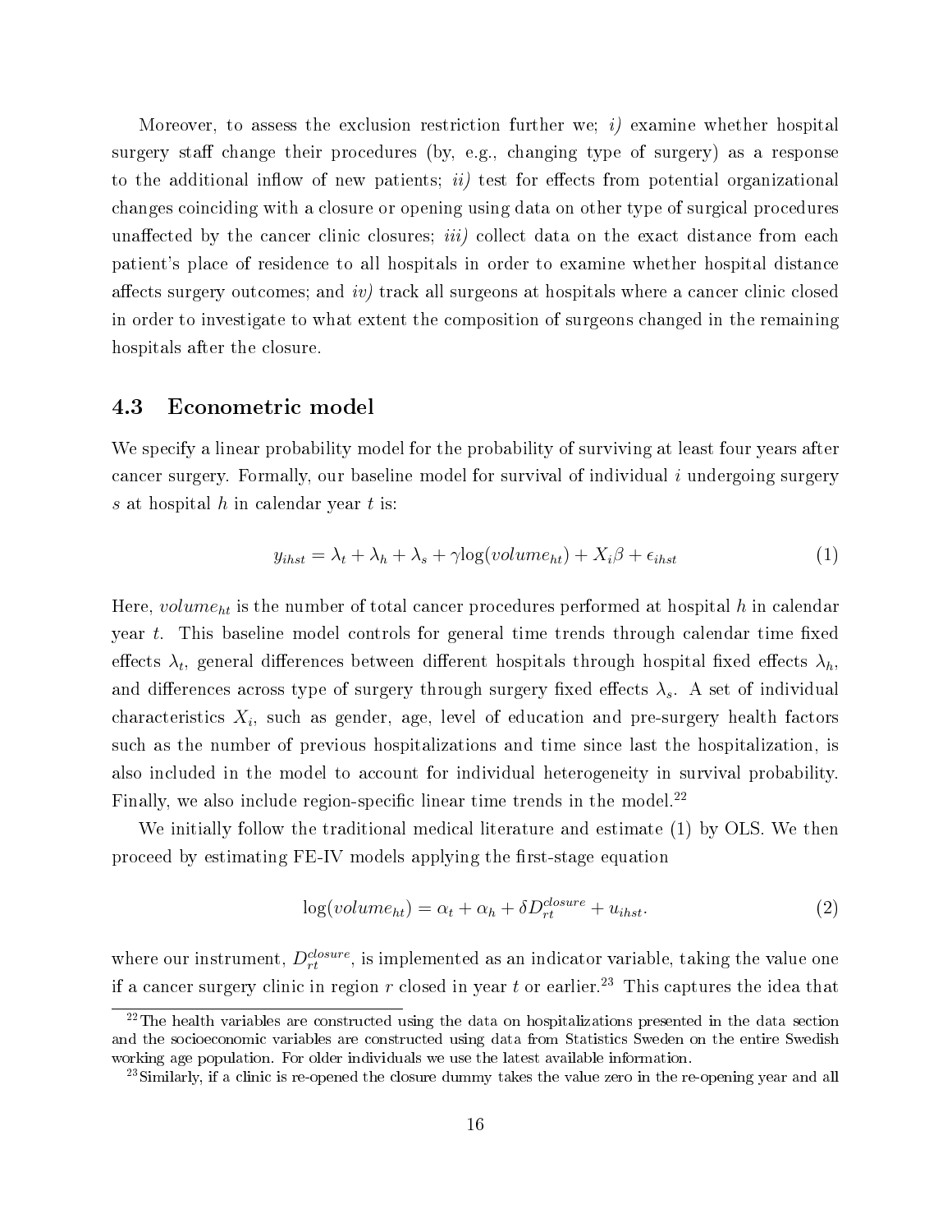Moreover, to assess the exclusion restriction further we; *i)* examine whether hospital surgery staff change their procedures (by, e.g., changing type of surgery) as a response to the additional inflow of new patients; *ii)* test for effects from potential organizational changes coinciding with a closure or opening using data on other type of surgical procedures unaffected by the cancer clinic closures; *iii)* collect data on the exact distance from each patient's place of residence to all hospitals in order to examine whether hospital distance affects surgery outcomes; and *iv)* track all surgeons at hospitals where a cancer clinic closed in order to investigate to what extent the composition of surgeons changed in the remaining hospitals after the closure.

### 4.3 Econometric model

We specify a linear probability model for the probability of surviving at least four years after cancer surgery. Formally, our baseline model for survival of individual $i$ undergoing surgery $s$ at hospital $h$ in calendar year $t$ is:

$$y_{ihst} = \lambda_t + \lambda_h + \lambda_s + \gamma \log(volume_{ht}) + X_i\beta + \epsilon_{ihst} \tag{1}$$

Here, $volume_{ht}$ is the number of total cancer procedures performed at hospital $h$ in calendar year $t$. This baseline model controls for general time trends through calendar time fixed effects $\lambda_t$, general differences between different hospitals through hospital fixed effects $\lambda_h$, and differences across type of surgery through surgery fixed effects $\lambda_s$. A set of individual characteristics $X_i$, such as gender, age, level of education and pre-surgery health factors such as the number of previous hospitalizations and time since last the hospitalization, is also included in the model to account for individual heterogeneity in survival probability. Finally, we also include region-specific linear time trends in the model.[22]

We initially follow the traditional medical literature and estimate (1) by OLS. We then proceed by estimating FE-IV models applying the first-stage equation

$$\log(volume_{ht}) = \alpha_t + \alpha_h + \delta D_{rt}^{closure} + u_{ihst}. \tag{2}$$

where our instrument, $D_{rt}^{closure}$, is implemented as an indicator variable, taking the value one if a cancer surgery clinic in region $r$ closed in year $t$ or earlier.[23] This captures the idea that

[22] The health variables are constructed using the data on hospitalizations presented in the data section and the socioeconomic variables are constructed using data from Statistics Sweden on the entire Swedish working age population. For older individuals we use the latest available information.

[23] Similarly, if a clinic is re-opened the closure dummy takes the value zero in the re-opening year and all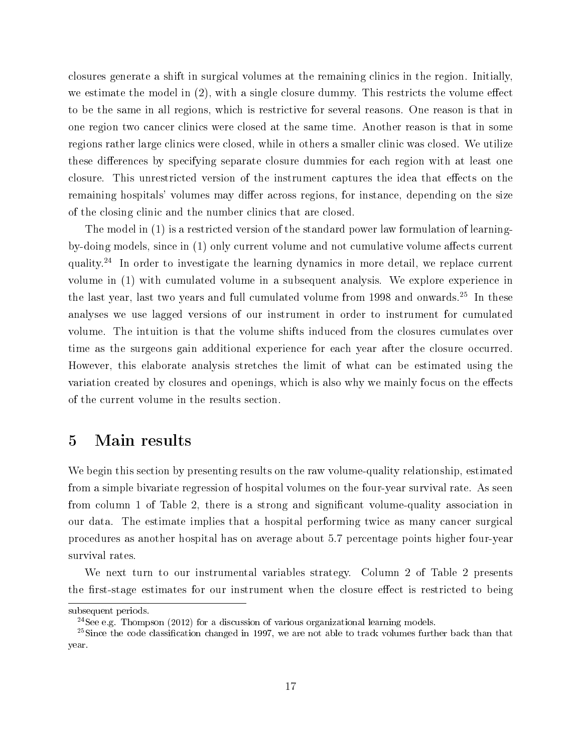closures generate a shift in surgical volumes at the remaining clinics in the region. Initially, we estimate the model in (2), with a single closure dummy. This restricts the volume effect to be the same in all regions, which is restrictive for several reasons. One reason is that in one region two cancer clinics were closed at the same time. Another reason is that in some regions rather large clinics were closed, while in others a smaller clinic was closed. We utilize these differences by specifying separate closure dummies for each region with at least one closure. This unrestricted version of the instrument captures the idea that effects on the remaining hospitals' volumes may differ across regions, for instance, depending on the size of the closing clinic and the number clinics that are closed.

The model in (1) is a restricted version of the standard power law formulation of learning-by-doing models, since in (1) only current volume and not cumulative volume affects current quality.[24] In order to investigate the learning dynamics in more detail, we replace current volume in (1) with cumulated volume in a subsequent analysis. We explore experience in the last year, last two years and full cumulated volume from 1998 and onwards.[25] In these analyses we use lagged versions of our instrument in order to instrument for cumulated volume. The intuition is that the volume shifts induced from the closures cumulates over time as the surgeons gain additional experience for each year after the closure occurred. However, this elaborate analysis stretches the limit of what can be estimated using the variation created by closures and openings, which is also why we mainly focus on the effects of the current volume in the results section.

## 5 Main results

We begin this section by presenting results on the raw volume-quality relationship, estimated from a simple bivariate regression of hospital volumes on the four-year survival rate. As seen from column 1 of Table 2, there is a strong and significant volume-quality association in our data. The estimate implies that a hospital performing twice as many cancer surgical procedures as another hospital has on average about 5.7 percentage points higher four-year survival rates.

We next turn to our instrumental variables strategy. Column 2 of Table 2 presents the first-stage estimates for our instrument when the closure effect is restricted to being

subsequent periods.

[24] See e.g. Thompson (2012) for a discussion of various organizational learning models.

[25] Since the code classification changed in 1997, we are not able to track volumes further back than that year.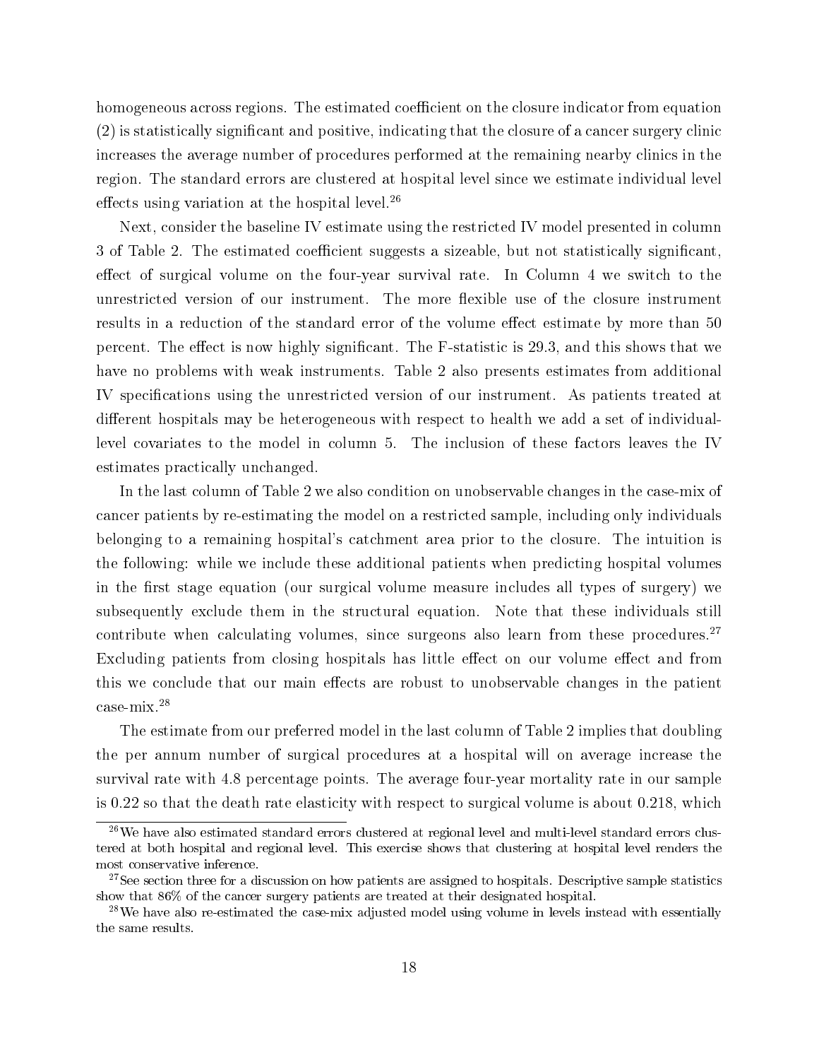homogeneous across regions. The estimated coefficient on the closure indicator from equation (2) is statistically significant and positive, indicating that the closure of a cancer surgery clinic increases the average number of procedures performed at the remaining nearby clinics in the region. The standard errors are clustered at hospital level since we estimate individual level effects using variation at the hospital level.[26]

Next, consider the baseline IV estimate using the restricted IV model presented in column 3 of Table 2. The estimated coefficient suggests a sizeable, but not statistically significant, effect of surgical volume on the four-year survival rate. In Column 4 we switch to the unrestricted version of our instrument. The more flexible use of the closure instrument results in a reduction of the standard error of the volume effect estimate by more than 50 percent. The effect is now highly significant. The F-statistic is 29.3, and this shows that we have no problems with weak instruments. Table 2 also presents estimates from additional IV specifications using the unrestricted version of our instrument. As patients treated at different hospitals may be heterogeneous with respect to health we add a set of individual-level covariates to the model in column 5. The inclusion of these factors leaves the IV estimates practically unchanged.

In the last column of Table 2 we also condition on unobservable changes in the case-mix of cancer patients by re-estimating the model on a restricted sample, including only individuals belonging to a remaining hospital's catchment area prior to the closure. The intuition is the following: while we include these additional patients when predicting hospital volumes in the first stage equation (our surgical volume measure includes all types of surgery) we subsequently exclude them in the structural equation. Note that these individuals still contribute when calculating volumes, since surgeons also learn from these procedures.[27] Excluding patients from closing hospitals has little effect on our volume effect and from this we conclude that our main effects are robust to unobservable changes in the patient case-mix.[28]

The estimate from our preferred model in the last column of Table 2 implies that doubling the per annum number of surgical procedures at a hospital will on average increase the survival rate with 4.8 percentage points. The average four-year mortality rate in our sample is 0.22 so that the death rate elasticity with respect to surgical volume is about 0.218, which

---

[26] We have also estimated standard errors clustered at regional level and multi-level standard errors clustered at both hospital and regional level. This exercise shows that clustering at hospital level renders the most conservative inference.

[27] See section three for a discussion on how patients are assigned to hospitals. Descriptive sample statistics show that 86% of the cancer surgery patients are treated at their designated hospital.

[28] We have also re-estimated the case-mix adjusted model using volume in levels instead with essentially the same results.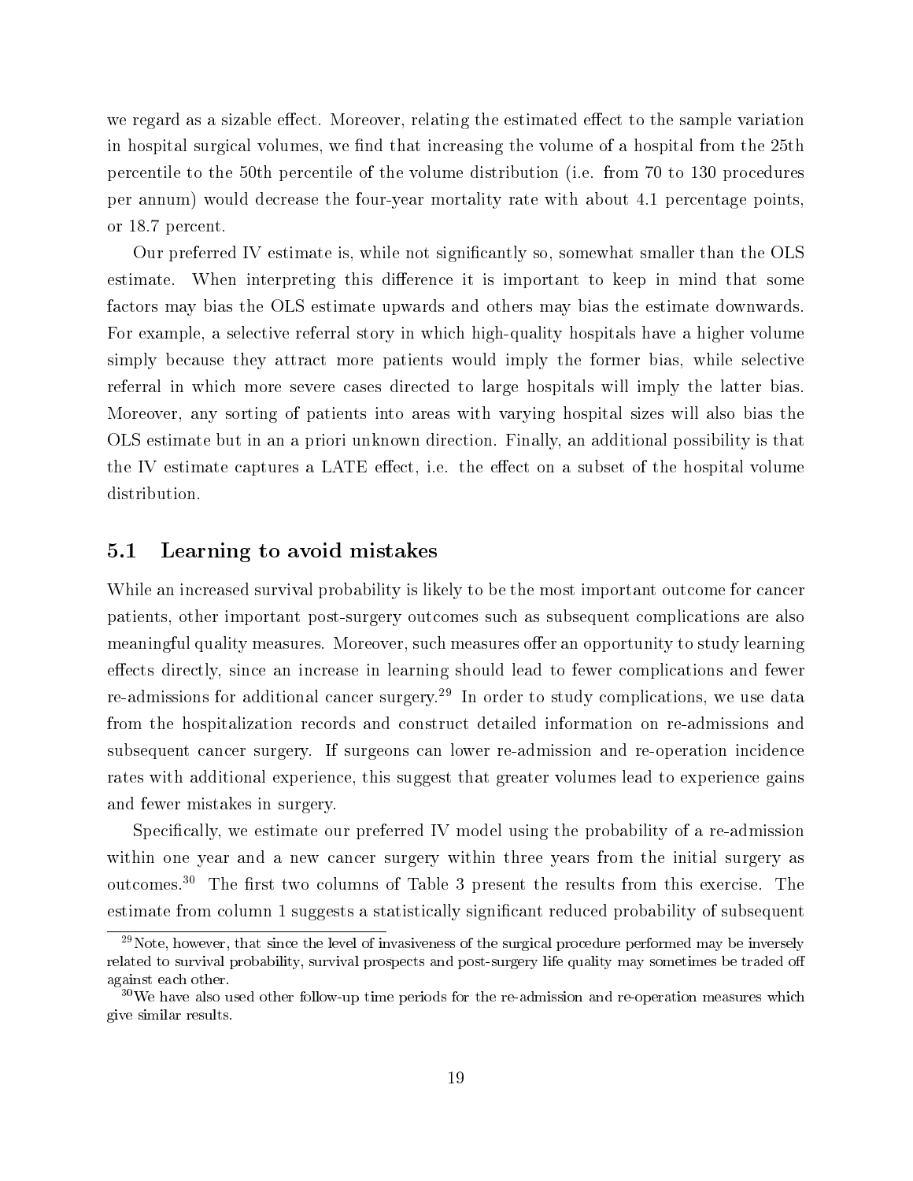we regard as a sizable effect. Moreover, relating the estimated effect to the sample variation in hospital surgical volumes, we find that increasing the volume of a hospital from the 25th percentile to the 50th percentile of the volume distribution (i.e. from 70 to 130 procedures per annum) would decrease the four-year mortality rate with about 4.1 percentage points, or 18.7 percent.

Our preferred IV estimate is, while not significantly so, somewhat smaller than the OLS estimate. When interpreting this difference it is important to keep in mind that some factors may bias the OLS estimate upwards and others may bias the estimate downwards. For example, a selective referral story in which high-quality hospitals have a higher volume simply because they attract more patients would imply the former bias, while selective referral in which more severe cases directed to large hospitals will imply the latter bias. Moreover, any sorting of patients into areas with varying hospital sizes will also bias the OLS estimate but in an a priori unknown direction. Finally, an additional possibility is that the IV estimate captures a LATE effect, i.e. the effect on a subset of the hospital volume distribution.

## 5.1 Learning to avoid mistakes

While an increased survival probability is likely to be the most important outcome for cancer patients, other important post-surgery outcomes such as subsequent complications are also meaningful quality measures. Moreover, such measures offer an opportunity to study learning effects directly, since an increase in learning should lead to fewer complications and fewer re-admissions for additional cancer surgery.[29] In order to study complications, we use data from the hospitalization records and construct detailed information on re-admissions and subsequent cancer surgery. If surgeons can lower re-admission and re-operation incidence rates with additional experience, this suggest that greater volumes lead to experience gains and fewer mistakes in surgery.

Specifically, we estimate our preferred IV model using the probability of a re-admission within one year and a new cancer surgery within three years from the initial surgery as outcomes.[30] The first two columns of Table 3 present the results from this exercise. The estimate from column 1 suggests a statistically significant reduced probability of subsequent

[29] Note, however, that since the level of invasiveness of the surgical procedure performed may be inversely related to survival probability, survival prospects and post-surgery life quality may sometimes be traded off against each other.

[30] We have also used other follow-up time periods for the re-admission and re-operation measures which give similar results.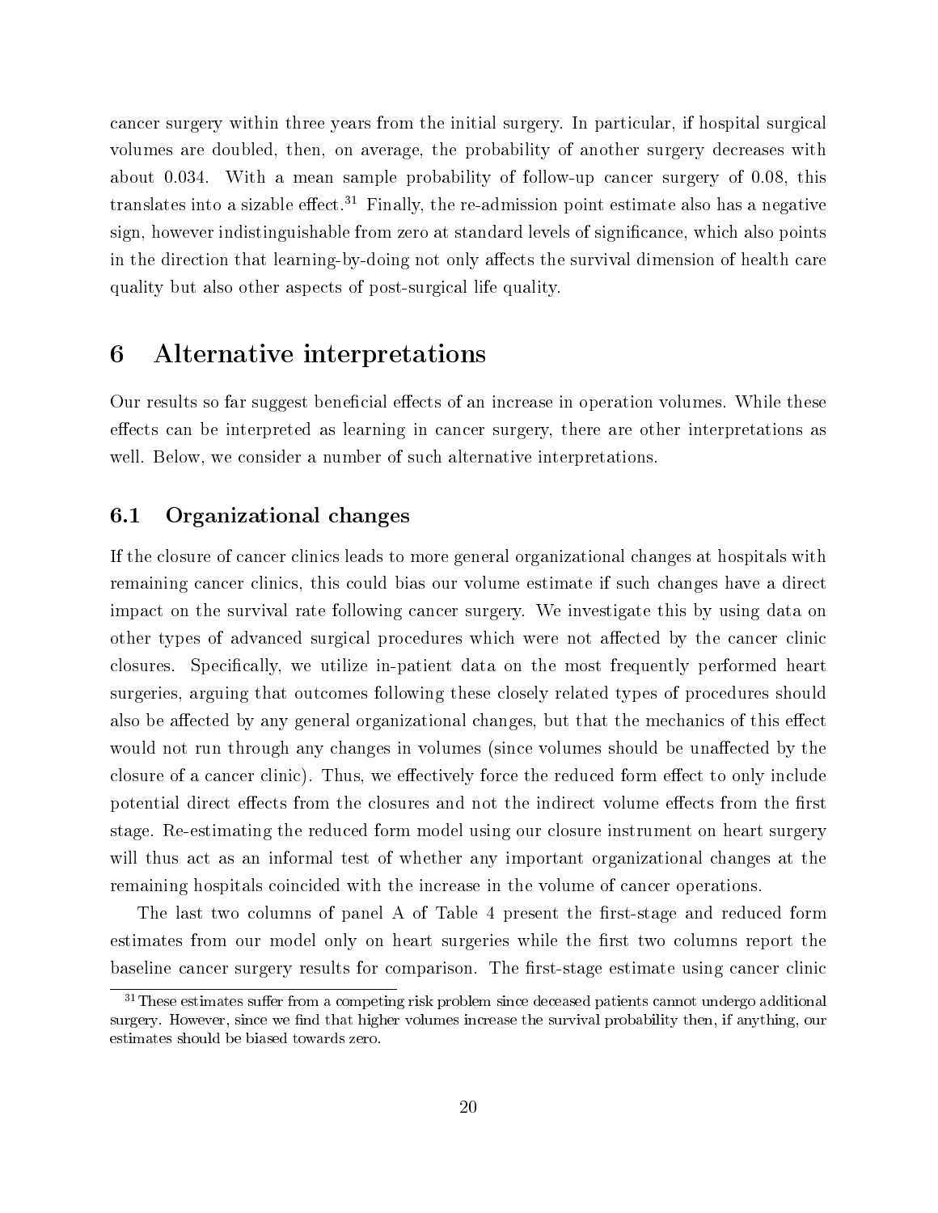cancer surgery within three years from the initial surgery. In particular, if hospital surgical volumes are doubled, then, on average, the probability of another surgery decreases with about 0.034. With a mean sample probability of follow-up cancer surgery of 0.08, this translates into a sizable effect.[31] Finally, the re-admission point estimate also has a negative sign, however indistinguishable from zero at standard levels of significance, which also points in the direction that learning-by-doing not only affects the survival dimension of health care quality but also other aspects of post-surgical life quality.

# 6 Alternative interpretations

Our results so far suggest beneficial effects of an increase in operation volumes. While these effects can be interpreted as learning in cancer surgery, there are other interpretations as well. Below, we consider a number of such alternative interpretations.

## 6.1 Organizational changes

If the closure of cancer clinics leads to more general organizational changes at hospitals with remaining cancer clinics, this could bias our volume estimate if such changes have a direct impact on the survival rate following cancer surgery. We investigate this by using data on other types of advanced surgical procedures which were not affected by the cancer clinic closures. Specifically, we utilize in-patient data on the most frequently performed heart surgeries, arguing that outcomes following these closely related types of procedures should also be affected by any general organizational changes, but that the mechanics of this effect would not run through any changes in volumes (since volumes should be unaffected by the closure of a cancer clinic). Thus, we effectively force the reduced form effect to only include potential direct effects from the closures and not the indirect volume effects from the first stage. Re-estimating the reduced form model using our closure instrument on heart surgery will thus act as an informal test of whether any important organizational changes at the remaining hospitals coincided with the increase in the volume of cancer operations.

The last two columns of panel A of Table 4 present the first-stage and reduced form estimates from our model only on heart surgeries while the first two columns report the baseline cancer surgery results for comparison. The first-stage estimate using cancer clinic

[31] These estimates suffer from a competing risk problem since deceased patients cannot undergo additional surgery. However, since we find that higher volumes increase the survival probability then, if anything, our estimates should be biased towards zero.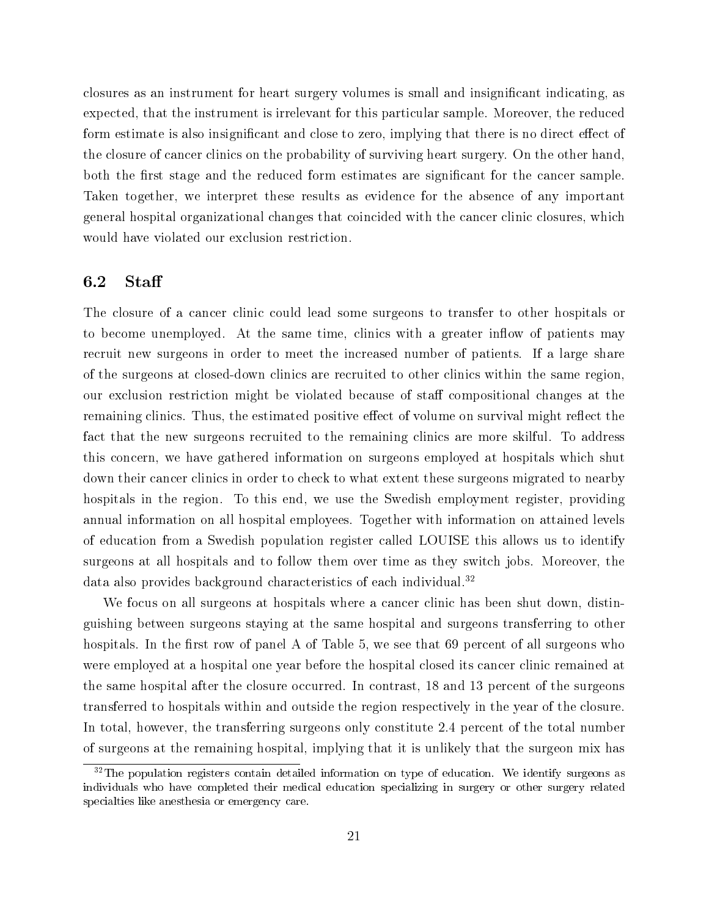closures as an instrument for heart surgery volumes is small and insignificant indicating, as expected, that the instrument is irrelevant for this particular sample. Moreover, the reduced form estimate is also insignificant and close to zero, implying that there is no direct effect of the closure of cancer clinics on the probability of surviving heart surgery. On the other hand, both the first stage and the reduced form estimates are significant for the cancer sample. Taken together, we interpret these results as evidence for the absence of any important general hospital organizational changes that coincided with the cancer clinic closures, which would have violated our exclusion restriction.

## 6.2 Staff

The closure of a cancer clinic could lead some surgeons to transfer to other hospitals or to become unemployed. At the same time, clinics with a greater inflow of patients may recruit new surgeons in order to meet the increased number of patients. If a large share of the surgeons at closed-down clinics are recruited to other clinics within the same region, our exclusion restriction might be violated because of staff compositional changes at the remaining clinics. Thus, the estimated positive effect of volume on survival might reflect the fact that the new surgeons recruited to the remaining clinics are more skilful. To address this concern, we have gathered information on surgeons employed at hospitals which shut down their cancer clinics in order to check to what extent these surgeons migrated to nearby hospitals in the region. To this end, we use the Swedish employment register, providing annual information on all hospital employees. Together with information on attained levels of education from a Swedish population register called LOUISE this allows us to identify surgeons at all hospitals and to follow them over time as they switch jobs. Moreover, the data also provides background characteristics of each individual.[32]

We focus on all surgeons at hospitals where a cancer clinic has been shut down, distinguishing between surgeons staying at the same hospital and surgeons transferring to other hospitals. In the first row of panel A of Table 5, we see that 69 percent of all surgeons who were employed at a hospital one year before the hospital closed its cancer clinic remained at the same hospital after the closure occurred. In contrast, 18 and 13 percent of the surgeons transferred to hospitals within and outside the region respectively in the year of the closure. In total, however, the transferring surgeons only constitute 2.4 percent of the total number of surgeons at the remaining hospital, implying that it is unlikely that the surgeon mix has

[32] The population registers contain detailed information on type of education. We identify surgeons as individuals who have completed their medical education specializing in surgery or other surgery related specialties like anesthesia or emergency care.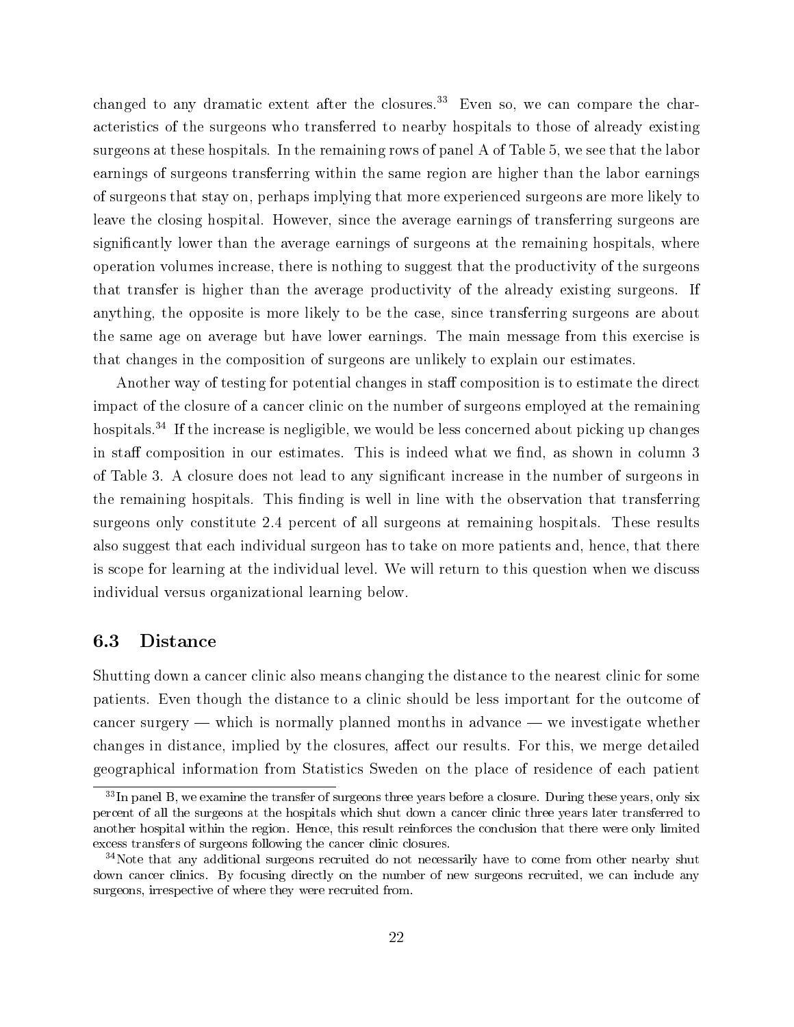changed to any dramatic extent after the closures.[33] Even so, we can compare the characteristics of the surgeons who transferred to nearby hospitals to those of already existing surgeons at these hospitals. In the remaining rows of panel A of Table 5, we see that the labor earnings of surgeons transferring within the same region are higher than the labor earnings of surgeons that stay on, perhaps implying that more experienced surgeons are more likely to leave the closing hospital. However, since the average earnings of transferring surgeons are significantly lower than the average earnings of surgeons at the remaining hospitals, where operation volumes increase, there is nothing to suggest that the productivity of the surgeons that transfer is higher than the average productivity of the already existing surgeons. If anything, the opposite is more likely to be the case, since transferring surgeons are about the same age on average but have lower earnings. The main message from this exercise is that changes in the composition of surgeons are unlikely to explain our estimates.

Another way of testing for potential changes in staff composition is to estimate the direct impact of the closure of a cancer clinic on the number of surgeons employed at the remaining hospitals.[34] If the increase is negligible, we would be less concerned about picking up changes in staff composition in our estimates. This is indeed what we find, as shown in column 3 of Table 3. A closure does not lead to any significant increase in the number of surgeons in the remaining hospitals. This finding is well in line with the observation that transferring surgeons only constitute 2.4 percent of all surgeons at remaining hospitals. These results also suggest that each individual surgeon has to take on more patients and, hence, that there is scope for learning at the individual level. We will return to this question when we discuss individual versus organizational learning below.

### 6.3 Distance

Shutting down a cancer clinic also means changing the distance to the nearest clinic for some patients. Even though the distance to a clinic should be less important for the outcome of cancer surgery — which is normally planned months in advance — we investigate whether changes in distance, implied by the closures, affect our results. For this, we merge detailed geographical information from Statistics Sweden on the place of residence of each patient

[33] In panel B, we examine the transfer of surgeons three years before a closure. During these years, only six percent of all the surgeons at the hospitals which shut down a cancer clinic three years later transferred to another hospital within the region. Hence, this result reinforces the conclusion that there were only limited excess transfers of surgeons following the cancer clinic closures.

[34] Note that any additional surgeons recruited do not necessarily have to come from other nearby shut down cancer clinics. By focusing directly on the number of new surgeons recruited, we can include any surgeons, irrespective of where they were recruited from.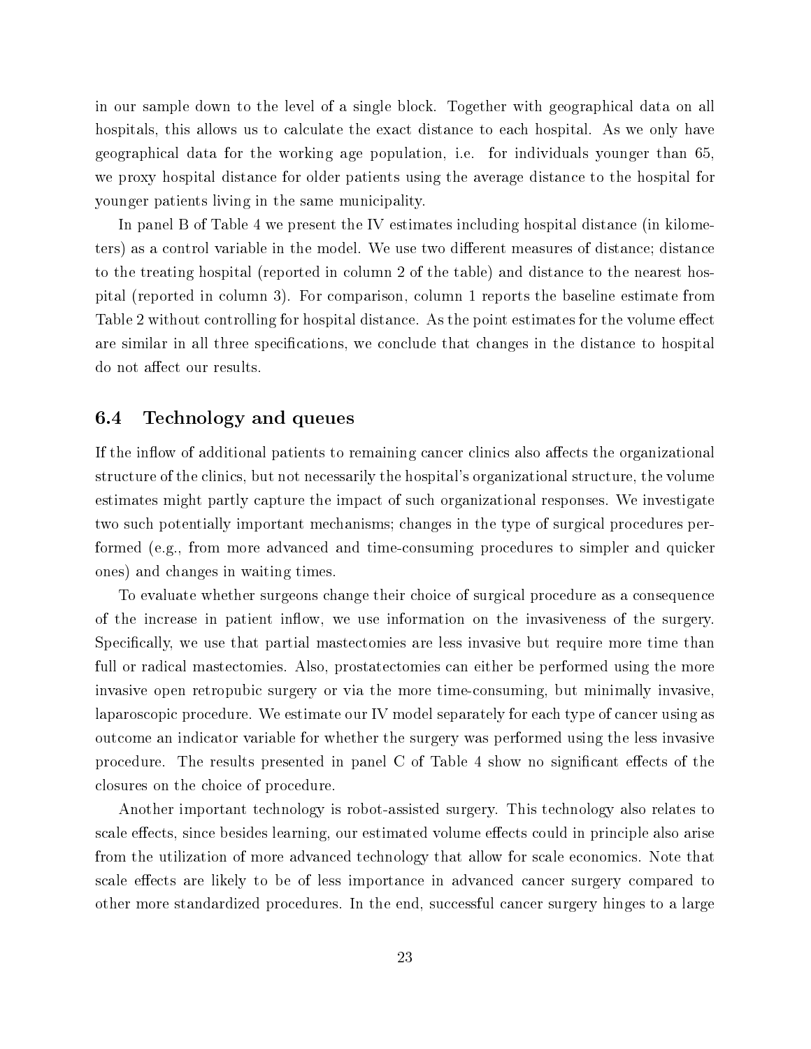in our sample down to the level of a single block. Together with geographical data on all hospitals, this allows us to calculate the exact distance to each hospital. As we only have geographical data for the working age population, i.e. for individuals younger than 65, we proxy hospital distance for older patients using the average distance to the hospital for younger patients living in the same municipality.

In panel B of Table 4 we present the IV estimates including hospital distance (in kilometers) as a control variable in the model. We use two different measures of distance; distance to the treating hospital (reported in column 2 of the table) and distance to the nearest hospital (reported in column 3). For comparison, column 1 reports the baseline estimate from Table 2 without controlling for hospital distance. As the point estimates for the volume effect are similar in all three specifications, we conclude that changes in the distance to hospital do not affect our results.

### 6.4 Technology and queues

If the inflow of additional patients to remaining cancer clinics also affects the organizational structure of the clinics, but not necessarily the hospital's organizational structure, the volume estimates might partly capture the impact of such organizational responses. We investigate two such potentially important mechanisms; changes in the type of surgical procedures performed (e.g., from more advanced and time-consuming procedures to simpler and quicker ones) and changes in waiting times.

To evaluate whether surgeons change their choice of surgical procedure as a consequence of the increase in patient inflow, we use information on the invasiveness of the surgery. Specifically, we use that partial mastectomies are less invasive but require more time than full or radical mastectomies. Also, prostatectomies can either be performed using the more invasive open retropubic surgery or via the more time-consuming, but minimally invasive, laparoscopic procedure. We estimate our IV model separately for each type of cancer using as outcome an indicator variable for whether the surgery was performed using the less invasive procedure. The results presented in panel C of Table 4 show no significant effects of the closures on the choice of procedure.

Another important technology is robot-assisted surgery. This technology also relates to scale effects, since besides learning, our estimated volume effects could in principle also arise from the utilization of more advanced technology that allow for scale economics. Note that scale effects are likely to be of less importance in advanced cancer surgery compared to other more standardized procedures. In the end, successful cancer surgery hinges to a large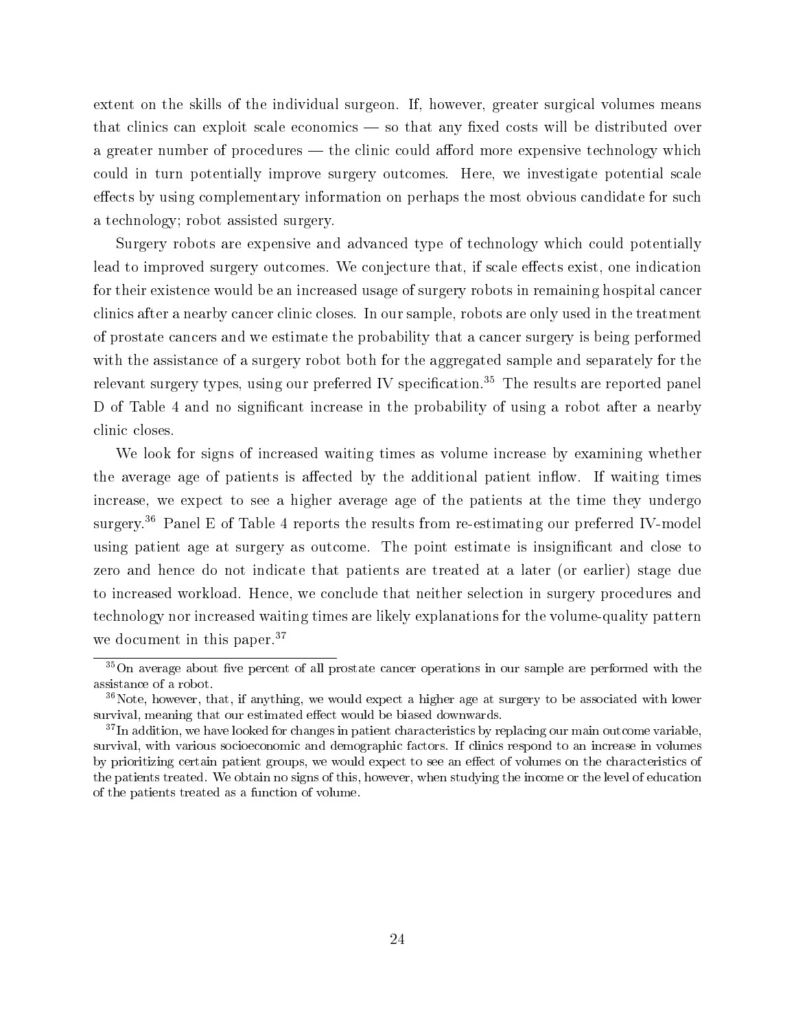extent on the skills of the individual surgeon. If, however, greater surgical volumes means that clinics can exploit scale economics — so that any fixed costs will be distributed over a greater number of procedures — the clinic could afford more expensive technology which could in turn potentially improve surgery outcomes. Here, we investigate potential scale effects by using complementary information on perhaps the most obvious candidate for such a technology; robot assisted surgery.

Surgery robots are expensive and advanced type of technology which could potentially lead to improved surgery outcomes. We conjecture that, if scale effects exist, one indication for their existence would be an increased usage of surgery robots in remaining hospital cancer clinics after a nearby cancer clinic closes. In our sample, robots are only used in the treatment of prostate cancers and we estimate the probability that a cancer surgery is being performed with the assistance of a surgery robot both for the aggregated sample and separately for the relevant surgery types, using our preferred IV specification.[35] The results are reported panel D of Table 4 and no significant increase in the probability of using a robot after a nearby clinic closes.

We look for signs of increased waiting times as volume increase by examining whether the average age of patients is affected by the additional patient inflow. If waiting times increase, we expect to see a higher average age of the patients at the time they undergo surgery.[36] Panel E of Table 4 reports the results from re-estimating our preferred IV-model using patient age at surgery as outcome. The point estimate is insignificant and close to zero and hence do not indicate that patients are treated at a later (or earlier) stage due to increased workload. Hence, we conclude that neither selection in surgery procedures and technology nor increased waiting times are likely explanations for the volume-quality pattern we document in this paper.[37]

---

[35] On average about five percent of all prostate cancer operations in our sample are performed with the assistance of a robot.

[36] Note, however, that, if anything, we would expect a higher age at surgery to be associated with lower survival, meaning that our estimated effect would be biased downwards.

[37] In addition, we have looked for changes in patient characteristics by replacing our main outcome variable, survival, with various socioeconomic and demographic factors. If clinics respond to an increase in volumes by prioritizing certain patient groups, we would expect to see an effect of volumes on the characteristics of the patients treated. We obtain no signs of this, however, when studying the income or the level of education of the patients treated as a function of volume.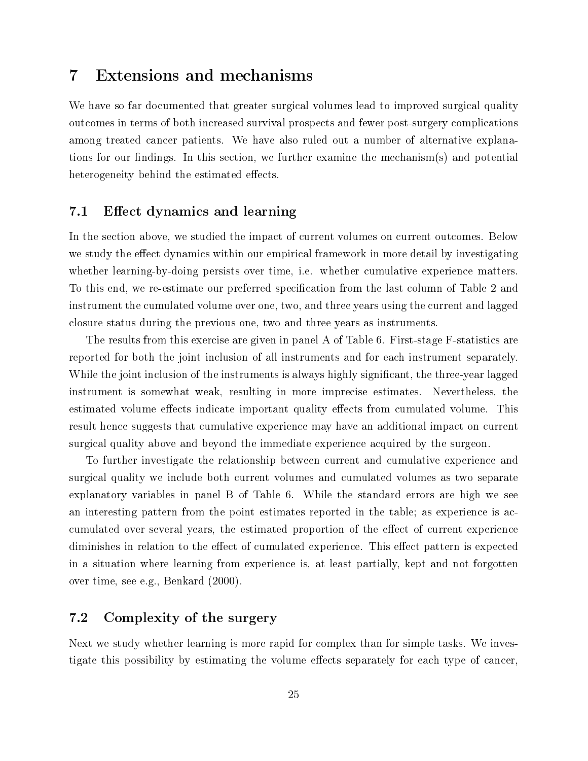# 7 Extensions and mechanisms

We have so far documented that greater surgical volumes lead to improved surgical quality outcomes in terms of both increased survival prospects and fewer post-surgery complications among treated cancer patients. We have also ruled out a number of alternative explanations for our findings. In this section, we further examine the mechanism(s) and potential heterogeneity behind the estimated effects.

## 7.1 Effect dynamics and learning

In the section above, we studied the impact of current volumes on current outcomes. Below we study the effect dynamics within our empirical framework in more detail by investigating whether learning-by-doing persists over time, i.e. whether cumulative experience matters. To this end, we re-estimate our preferred specification from the last column of Table 2 and instrument the cumulated volume over one, two, and three years using the current and lagged closure status during the previous one, two and three years as instruments.

The results from this exercise are given in panel A of Table 6. First-stage F-statistics are reported for both the joint inclusion of all instruments and for each instrument separately. While the joint inclusion of the instruments is always highly significant, the three-year lagged instrument is somewhat weak, resulting in more imprecise estimates. Nevertheless, the estimated volume effects indicate important quality effects from cumulated volume. This result hence suggests that cumulative experience may have an additional impact on current surgical quality above and beyond the immediate experience acquired by the surgeon.

To further investigate the relationship between current and cumulative experience and surgical quality we include both current volumes and cumulated volumes as two separate explanatory variables in panel B of Table 6. While the standard errors are high we see an interesting pattern from the point estimates reported in the table; as experience is accumulated over several years, the estimated proportion of the effect of current experience diminishes in relation to the effect of cumulated experience. This effect pattern is expected in a situation where learning from experience is, at least partially, kept and not forgotten over time, see e.g., Benkard (2000).

## 7.2 Complexity of the surgery

Next we study whether learning is more rapid for complex than for simple tasks. We investigate this possibility by estimating the volume effects separately for each type of cancer,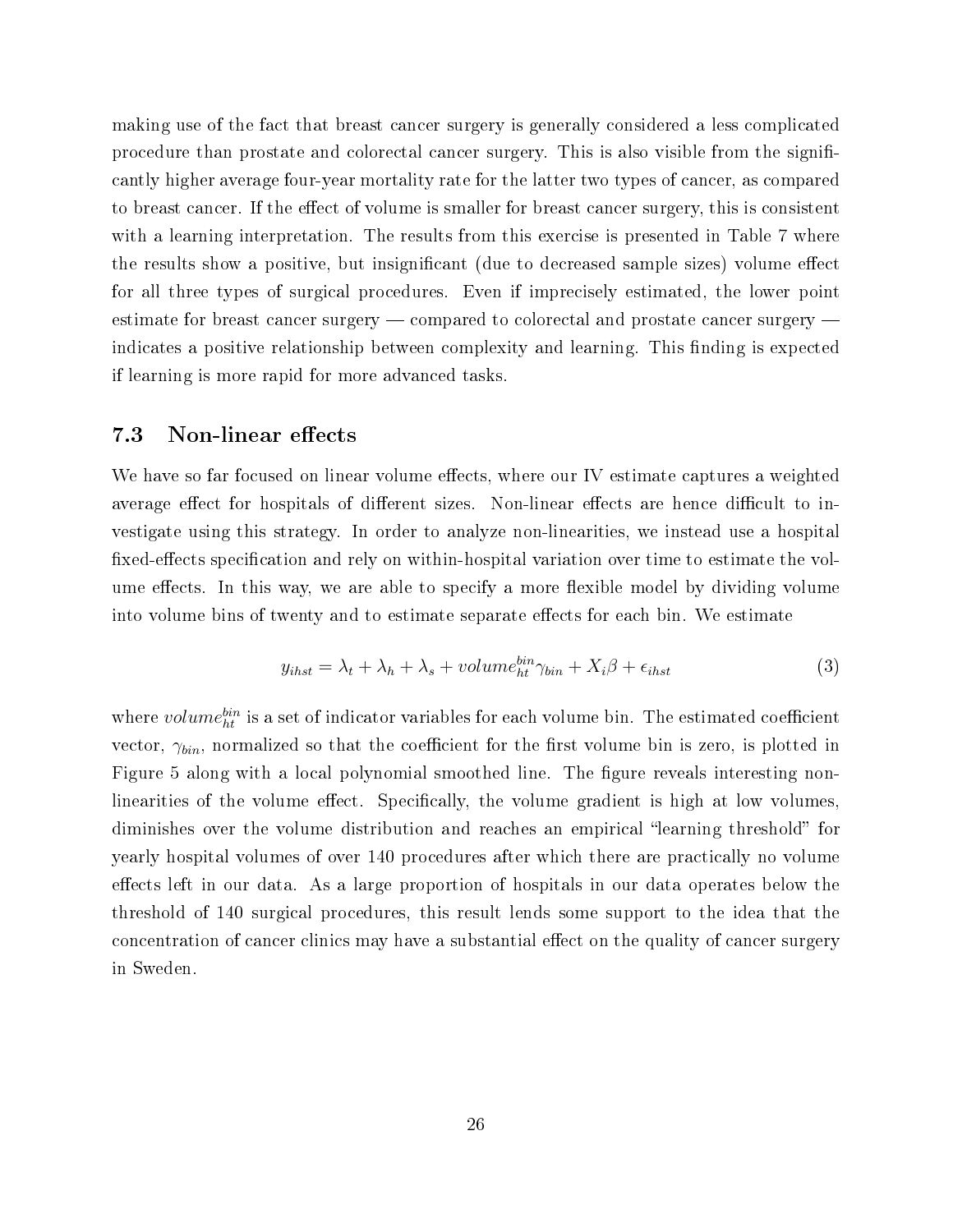making use of the fact that breast cancer surgery is generally considered a less complicated procedure than prostate and colorectal cancer surgery. This is also visible from the significantly higher average four-year mortality rate for the latter two types of cancer, as compared to breast cancer. If the effect of volume is smaller for breast cancer surgery, this is consistent with a learning interpretation. The results from this exercise is presented in Table 7 where the results show a positive, but insignificant (due to decreased sample sizes) volume effect for all three types of surgical procedures. Even if imprecisely estimated, the lower point estimate for breast cancer surgery — compared to colorectal and prostate cancer surgery — indicates a positive relationship between complexity and learning. This finding is expected if learning is more rapid for more advanced tasks.

### 7.3 Non-linear effects

We have so far focused on linear volume effects, where our IV estimate captures a weighted average effect for hospitals of different sizes. Non-linear effects are hence difficult to investigate using this strategy. In order to analyze non-linearities, we instead use a hospital fixed-effects specification and rely on within-hospital variation over time to estimate the volume effects. In this way, we are able to specify a more flexible model by dividing volume into volume bins of twenty and to estimate separate effects for each bin. We estimate

$$y_{ihst} = \lambda_t + \lambda_h + \lambda_s + volume_{ht}^{bin}\gamma_{bin} + X_i\beta + \epsilon_{ihst} \tag{3}$$

where $volume_{ht}^{bin}$ is a set of indicator variables for each volume bin. The estimated coefficient vector, $\gamma_{bin}$, normalized so that the coefficient for the first volume bin is zero, is plotted in Figure 5 along with a local polynomial smoothed line. The figure reveals interesting non-linearities of the volume effect. Specifically, the volume gradient is high at low volumes, diminishes over the volume distribution and reaches an empirical "learning threshold" for yearly hospital volumes of over 140 procedures after which there are practically no volume effects left in our data. As a large proportion of hospitals in our data operates below the threshold of 140 surgical procedures, this result lends some support to the idea that the concentration of cancer clinics may have a substantial effect on the quality of cancer surgery in Sweden.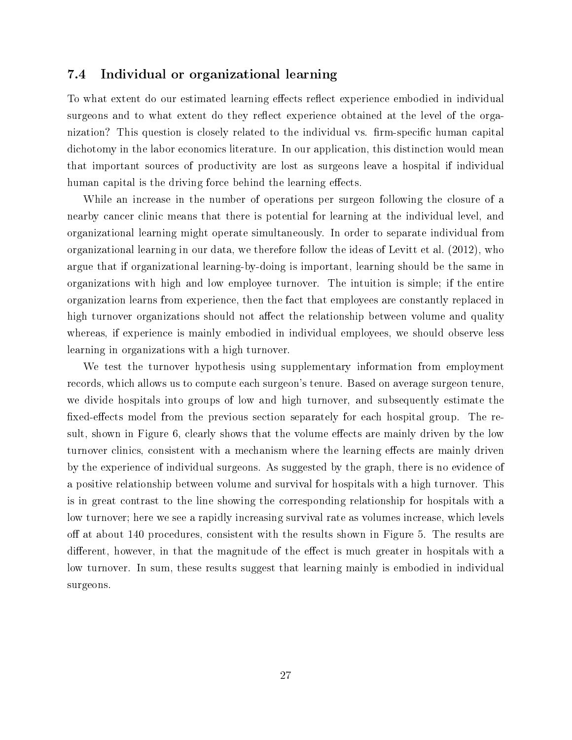### 7.4 Individual or organizational learning

To what extent do our estimated learning effects reflect experience embodied in individual surgeons and to what extent do they reflect experience obtained at the level of the organization? This question is closely related to the individual vs. firm-specific human capital dichotomy in the labor economics literature. In our application, this distinction would mean that important sources of productivity are lost as surgeons leave a hospital if individual human capital is the driving force behind the learning effects.

While an increase in the number of operations per surgeon following the closure of a nearby cancer clinic means that there is potential for learning at the individual level, and organizational learning might operate simultaneously. In order to separate individual from organizational learning in our data, we therefore follow the ideas of Levitt et al. (2012), who argue that if organizational learning-by-doing is important, learning should be the same in organizations with high and low employee turnover. The intuition is simple; if the entire organization learns from experience, then the fact that employees are constantly replaced in high turnover organizations should not affect the relationship between volume and quality whereas, if experience is mainly embodied in individual employees, we should observe less learning in organizations with a high turnover.

We test the turnover hypothesis using supplementary information from employment records, which allows us to compute each surgeon's tenure. Based on average surgeon tenure, we divide hospitals into groups of low and high turnover, and subsequently estimate the fixed-effects model from the previous section separately for each hospital group. The result, shown in Figure 6, clearly shows that the volume effects are mainly driven by the low turnover clinics, consistent with a mechanism where the learning effects are mainly driven by the experience of individual surgeons. As suggested by the graph, there is no evidence of a positive relationship between volume and survival for hospitals with a high turnover. This is in great contrast to the line showing the corresponding relationship for hospitals with a low turnover; here we see a rapidly increasing survival rate as volumes increase, which levels off at about 140 procedures, consistent with the results shown in Figure 5. The results are different, however, in that the magnitude of the effect is much greater in hospitals with a low turnover. In sum, these results suggest that learning mainly is embodied in individual surgeons.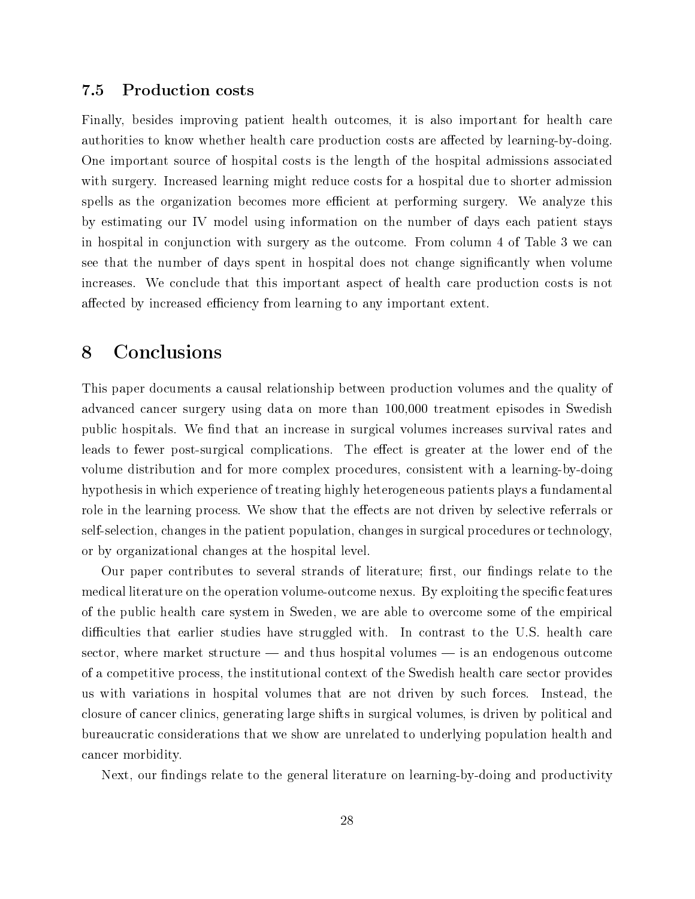### 7.5 Production costs

Finally, besides improving patient health outcomes, it is also important for health care authorities to know whether health care production costs are affected by learning-by-doing. One important source of hospital costs is the length of the hospital admissions associated with surgery. Increased learning might reduce costs for a hospital due to shorter admission spells as the organization becomes more efficient at performing surgery. We analyze this by estimating our IV model using information on the number of days each patient stays in hospital in conjunction with surgery as the outcome. From column 4 of Table 3 we can see that the number of days spent in hospital does not change significantly when volume increases. We conclude that this important aspect of health care production costs is not affected by increased efficiency from learning to any important extent.

# 8 Conclusions

This paper documents a causal relationship between production volumes and the quality of advanced cancer surgery using data on more than 100,000 treatment episodes in Swedish public hospitals. We find that an increase in surgical volumes increases survival rates and leads to fewer post-surgical complications. The effect is greater at the lower end of the volume distribution and for more complex procedures, consistent with a learning-by-doing hypothesis in which experience of treating highly heterogeneous patients plays a fundamental role in the learning process. We show that the effects are not driven by selective referrals or self-selection, changes in the patient population, changes in surgical procedures or technology, or by organizational changes at the hospital level.

Our paper contributes to several strands of literature; first, our findings relate to the medical literature on the operation volume-outcome nexus. By exploiting the specific features of the public health care system in Sweden, we are able to overcome some of the empirical difficulties that earlier studies have struggled with. In contrast to the U.S. health care sector, where market structure — and thus hospital volumes — is an endogenous outcome of a competitive process, the institutional context of the Swedish health care sector provides us with variations in hospital volumes that are not driven by such forces. Instead, the closure of cancer clinics, generating large shifts in surgical volumes, is driven by political and bureaucratic considerations that we show are unrelated to underlying population health and cancer morbidity.

Next, our findings relate to the general literature on learning-by-doing and productivity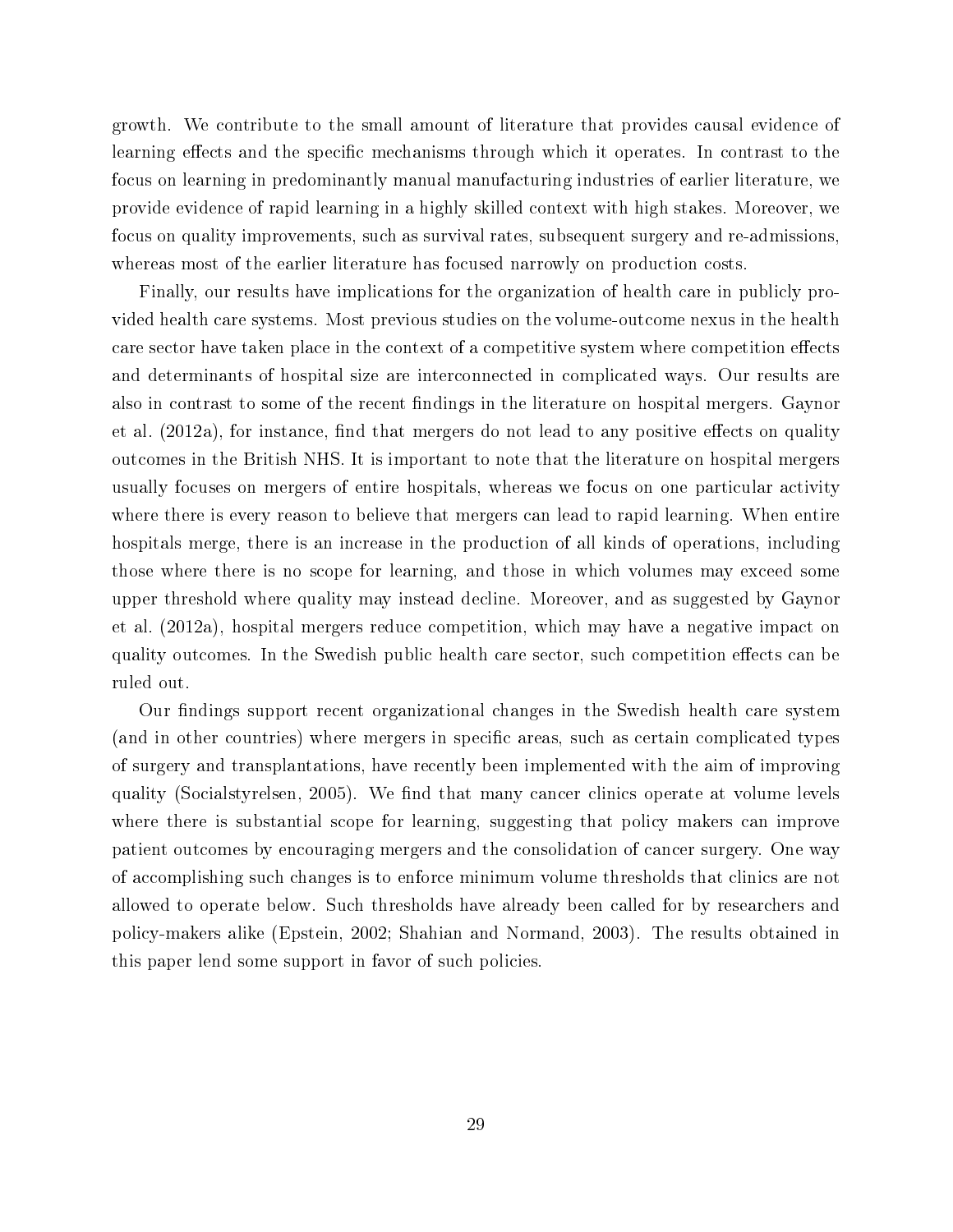growth. We contribute to the small amount of literature that provides causal evidence of learning effects and the specific mechanisms through which it operates. In contrast to the focus on learning in predominantly manual manufacturing industries of earlier literature, we provide evidence of rapid learning in a highly skilled context with high stakes. Moreover, we focus on quality improvements, such as survival rates, subsequent surgery and re-admissions, whereas most of the earlier literature has focused narrowly on production costs.

Finally, our results have implications for the organization of health care in publicly provided health care systems. Most previous studies on the volume-outcome nexus in the health care sector have taken place in the context of a competitive system where competition effects and determinants of hospital size are interconnected in complicated ways. Our results are also in contrast to some of the recent findings in the literature on hospital mergers. Gaynor et al. (2012a), for instance, find that mergers do not lead to any positive effects on quality outcomes in the British NHS. It is important to note that the literature on hospital mergers usually focuses on mergers of entire hospitals, whereas we focus on one particular activity where there is every reason to believe that mergers can lead to rapid learning. When entire hospitals merge, there is an increase in the production of all kinds of operations, including those where there is no scope for learning, and those in which volumes may exceed some upper threshold where quality may instead decline. Moreover, and as suggested by Gaynor et al. (2012a), hospital mergers reduce competition, which may have a negative impact on quality outcomes. In the Swedish public health care sector, such competition effects can be ruled out.

Our findings support recent organizational changes in the Swedish health care system (and in other countries) where mergers in specific areas, such as certain complicated types of surgery and transplantations, have recently been implemented with the aim of improving quality (Socialstyrelsen, 2005). We find that many cancer clinics operate at volume levels where there is substantial scope for learning, suggesting that policy makers can improve patient outcomes by encouraging mergers and the consolidation of cancer surgery. One way of accomplishing such changes is to enforce minimum volume thresholds that clinics are not allowed to operate below. Such thresholds have already been called for by researchers and policy-makers alike (Epstein, 2002; Shahian and Normand, 2003). The results obtained in this paper lend some support in favor of such policies.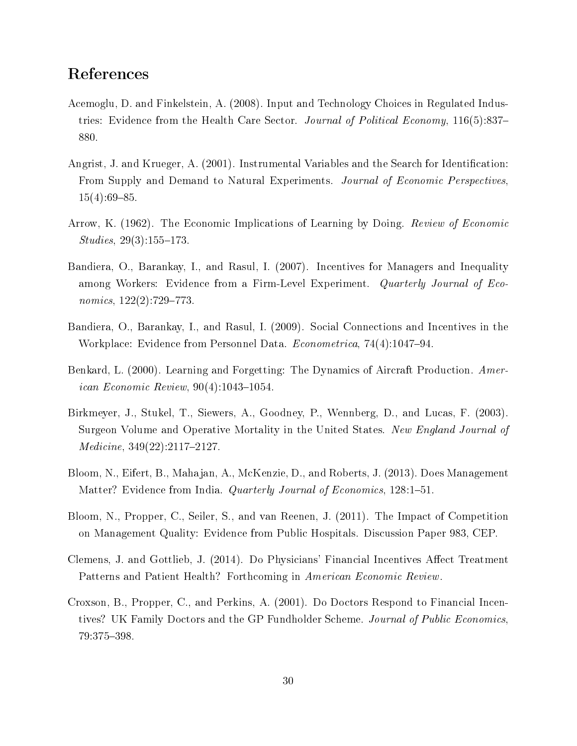# References

Acemoglu, D. and Finkelstein, A. (2008). Input and Technology Choices in Regulated Industries: Evidence from the Health Care Sector. *Journal of Political Economy*, 116(5):837–880.

Angrist, J. and Krueger, A. (2001). Instrumental Variables and the Search for Identification: From Supply and Demand to Natural Experiments. *Journal of Economic Perspectives*, 15(4):69–85.

Arrow, K. (1962). The Economic Implications of Learning by Doing. *Review of Economic Studies*, 29(3):155–173.

Bandiera, O., Barankay, I., and Rasul, I. (2007). Incentives for Managers and Inequality among Workers: Evidence from a Firm-Level Experiment. *Quarterly Journal of Economics*, 122(2):729–773.

Bandiera, O., Barankay, I., and Rasul, I. (2009). Social Connections and Incentives in the Workplace: Evidence from Personnel Data. *Econometrica*, 74(4):1047–94.

Benkard, L. (2000). Learning and Forgetting: The Dynamics of Aircraft Production. *American Economic Review*, 90(4):1043–1054.

Birkmeyer, J., Stukel, T., Siewers, A., Goodney, P., Wennberg, D., and Lucas, F. (2003). Surgeon Volume and Operative Mortality in the United States. *New England Journal of Medicine*, 349(22):2117–2127.

Bloom, N., Eifert, B., Mahajan, A., McKenzie, D., and Roberts, J. (2013). Does Management Matter? Evidence from India. *Quarterly Journal of Economics*, 128:1–51.

Bloom, N., Propper, C., Seiler, S., and van Reenen, J. (2011). The Impact of Competition on Management Quality: Evidence from Public Hospitals. Discussion Paper 983, CEP.

Clemens, J. and Gottlieb, J. (2014). Do Physicians' Financial Incentives Affect Treatment Patterns and Patient Health? Forthcoming in *American Economic Review*.

Croxson, B., Propper, C., and Perkins, A. (2001). Do Doctors Respond to Financial Incentives? UK Family Doctors and the GP Fundholder Scheme. *Journal of Public Economics*, 79:375–398.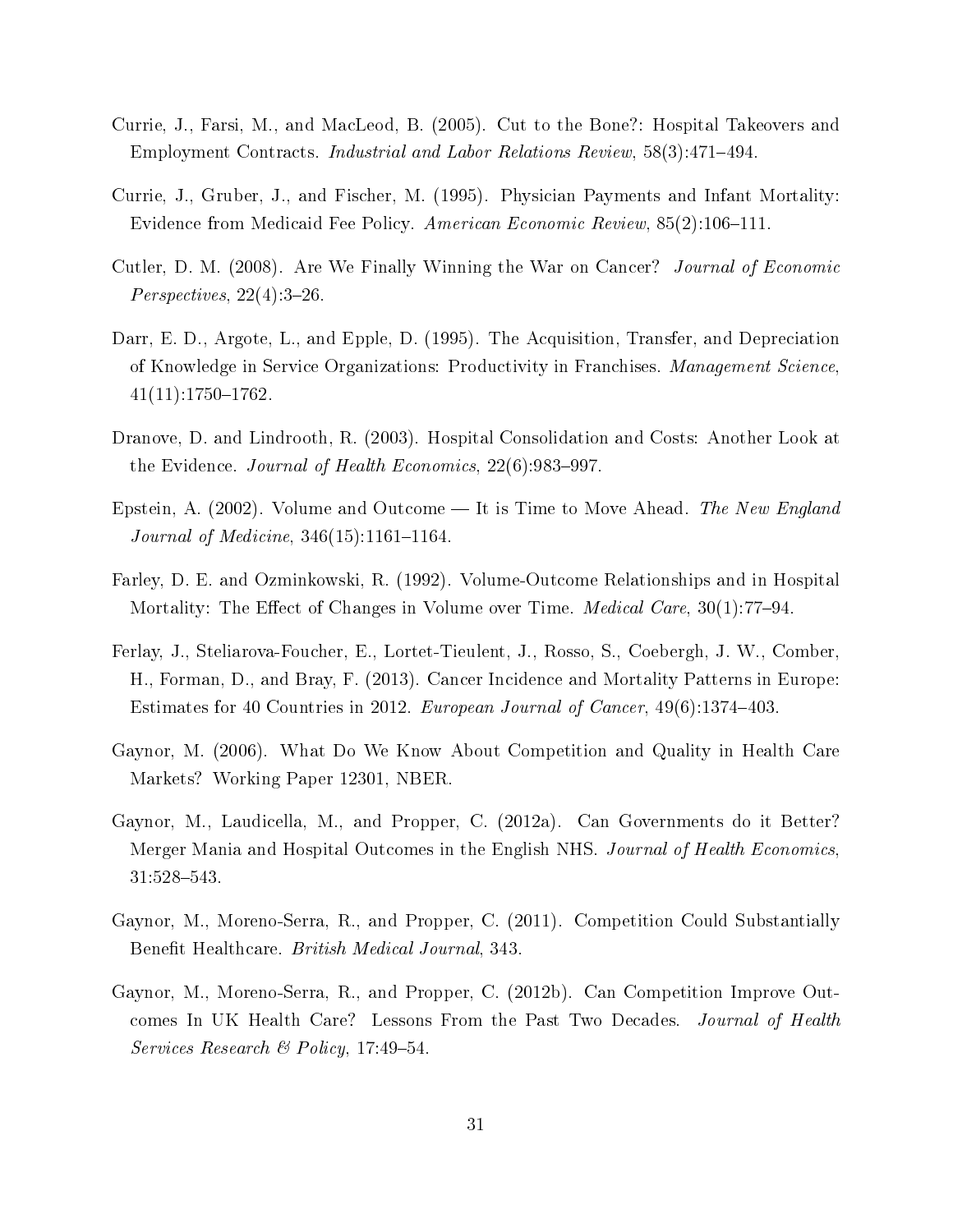Currie, J., Farsi, M., and MacLeod, B. (2005). Cut to the Bone?: Hospital Takeovers and Employment Contracts. *Industrial and Labor Relations Review*, 58(3):471–494.

Currie, J., Gruber, J., and Fischer, M. (1995). Physician Payments and Infant Mortality: Evidence from Medicaid Fee Policy. *American Economic Review*, 85(2):106–111.

Cutler, D. M. (2008). Are We Finally Winning the War on Cancer? *Journal of Economic Perspectives*, 22(4):3–26.

Darr, E. D., Argote, L., and Epple, D. (1995). The Acquisition, Transfer, and Depreciation of Knowledge in Service Organizations: Productivity in Franchises. *Management Science*, 41(11):1750–1762.

Dranove, D. and Lindrooth, R. (2003). Hospital Consolidation and Costs: Another Look at the Evidence. *Journal of Health Economics*, 22(6):983–997.

Epstein, A. (2002). Volume and Outcome — It is Time to Move Ahead. *The New England Journal of Medicine*, 346(15):1161–1164.

Farley, D. E. and Ozminkowski, R. (1992). Volume-Outcome Relationships and in Hospital Mortality: The Effect of Changes in Volume over Time. *Medical Care*, 30(1):77–94.

Ferlay, J., Steliarova-Foucher, E., Lortet-Tieulent, J., Rosso, S., Coebergh, J. W., Comber, H., Forman, D., and Bray, F. (2013). Cancer Incidence and Mortality Patterns in Europe: Estimates for 40 Countries in 2012. *European Journal of Cancer*, 49(6):1374–403.

Gaynor, M. (2006). What Do We Know About Competition and Quality in Health Care Markets? Working Paper 12301, NBER.

Gaynor, M., Laudicella, M., and Propper, C. (2012a). Can Governments do it Better? Merger Mania and Hospital Outcomes in the English NHS. *Journal of Health Economics*, 31:528–543.

Gaynor, M., Moreno-Serra, R., and Propper, C. (2011). Competition Could Substantially Benefit Healthcare. *British Medical Journal*, 343.

Gaynor, M., Moreno-Serra, R., and Propper, C. (2012b). Can Competition Improve Outcomes In UK Health Care? Lessons From the Past Two Decades. *Journal of Health Services Research & Policy*, 17:49–54.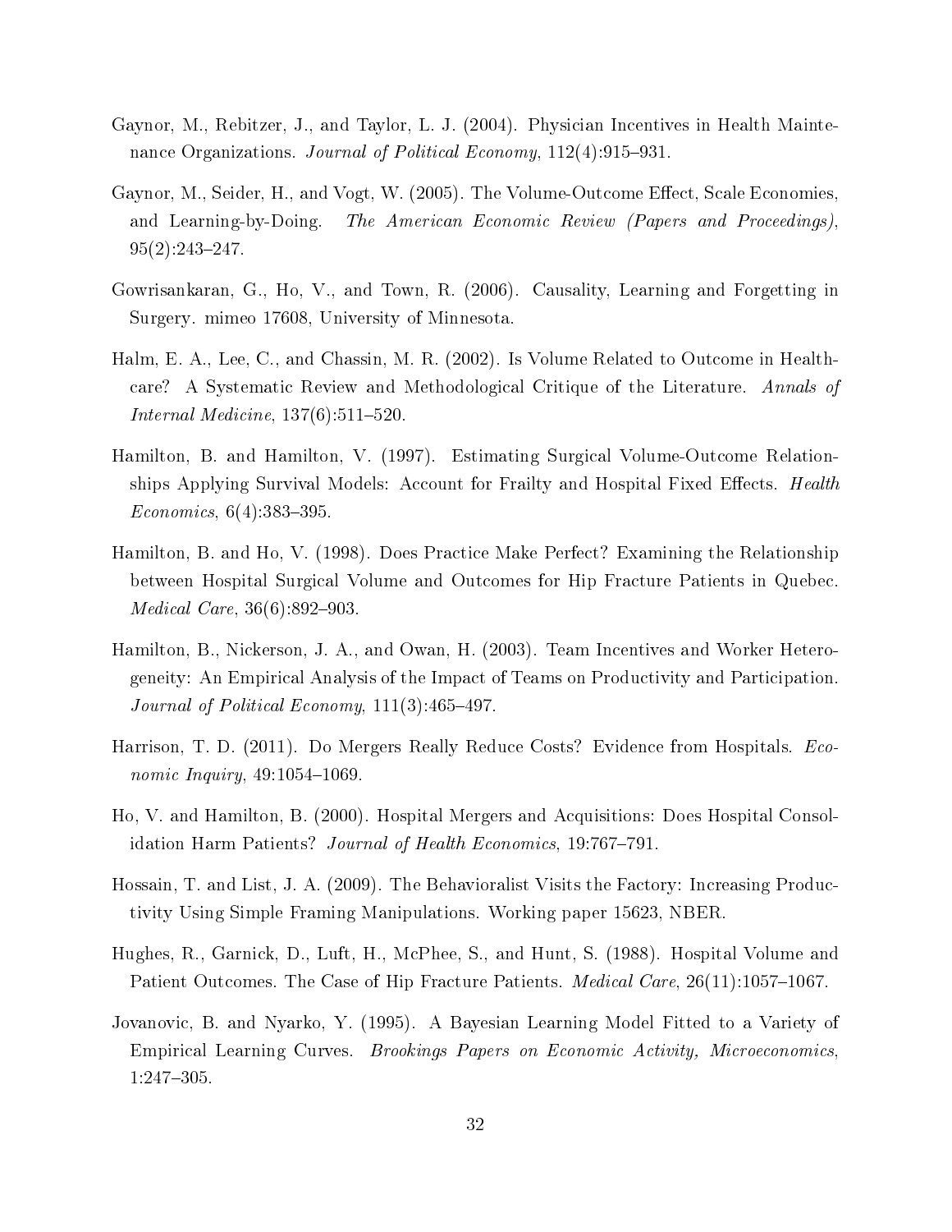Gaynor, M., Rebitzer, J., and Taylor, L. J. (2004). Physician Incentives in Health Maintenance Organizations. *Journal of Political Economy*, 112(4):915–931.

Gaynor, M., Seider, H., and Vogt, W. (2005). The Volume-Outcome Effect, Scale Economies, and Learning-by-Doing. *The American Economic Review (Papers and Proceedings)*, 95(2):243–247.

Gowrisankaran, G., Ho, V., and Town, R. (2006). Causality, Learning and Forgetting in Surgery. mimeo 17608, University of Minnesota.

Halm, E. A., Lee, C., and Chassin, M. R. (2002). Is Volume Related to Outcome in Healthcare? A Systematic Review and Methodological Critique of the Literature. *Annals of Internal Medicine*, 137(6):511–520.

Hamilton, B. and Hamilton, V. (1997). Estimating Surgical Volume-Outcome Relationships Applying Survival Models: Account for Frailty and Hospital Fixed Effects. *Health Economics*, 6(4):383–395.

Hamilton, B. and Ho, V. (1998). Does Practice Make Perfect? Examining the Relationship between Hospital Surgical Volume and Outcomes for Hip Fracture Patients in Quebec. *Medical Care*, 36(6):892–903.

Hamilton, B., Nickerson, J. A., and Owan, H. (2003). Team Incentives and Worker Heterogeneity: An Empirical Analysis of the Impact of Teams on Productivity and Participation. *Journal of Political Economy*, 111(3):465–497.

Harrison, T. D. (2011). Do Mergers Really Reduce Costs? Evidence from Hospitals. *Economic Inquiry*, 49:1054–1069.

Ho, V. and Hamilton, B. (2000). Hospital Mergers and Acquisitions: Does Hospital Consolidation Harm Patients? *Journal of Health Economics*, 19:767–791.

Hossain, T. and List, J. A. (2009). The Behavioralist Visits the Factory: Increasing Productivity Using Simple Framing Manipulations. Working paper 15623, NBER.

Hughes, R., Garnick, D., Luft, H., McPhee, S., and Hunt, S. (1988). Hospital Volume and Patient Outcomes. The Case of Hip Fracture Patients. *Medical Care*, 26(11):1057–1067.

Jovanovic, B. and Nyarko, Y. (1995). A Bayesian Learning Model Fitted to a Variety of Empirical Learning Curves. *Brookings Papers on Economic Activity, Microeconomics*, 1:247–305.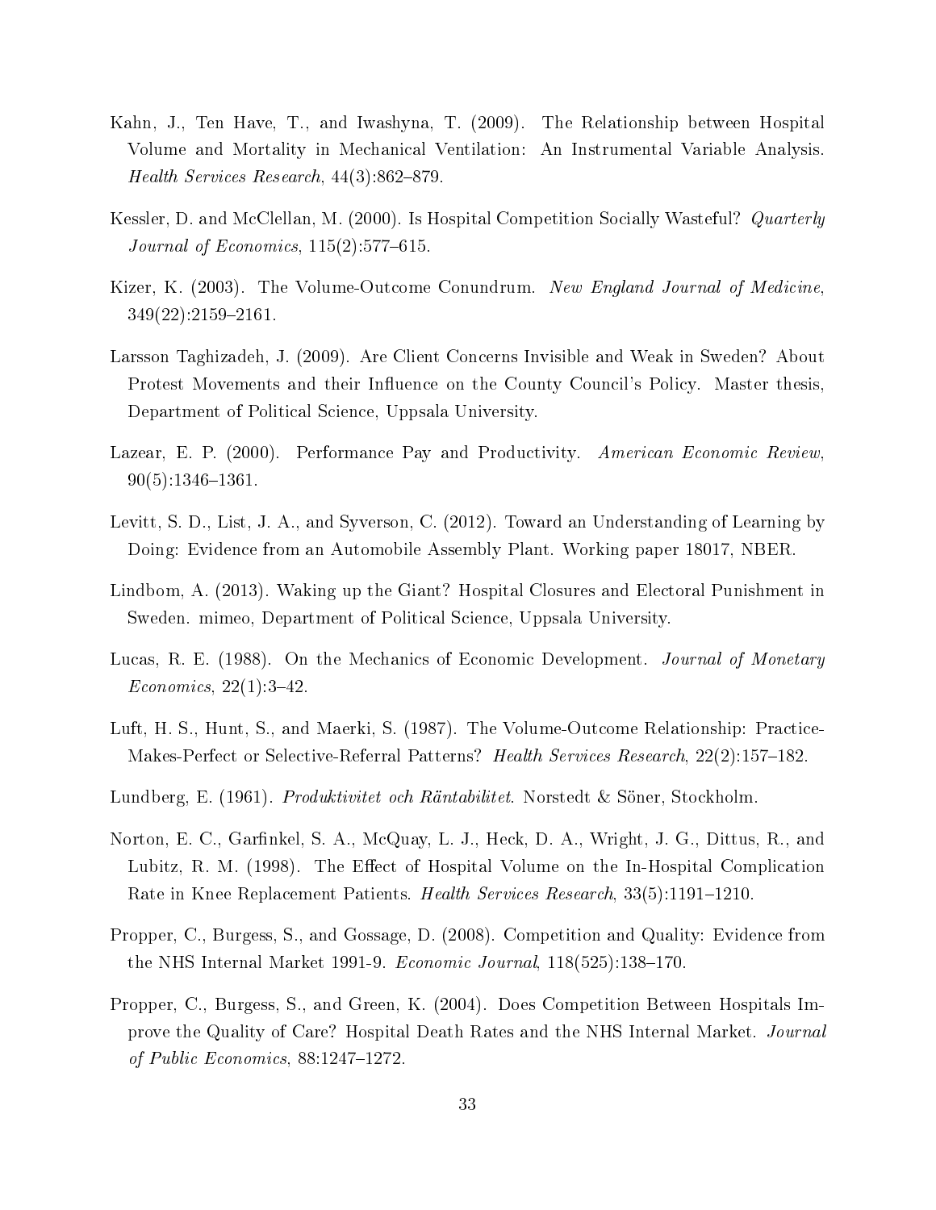Kahn, J., Ten Have, T., and Iwashyna, T. (2009). The Relationship between Hospital Volume and Mortality in Mechanical Ventilation: An Instrumental Variable Analysis. *Health Services Research*, 44(3):862–879.

Kessler, D. and McClellan, M. (2000). Is Hospital Competition Socially Wasteful? *Quarterly Journal of Economics*, 115(2):577–615.

Kizer, K. (2003). The Volume-Outcome Conundrum. *New England Journal of Medicine*, 349(22):2159–2161.

Larsson Taghizadeh, J. (2009). Are Client Concerns Invisible and Weak in Sweden? About Protest Movements and their Influence on the County Council's Policy. Master thesis, Department of Political Science, Uppsala University.

Lazear, E. P. (2000). Performance Pay and Productivity. *American Economic Review*, 90(5):1346–1361.

Levitt, S. D., List, J. A., and Syverson, C. (2012). Toward an Understanding of Learning by Doing: Evidence from an Automobile Assembly Plant. Working paper 18017, NBER.

Lindbom, A. (2013). Waking up the Giant? Hospital Closures and Electoral Punishment in Sweden. mimeo, Department of Political Science, Uppsala University.

Lucas, R. E. (1988). On the Mechanics of Economic Development. *Journal of Monetary Economics*, 22(1):3–42.

Luft, H. S., Hunt, S., and Maerki, S. (1987). The Volume-Outcome Relationship: Practice-Makes-Perfect or Selective-Referral Patterns? *Health Services Research*, 22(2):157–182.

Lundberg, E. (1961). *Produktivitet och Räntabilitet*. Norstedt & Söner, Stockholm.

Norton, E. C., Garfinkel, S. A., McQuay, L. J., Heck, D. A., Wright, J. G., Dittus, R., and Lubitz, R. M. (1998). The Effect of Hospital Volume on the In-Hospital Complication Rate in Knee Replacement Patients. *Health Services Research*, 33(5):1191–1210.

Propper, C., Burgess, S., and Gossage, D. (2008). Competition and Quality: Evidence from the NHS Internal Market 1991-9. *Economic Journal*, 118(525):138–170.

Propper, C., Burgess, S., and Green, K. (2004). Does Competition Between Hospitals Improve the Quality of Care? Hospital Death Rates and the NHS Internal Market. *Journal of Public Economics*, 88:1247–1272.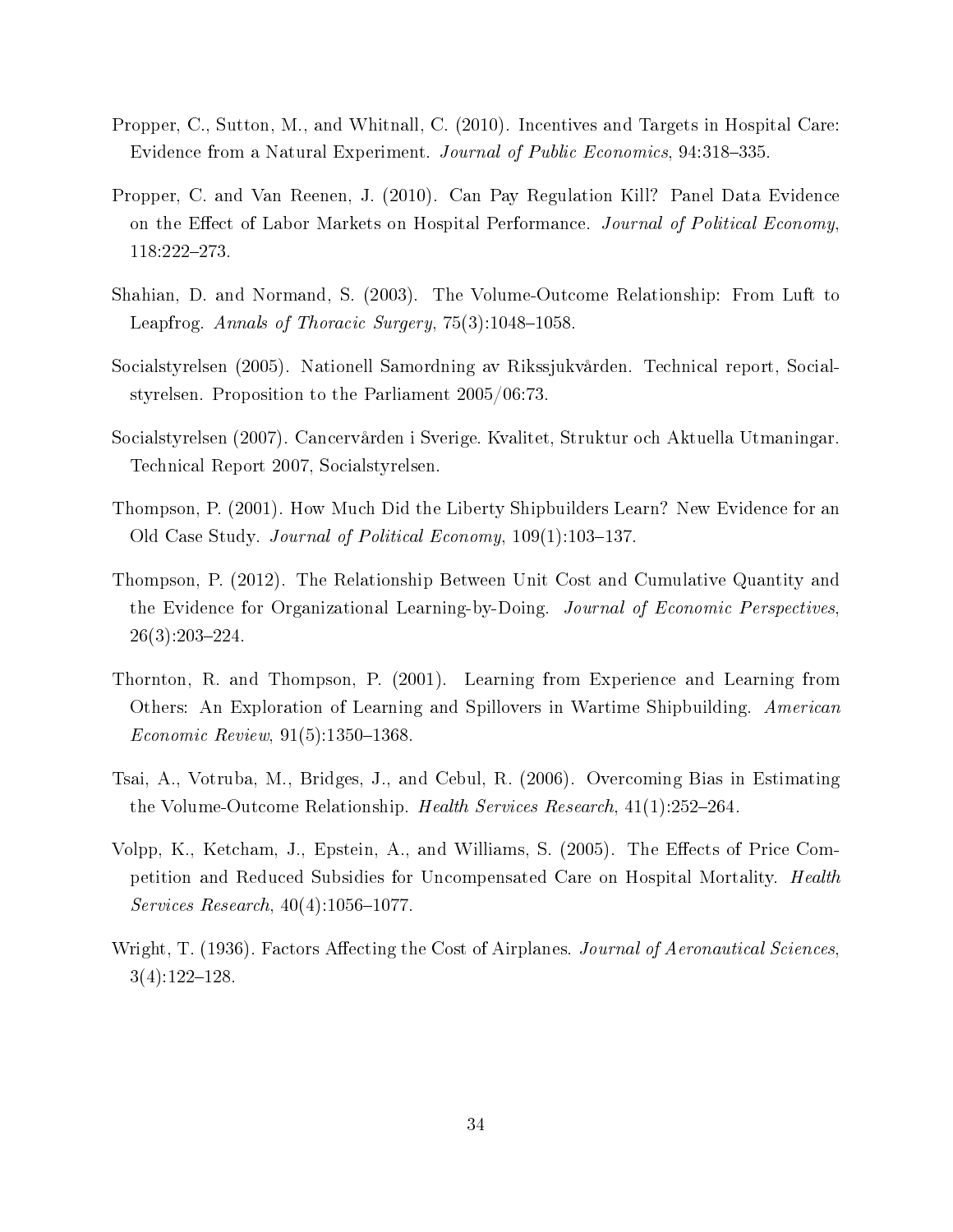Propper, C., Sutton, M., and Whitnall, C. (2010). Incentives and Targets in Hospital Care: Evidence from a Natural Experiment. *Journal of Public Economics*, 94:318–335.

Propper, C. and Van Reenen, J. (2010). Can Pay Regulation Kill? Panel Data Evidence on the Effect of Labor Markets on Hospital Performance. *Journal of Political Economy*, 118:222–273.

Shahian, D. and Normand, S. (2003). The Volume-Outcome Relationship: From Luft to Leapfrog. *Annals of Thoracic Surgery*, 75(3):1048–1058.

Socialstyrelsen (2005). Nationell Samordning av Rikssjukvården. Technical report, Socialstyrelsen. Proposition to the Parliament 2005/06:73.

Socialstyrelsen (2007). Cancervården i Sverige. Kvalitet, Struktur och Aktuella Utmaningar. Technical Report 2007, Socialstyrelsen.

Thompson, P. (2001). How Much Did the Liberty Shipbuilders Learn? New Evidence for an Old Case Study. *Journal of Political Economy*, 109(1):103–137.

Thompson, P. (2012). The Relationship Between Unit Cost and Cumulative Quantity and the Evidence for Organizational Learning-by-Doing. *Journal of Economic Perspectives*, 26(3):203–224.

Thornton, R. and Thompson, P. (2001). Learning from Experience and Learning from Others: An Exploration of Learning and Spillovers in Wartime Shipbuilding. *American Economic Review*, 91(5):1350–1368.

Tsai, A., Votruba, M., Bridges, J., and Cebul, R. (2006). Overcoming Bias in Estimating the Volume-Outcome Relationship. *Health Services Research*, 41(1):252–264.

Volpp, K., Ketcham, J., Epstein, A., and Williams, S. (2005). The Effects of Price Competition and Reduced Subsidies for Uncompensated Care on Hospital Mortality. *Health Services Research*, 40(4):1056–1077.

Wright, T. (1936). Factors Affecting the Cost of Airplanes. *Journal of Aeronautical Sciences*, 3(4):122–128.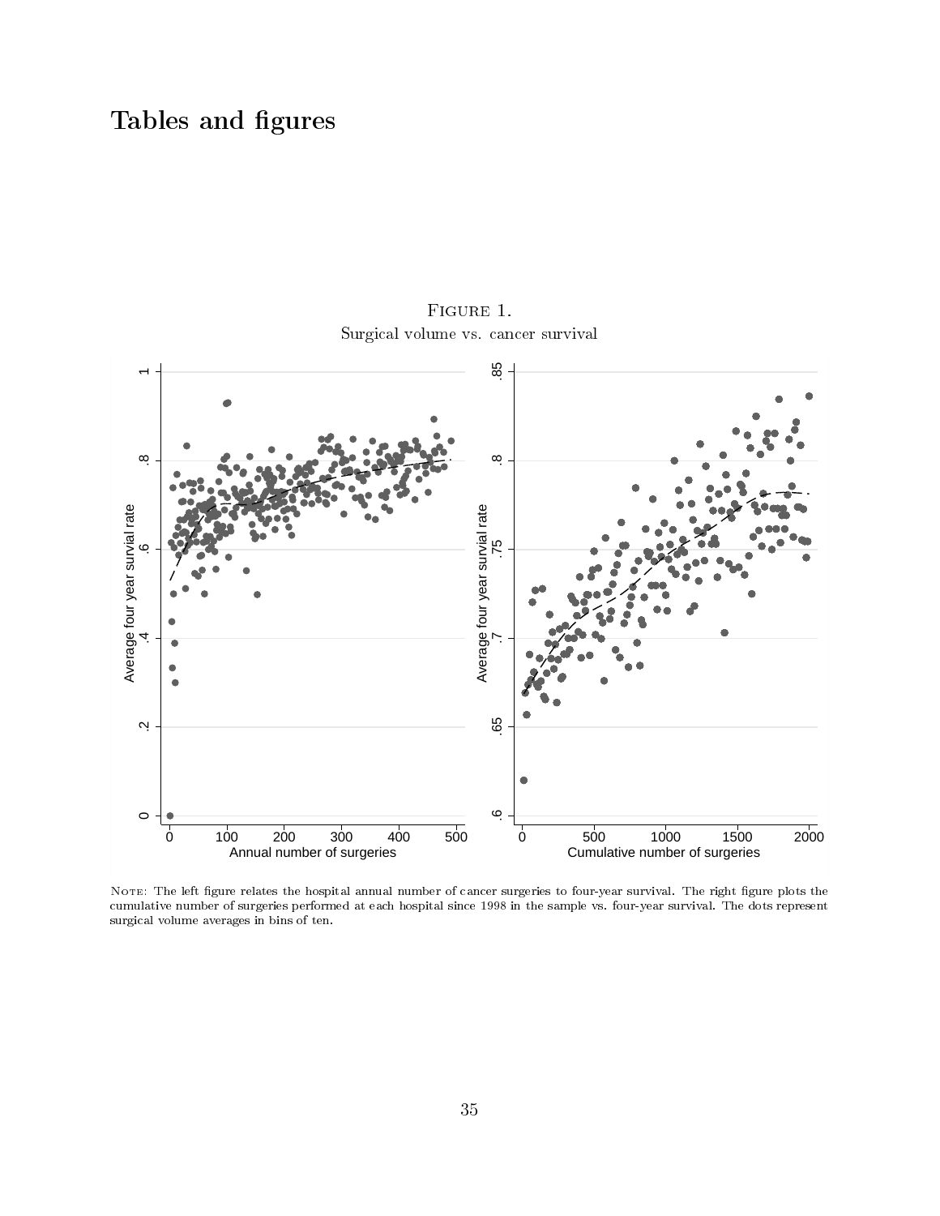# Tables and figures

Figure 1.
Surgical volume vs. cancer survival

Note: The left figure relates the hospital annual number of cancer surgeries to four-year survival. The right figure plots the cumulative number of surgeries performed at each hospital since 1998 in the sample vs. four-year survival. The dots represent surgical volume averages in bins of ten.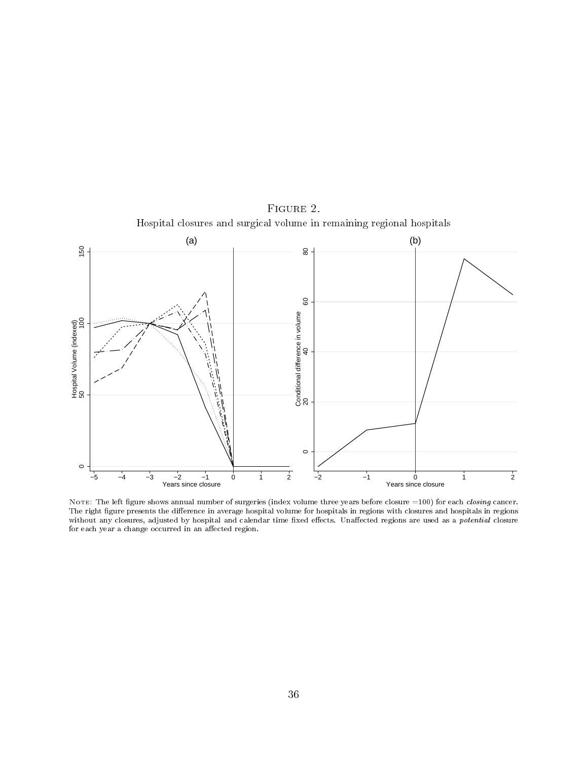Figure 2.
Hospital closures and surgical volume in remaining regional hospitals

Note: The left figure shows annual number of surgeries (index volume three years before closure =100) for each *closing* cancer. The right figure presents the difference in average hospital volume for hospitals in regions with closures and hospitals in regions without any closures, adjusted by hospital and calendar time fixed effects. Unaffected regions are used as a *potential* closure for each year a change occurred in an affected region.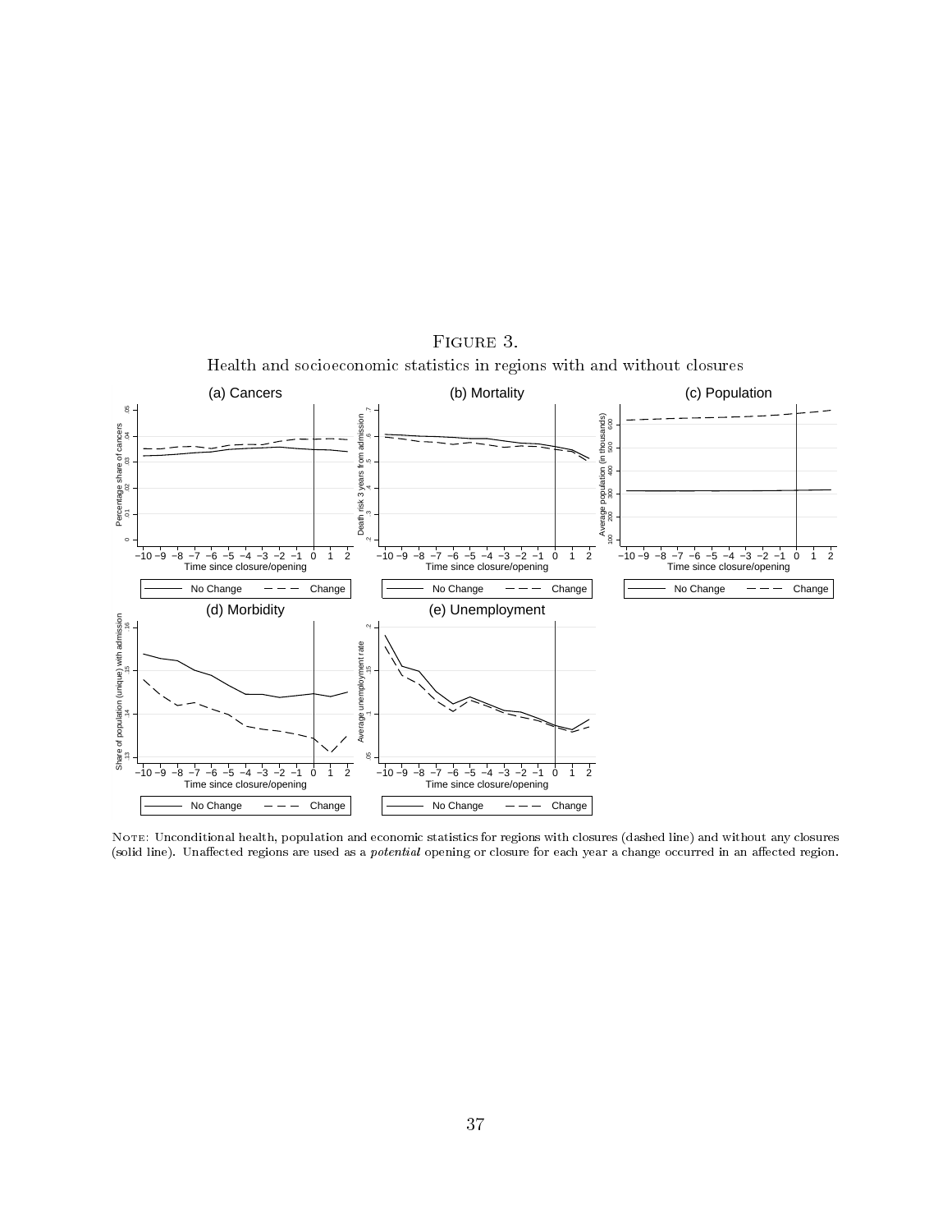Figure 3.

Health and socioeconomic statistics in regions with and without closures

Note: Unconditional health, population and economic statistics for regions with closures (dashed line) and without any closures (solid line). Unaffected regions are used as a *potential* opening or closure for each year a change occurred in an affected region.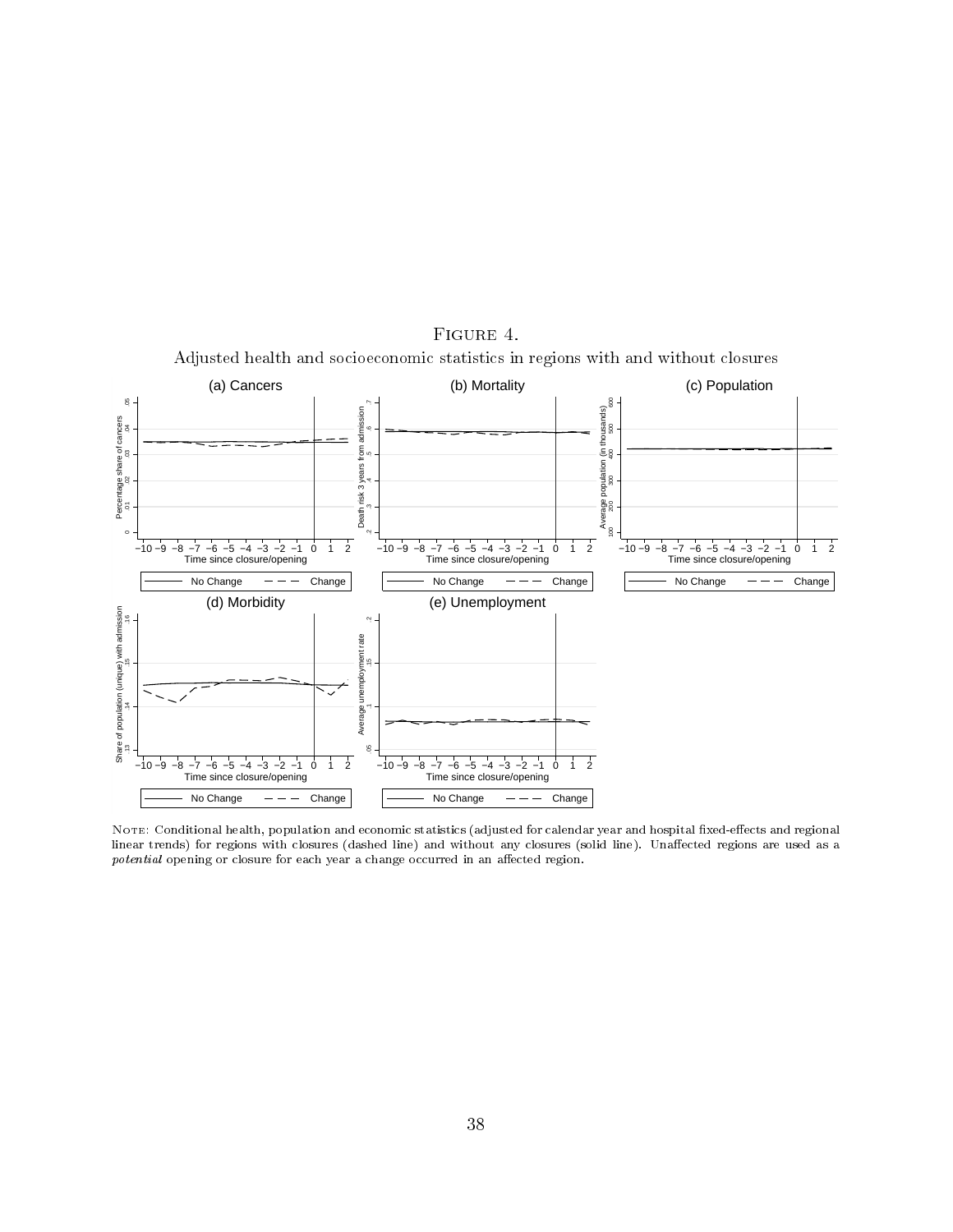Figure 4.

Adjusted health and socioeconomic statistics in regions with and without closures

Note: Conditional health, population and economic statistics (adjusted for calendar year and hospital fixed-effects and regional linear trends) for regions with closures (dashed line) and without any closures (solid line). Unaffected regions are used as a *potential* opening or closure for each year a change occurred in an affected region.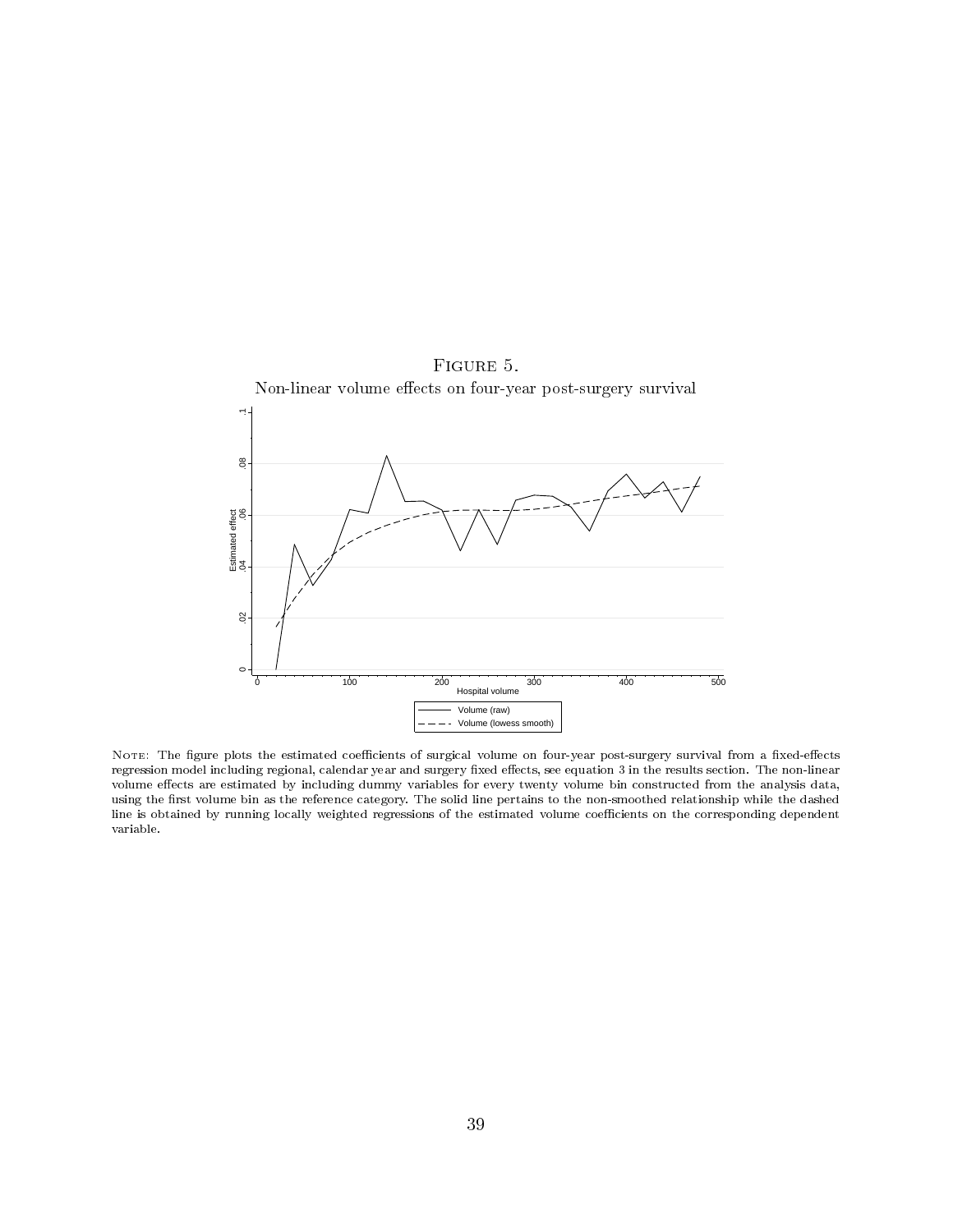Figure 5.

Non-linear volume effects on four-year post-surgery survival

Note: The figure plots the estimated coefficients of surgical volume on four-year post-surgery survival from a fixed-effects regression model including regional, calendar year and surgery fixed effects, see equation 3 in the results section. The non-linear volume effects are estimated by including dummy variables for every twenty volume bin constructed from the analysis data, using the first volume bin as the reference category. The solid line pertains to the non-smoothed relationship while the dashed line is obtained by running locally weighted regressions of the estimated volume coefficients on the corresponding dependent variable.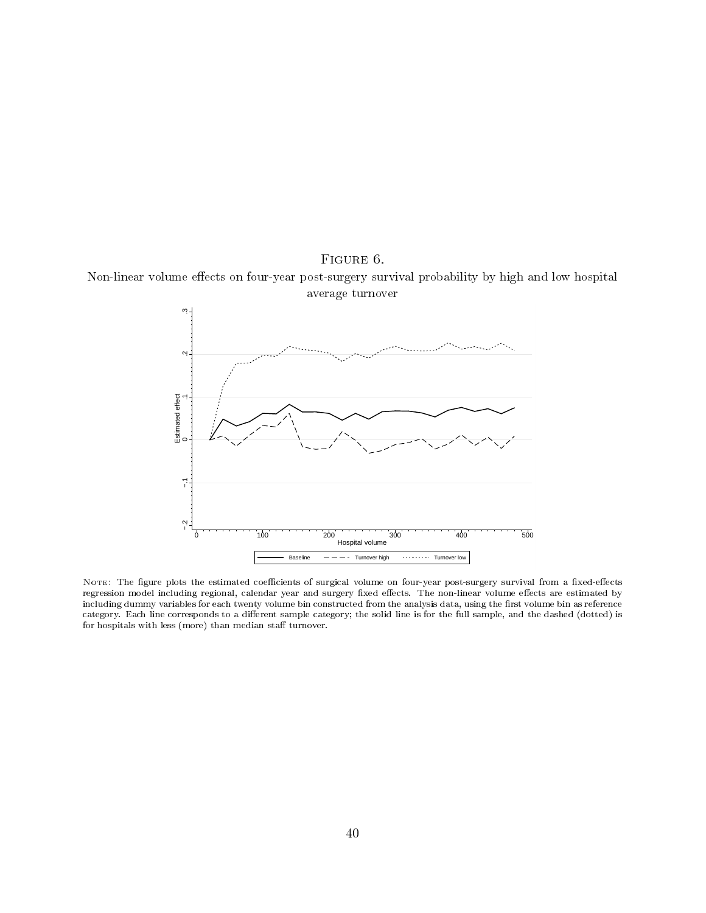Figure 6.

Non-linear volume effects on four-year post-surgery survival probability by high and low hospital average turnover

Note: The figure plots the estimated coefficients of surgical volume on four-year post-surgery survival from a fixed-effects regression model including regional, calendar year and surgery fixed effects. The non-linear volume effects are estimated by including dummy variables for each twenty volume bin constructed from the analysis data, using the first volume bin as reference category. Each line corresponds to a different sample category; the solid line is for the full sample, and the dashed (dotted) is for hospitals with less (more) than median staff turnover.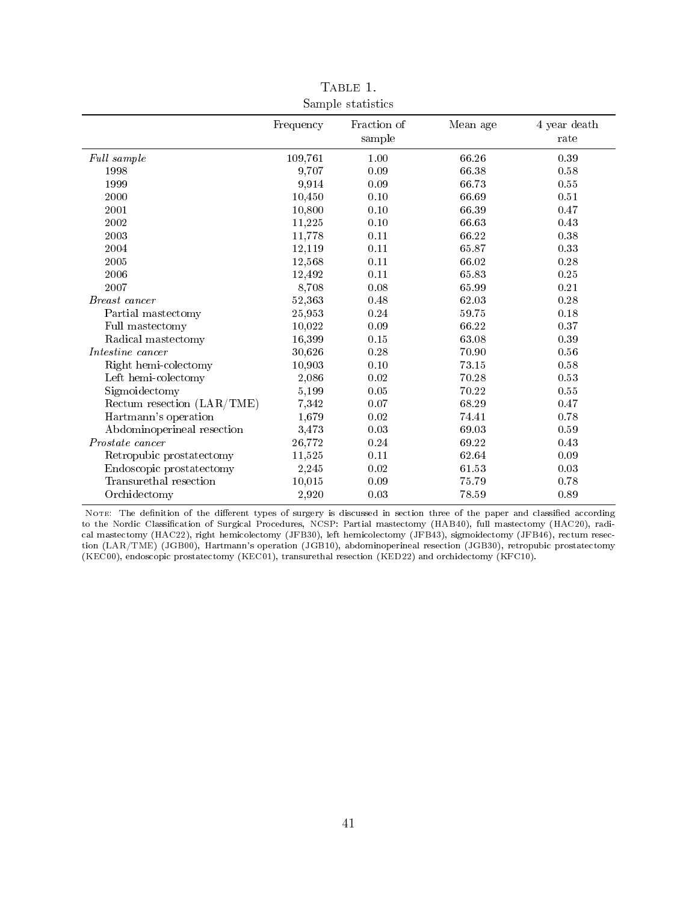Table 1.
Sample statistics

| | Frequency | Fraction of sample | Mean age | 4 year death rate |
|---|---|---|---|---|
| *Full sample* | 109,761 | 1.00 | 66.26 | 0.39 |
| 1998 | 9,707 | 0.09 | 66.38 | 0.58 |
| 1999 | 9,914 | 0.09 | 66.73 | 0.55 |
| 2000 | 10,450 | 0.10 | 66.69 | 0.51 |
| 2001 | 10,800 | 0.10 | 66.39 | 0.47 |
| 2002 | 11,225 | 0.10 | 66.63 | 0.43 |
| 2003 | 11,778 | 0.11 | 66.22 | 0.38 |
| 2004 | 12,119 | 0.11 | 65.87 | 0.33 |
| 2005 | 12,568 | 0.11 | 66.02 | 0.28 |
| 2006 | 12,492 | 0.11 | 65.83 | 0.25 |
| 2007 | 8,708 | 0.08 | 65.99 | 0.21 |
| *Breast cancer* | 52,363 | 0.48 | 62.03 | 0.28 |
| Partial mastectomy | 25,953 | 0.24 | 59.75 | 0.18 |
| Full mastectomy | 10,022 | 0.09 | 66.22 | 0.37 |
| Radical mastectomy | 16,399 | 0.15 | 63.08 | 0.39 |
| *Intestine cancer* | 30,626 | 0.28 | 70.90 | 0.56 |
| Right hemi-colectomy | 10,903 | 0.10 | 73.15 | 0.58 |
| Left hemi-colectomy | 2,086 | 0.02 | 70.28 | 0.53 |
| Sigmoidectomy | 5,199 | 0.05 | 70.22 | 0.55 |
| Rectum resection (LAR/TME) | 7,342 | 0.07 | 68.29 | 0.47 |
| Hartmann's operation | 1,679 | 0.02 | 74.41 | 0.78 |
| Abdominoperineal resection | 3,473 | 0.03 | 69.03 | 0.59 |
| *Prostate cancer* | 26,772 | 0.24 | 69.22 | 0.43 |
| Retropubic prostatectomy | 11,525 | 0.11 | 62.64 | 0.09 |
| Endoscopic prostatectomy | 2,245 | 0.02 | 61.53 | 0.03 |
| Transurethal resection | 10,015 | 0.09 | 75.79 | 0.78 |
| Orchidectomy | 2,920 | 0.03 | 78.59 | 0.89 |

Note: The definition of the different types of surgery is discussed in section three of the paper and classified according to the Nordic Classification of Surgical Procedures, NCSP: Partial mastectomy (HAB40), full mastectomy (HAC20), radical mastectomy (HAC22), right hemicolectomy (JFB30), left hemicolectomy (JFB43), sigmoidectomy (JFB46), rectum resection (LAR/TME) (JGB00), Hartmann's operation (JGB10), abdominoperineal resection (JGB30), retropubic prostatectomy (KEC00), endoscopic prostatectomy (KEC01), transurethal resection (KED22) and orchidectomy (KFC10).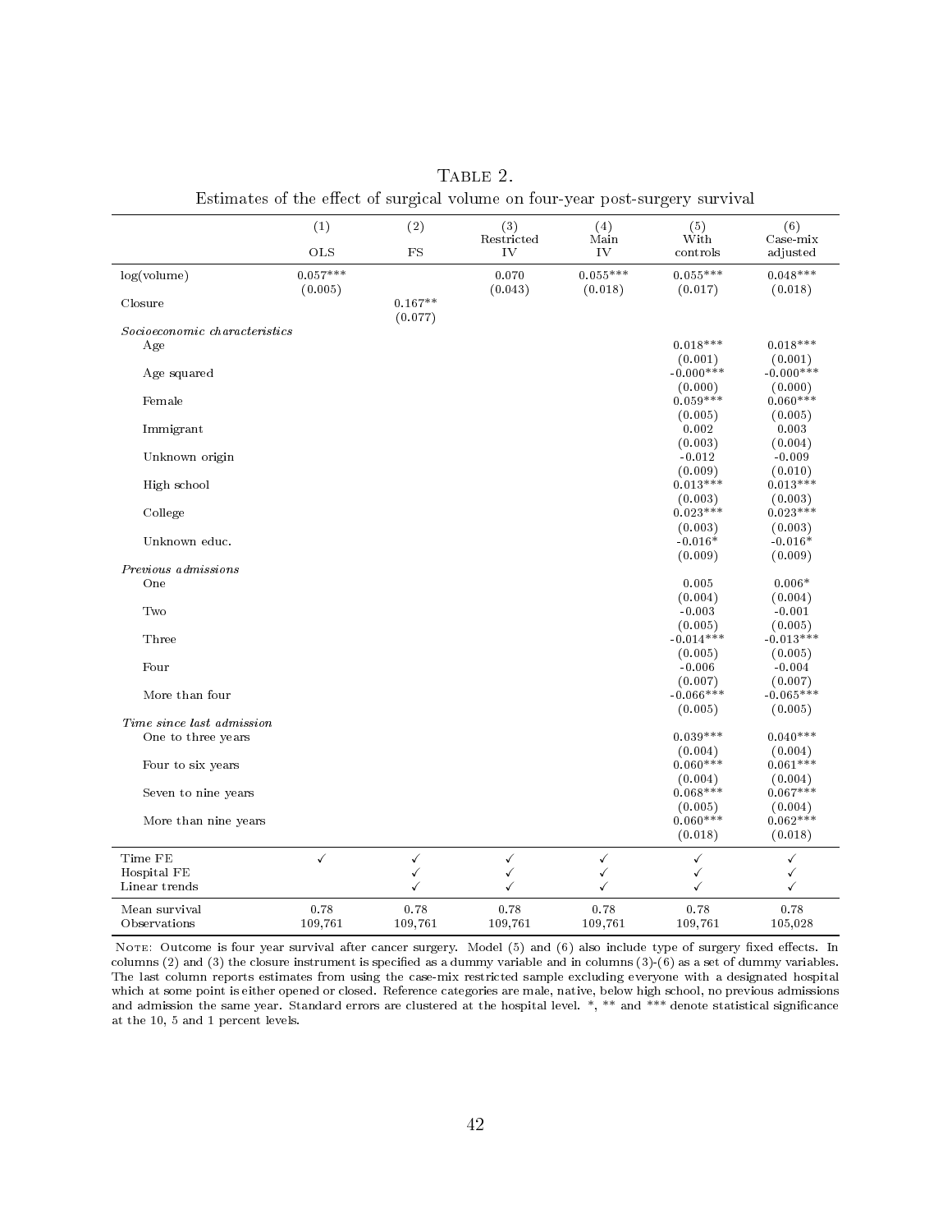Table 2.

Estimates of the effect of surgical volume on four-year post-surgery survival

| | (1) | (2) | (3) | (4) | (5) | (6) |
|---|---|---|---|---|---|---|
| | OLS | FS | Restricted IV | Main IV | With controls | Case-mix adjusted |
| log(volume) | 0.057*** | | 0.070 | 0.055*** | 0.055*** | 0.048*** |
| | (0.005) | | (0.043) | (0.018) | (0.017) | (0.018) |
| Closure | | 0.167** | | | | |
| | | (0.077) | | | | |
| *Socioeconomic characteristics* | | | | | | |
| Age | | | | | 0.018*** | 0.018*** |
| | | | | | (0.001) | (0.001) |
| Age squared | | | | | -0.000*** | -0.000*** |
| | | | | | (0.000) | (0.000) |
| Female | | | | | 0.059*** | 0.060*** |
| | | | | | (0.005) | (0.005) |
| Immigrant | | | | | 0.002 | 0.003 |
| | | | | | (0.003) | (0.004) |
| Unknown origin | | | | | -0.012 | -0.009 |
| | | | | | (0.009) | (0.010) |
| High school | | | | | 0.013*** | 0.013*** |
| | | | | | (0.003) | (0.003) |
| College | | | | | 0.023*** | 0.023*** |
| | | | | | (0.003) | (0.003) |
| Unknown educ. | | | | | -0.016* | -0.016* |
| | | | | | (0.009) | (0.009) |
| *Previous admissions* | | | | | | |
| One | | | | | 0.005 | 0.006* |
| | | | | | (0.004) | (0.004) |
| Two | | | | | -0.003 | -0.001 |
| | | | | | (0.005) | (0.005) |
| Three | | | | | -0.014*** | -0.013*** |
| | | | | | (0.005) | (0.005) |
| Four | | | | | -0.006 | -0.004 |
| | | | | | (0.007) | (0.007) |
| More than four | | | | | -0.066*** | -0.065*** |
| | | | | | (0.005) | (0.005) |
| *Time since last admission* | | | | | | |
| One to three years | | | | | 0.039*** | 0.040*** |
| | | | | | (0.004) | (0.004) |
| Four to six years | | | | | 0.060*** | 0.061*** |
| | | | | | (0.004) | (0.004) |
| Seven to nine years | | | | | 0.068*** | 0.067*** |
| | | | | | (0.005) | (0.004) |
| More than nine years | | | | | 0.060*** | 0.062*** |
| | | | | | (0.018) | (0.018) |
| Time FE | ✓ | ✓ | ✓ | ✓ | ✓ | ✓ |
| Hospital FE | | ✓ | ✓ | ✓ | ✓ | ✓ |
| Linear trends | | ✓ | ✓ | ✓ | ✓ | ✓ |
| Mean survival | 0.78 | 0.78 | 0.78 | 0.78 | 0.78 | 0.78 |
| Observations | 109,761 | 109,761 | 109,761 | 109,761 | 109,761 | 105,028 |

Note: Outcome is four year survival after cancer surgery. Model (5) and (6) also include type of surgery fixed effects. In columns (2) and (3) the closure instrument is specified as a dummy variable and in columns (3)-(6) as a set of dummy variables. The last column reports estimates from using the case-mix restricted sample excluding everyone with a designated hospital which at some point is either opened or closed. Reference categories are male, native, below high school, no previous admissions and admission the same year. Standard errors are clustered at the hospital level. *, ** and *** denote statistical significance at the 10, 5 and 1 percent levels.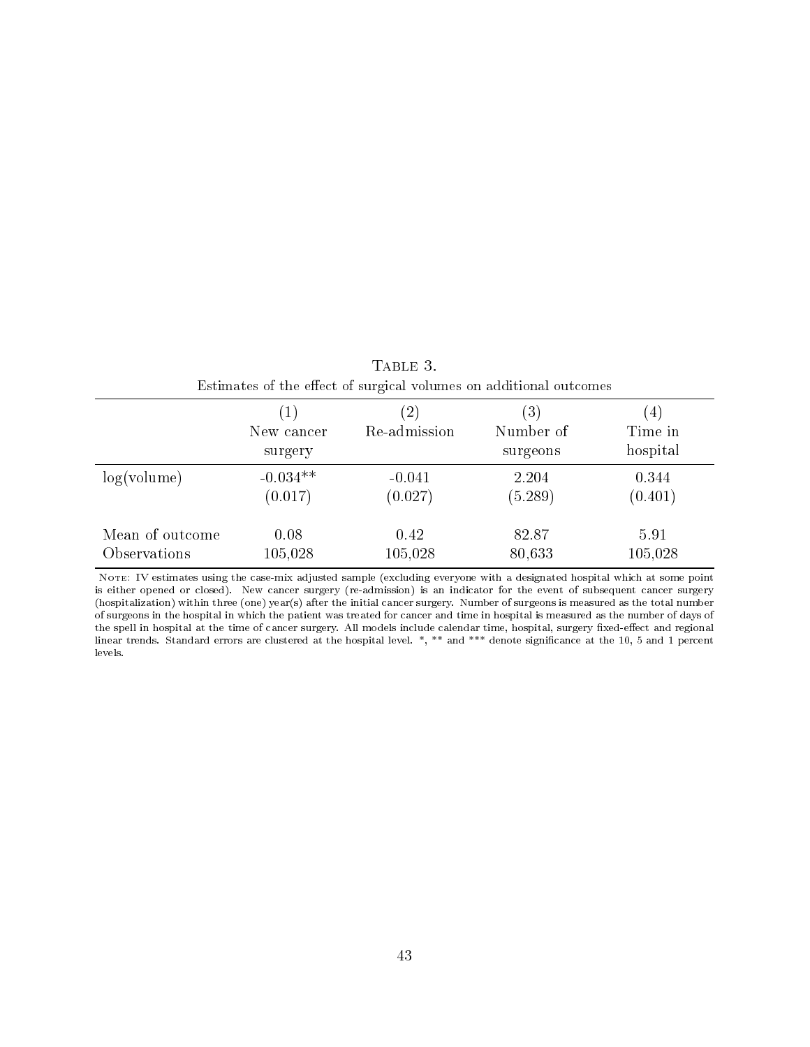Table 3.

Estimates of the effect of surgical volumes on additional outcomes

| | (1) New cancer surgery | (2) Re-admission | (3) Number of surgeons | (4) Time in hospital |
|---|---|---|---|---|
| log(volume) | -0.034** | -0.041 | 2.204 | 0.344 |
| | (0.017) | (0.027) | (5.289) | (0.401) |
| Mean of outcome | 0.08 | 0.42 | 82.87 | 5.91 |
| Observations | 105,028 | 105,028 | 80,633 | 105,028 |

Note: IV estimates using the case-mix adjusted sample (excluding everyone with a designated hospital which at some point is either opened or closed). New cancer surgery (re-admission) is an indicator for the event of subsequent cancer surgery (hospitalization) within three (one) year(s) after the initial cancer surgery. Number of surgeons is measured as the total number of surgeons in the hospital in which the patient was treated for cancer and time in hospital is measured as the number of days of the spell in hospital at the time of cancer surgery. All models include calendar time, hospital, surgery fixed-effect and regional linear trends. Standard errors are clustered at the hospital level. *, ** and *** denote significance at the 10, 5 and 1 percent levels.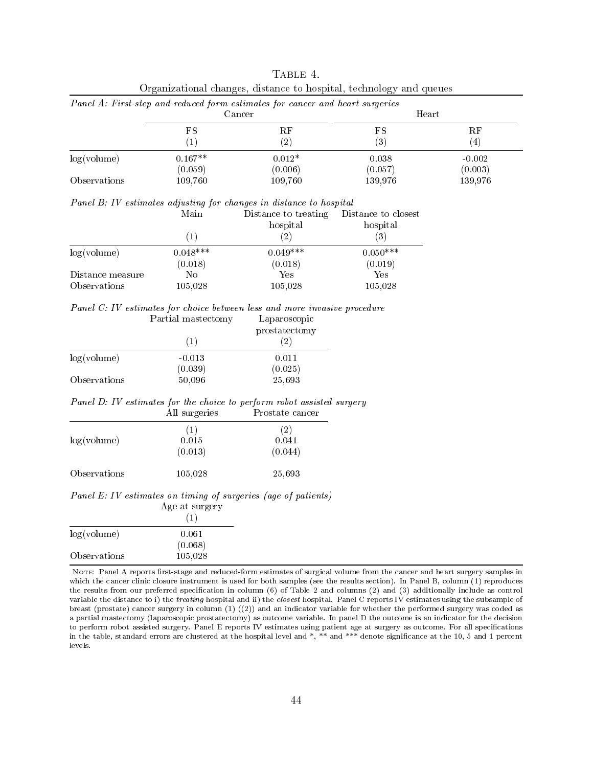Table 4.
Organizational changes, distance to hospital, technology and queues

*Panel A: First-step and reduced form estimates for cancer and heart surgeries*

| | Cancer | | Heart | |
|---|---|---|---|---|
| | FS | RF | FS | RF |
| | (1) | (2) | (3) | (4) |
| log(volume) | 0.167** | 0.012* | 0.038 | -0.002 |
| | (0.059) | (0.006) | (0.057) | (0.003) |
| Observations | 109,760 | 109,760 | 139,976 | 139,976 |

*Panel B: IV estimates adjusting for changes in distance to hospital*

| | Main | Distance to treating hospital | Distance to closest hospital |
|---|---|---|---|
| | (1) | (2) | (3) |
| log(volume) | 0.048*** | 0.049*** | 0.050*** |
| | (0.018) | (0.018) | (0.019) |
| Distance measure | No | Yes | Yes |
| Observations | 105,028 | 105,028 | 105,028 |

*Panel C: IV estimates for choice between less and more invasive procedure*

| | Partial mastectomy | Laparoscopic prostatectomy |
|---|---|---|
| | (1) | (2) |
| log(volume) | -0.013 | 0.011 |
| | (0.039) | (0.025) |
| Observations | 50,096 | 25,693 |

*Panel D: IV estimates for the choice to perform robot assisted surgery*

| | All surgeries | Prostate cancer |
|---|---|---|
| | (1) | (2) |
| log(volume) | 0.015 | 0.041 |
| | (0.013) | (0.044) |
| Observations | 105,028 | 25,693 |

*Panel E: IV estimates on timing of surgeries (age of patients)*

| | Age at surgery |
|---|---|
| | (1) |
| log(volume) | 0.061 |
| | (0.068) |
| Observations | 105,028 |

Note: Panel A reports first-stage and reduced-form estimates of surgical volume from the cancer and heart surgery samples in which the cancer clinic closure instrument is used for both samples (see the results section). In Panel B, column (1) reproduces the results from our preferred specification in column (6) of Table 2 and columns (2) and (3) additionally include as control variable the distance to i) the *treating* hospital and ii) the *closest* hospital. Panel C reports IV estimates using the subsample of breast (prostate) cancer surgery in column (1) ((2)) and an indicator variable for whether the performed surgery was coded as a partial mastectomy (laparoscopic prostatectomy) as outcome variable. In panel D the outcome is an indicator for the decision to perform robot assisted surgery. Panel E reports IV estimates using patient age at surgery as outcome. For all specifications in the table, standard errors are clustered at the hospital level and *, ** and *** denote significance at the 10, 5 and 1 percent levels.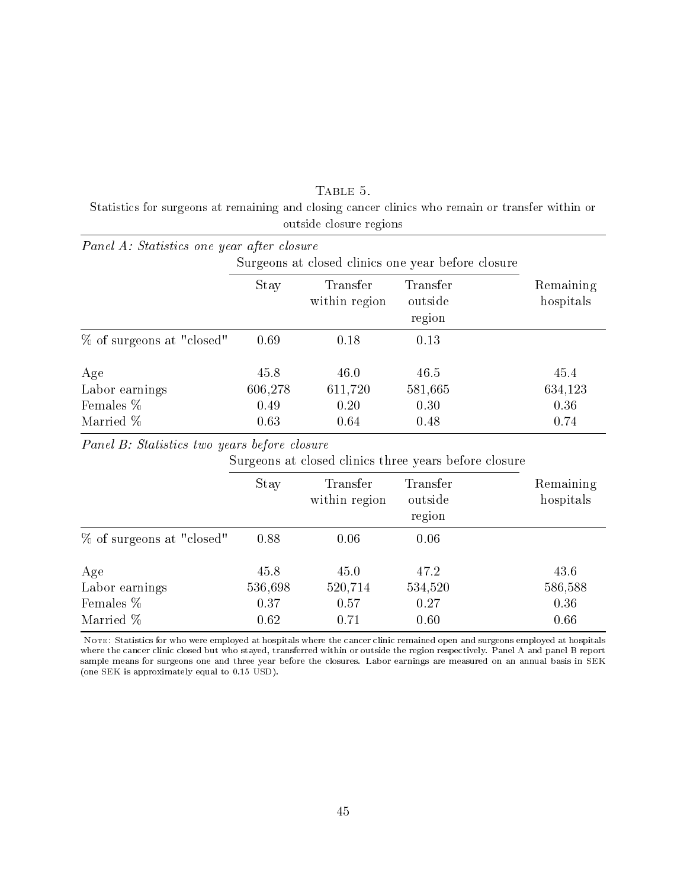TABLE 5.

Statistics for surgeons at remaining and closing cancer clinics who remain or transfer within or outside closure regions

*Panel A: Statistics one year after closure*

| | Surgeons at closed clinics one year before closure | | | |
|---|---|---|---|---|
| | Stay | Transfer within region | Transfer outside region | Remaining hospitals |
| % of surgeons at "closed" | 0.69 | 0.18 | 0.13 | |
| Age | 45.8 | 46.0 | 46.5 | 45.4 |
| Labor earnings | 606,278 | 611,720 | 581,665 | 634,123 |
| Females % | 0.49 | 0.20 | 0.30 | 0.36 |
| Married % | 0.63 | 0.64 | 0.48 | 0.74 |

*Panel B: Statistics two years before closure*

| | Surgeons at closed clinics three years before closure | | | |
|---|---|---|---|---|
| | Stay | Transfer within region | Transfer outside region | Remaining hospitals |
| % of surgeons at "closed" | 0.88 | 0.06 | 0.06 | |
| Age | 45.8 | 45.0 | 47.2 | 43.6 |
| Labor earnings | 536,698 | 520,714 | 534,520 | 586,588 |
| Females % | 0.37 | 0.57 | 0.27 | 0.36 |
| Married % | 0.62 | 0.71 | 0.60 | 0.66 |

NOTE: Statistics for who were employed at hospitals where the cancer clinic remained open and surgeons employed at hospitals where the cancer clinic closed but who stayed, transferred within or outside the region respectively. Panel A and panel B report sample means for surgeons one and three year before the closures. Labor earnings are measured on an annual basis in SEK (one SEK is approximately equal to 0.15 USD).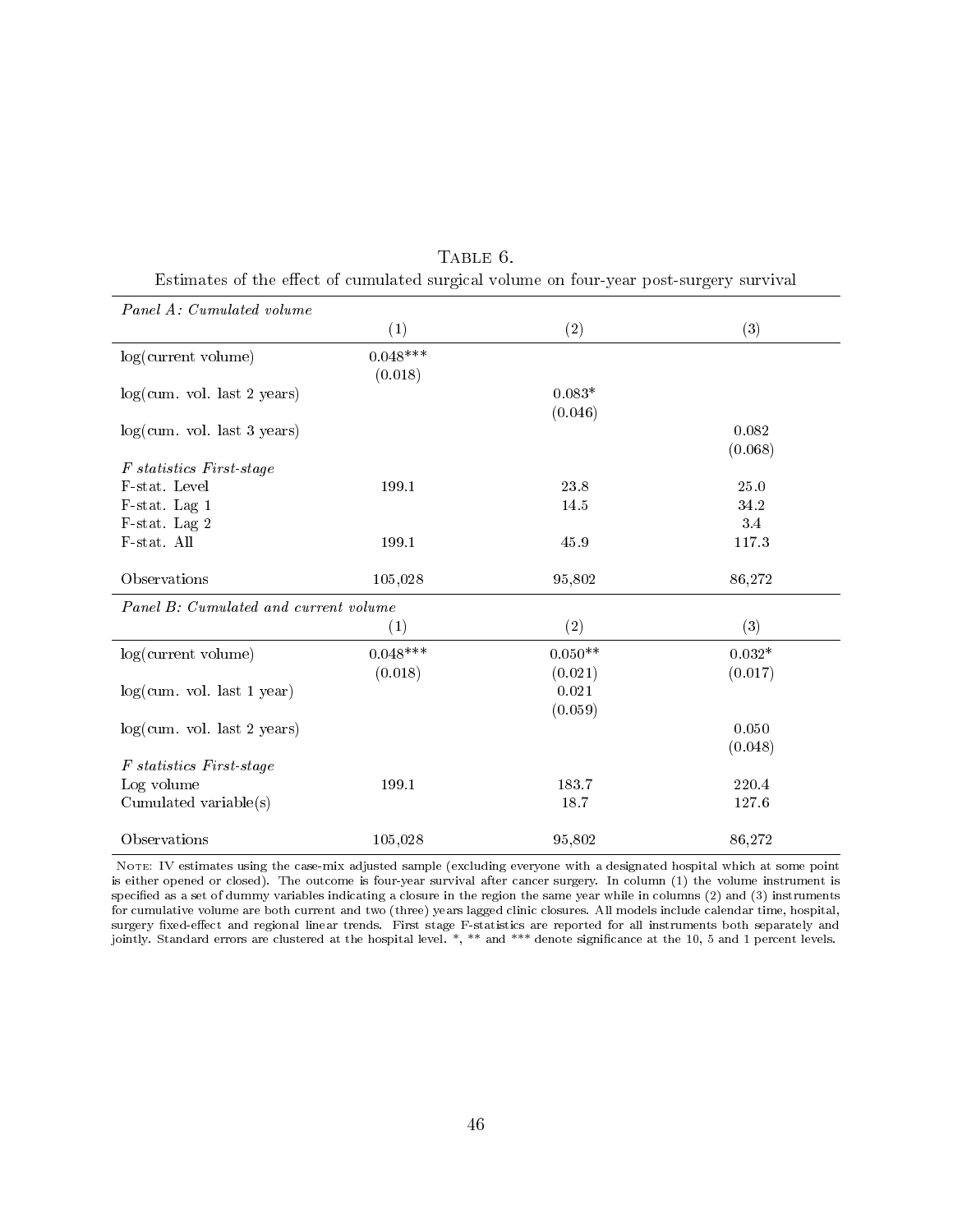Table 6.

Estimates of the effect of cumulated surgical volume on four-year post-surgery survival

| *Panel A: Cumulated volume* | | | |
|---|---|---|---|
| | (1) | (2) | (3) |
| log(current volume) | 0.048*** | | |
| | (0.018) | | |
| log(cum. vol. last 2 years) | | 0.083* | |
| | | (0.046) | |
| log(cum. vol. last 3 years) | | | 0.082 |
| | | | (0.068) |
| *F statistics First-stage* | | | |
| F-stat. Level | 199.1 | 23.8 | 25.0 |
| F-stat. Lag 1 | | 14.5 | 34.2 |
| F-stat. Lag 2 | | | 3.4 |
| F-stat. All | 199.1 | 45.9 | 117.3 |
| Observations | 105,028 | 95,802 | 86,272 |
| *Panel B: Cumulated and current volume* | | | |
| | (1) | (2) | (3) |
| log(current volume) | 0.048*** | 0.050** | 0.032* |
| | (0.018) | (0.021) | (0.017) |
| log(cum. vol. last 1 year) | | 0.021 | |
| | | (0.059) | |
| log(cum. vol. last 2 years) | | | 0.050 |
| | | | (0.048) |
| *F statistics First-stage* | | | |
| Log volume | 199.1 | 183.7 | 220.4 |
| Cumulated variable(s) | | 18.7 | 127.6 |
| Observations | 105,028 | 95,802 | 86,272 |

Note: IV estimates using the case-mix adjusted sample (excluding everyone with a designated hospital which at some point is either opened or closed). The outcome is four-year survival after cancer surgery. In column (1) the volume instrument is specified as a set of dummy variables indicating a closure in the region the same year while in columns (2) and (3) instruments for cumulative volume are both current and two (three) years lagged clinic closures. All models include calendar time, hospital, surgery fixed-effect and regional linear trends. First stage F-statistics are reported for all instruments both separately and jointly. Standard errors are clustered at the hospital level. *, ** and *** denote significance at the 10, 5 and 1 percent levels.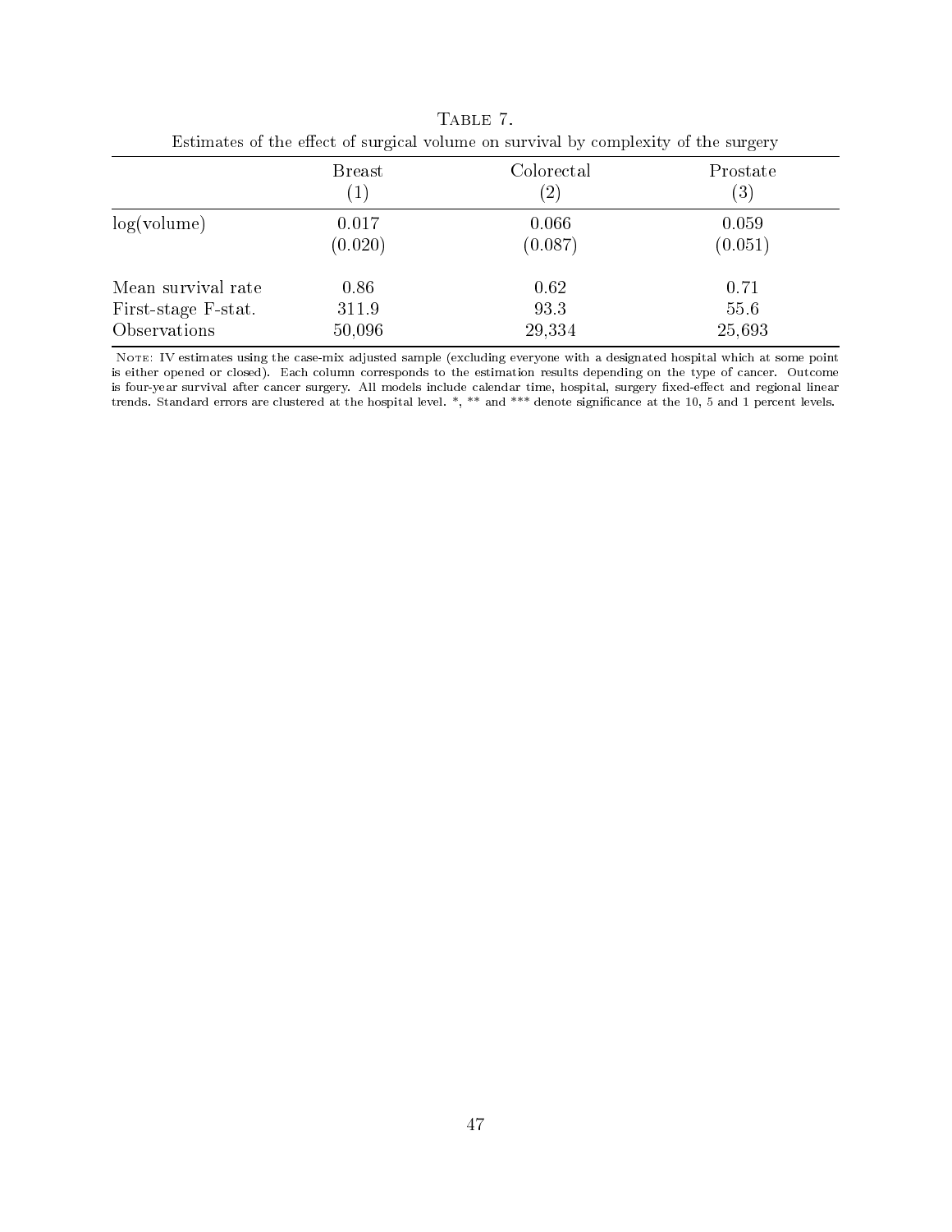Table 7.

Estimates of the effect of surgical volume on survival by complexity of the surgery

| | Breast | Colorectal | Prostate |
|---|---|---|---|
| | (1) | (2) | (3) |
| log(volume) | 0.017 | 0.066 | 0.059 |
| | (0.020) | (0.087) | (0.051) |
| Mean survival rate | 0.86 | 0.62 | 0.71 |
| First-stage F-stat. | 311.9 | 93.3 | 55.6 |
| Observations | 50,096 | 29,334 | 25,693 |

Note: IV estimates using the case-mix adjusted sample (excluding everyone with a designated hospital which at some point is either opened or closed). Each column corresponds to the estimation results depending on the type of cancer. Outcome is four-year survival after cancer surgery. All models include calendar time, hospital, surgery fixed-effect and regional linear trends. Standard errors are clustered at the hospital level. *, ** and *** denote significance at the 10, 5 and 1 percent levels.